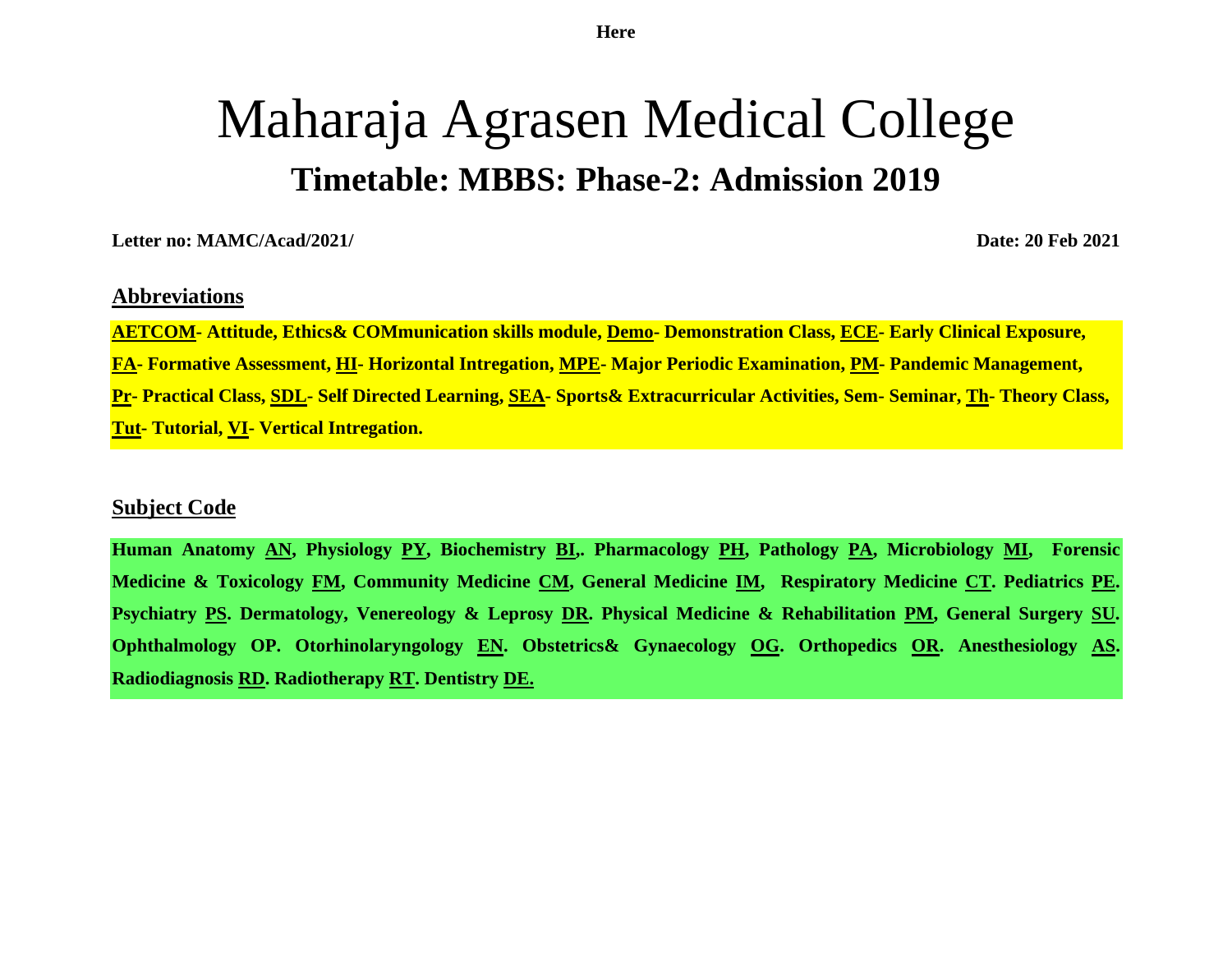**Here**

# Maharaja Agrasen Medical College

## Timetable: MBBS: Phase-2: Admission 2019

**Letter no: MAMC/Acad/2021/** **Date: 20 Feb 2021**

### Abbreviations

**AETCOM- Attitude, Ethics& COMmunication skills module, Demo- Demonstration Class, ECE- Early Clinical Exposure, FA- Formative Assessment, HI- Horizontal Intregation, MPE- Major Periodic Examination, PM- Pandemic Management, Pr- Practical Class, SDL- Self Directed Learning, SEA- Sports& Extracurricular Activities, Sem- Seminar, Th- Theory Class, Tut- Tutorial, VI- Vertical Intregation.**

### Subject Code

**Human Anatomy AN, Physiology PY, Biochemistry BI,. Pharmacology PH, Pathology PA, Microbiology MI, Forensic Medicine & Toxicology FM, Community Medicine CM, General Medicine IM, Respiratory Medicine CT. Pediatrics PE. Psychiatry PS. Dermatology, Venereology & Leprosy DR. Physical Medicine & Rehabilitation PM, General Surgery SU. Ophthalmology OP. Otorhinolaryngology EN. Obstetrics& Gynaecology OG. Orthopedics OR. Anesthesiology AS. Radiodiagnosis RD. Radiotherapy RT. Dentistry DE.**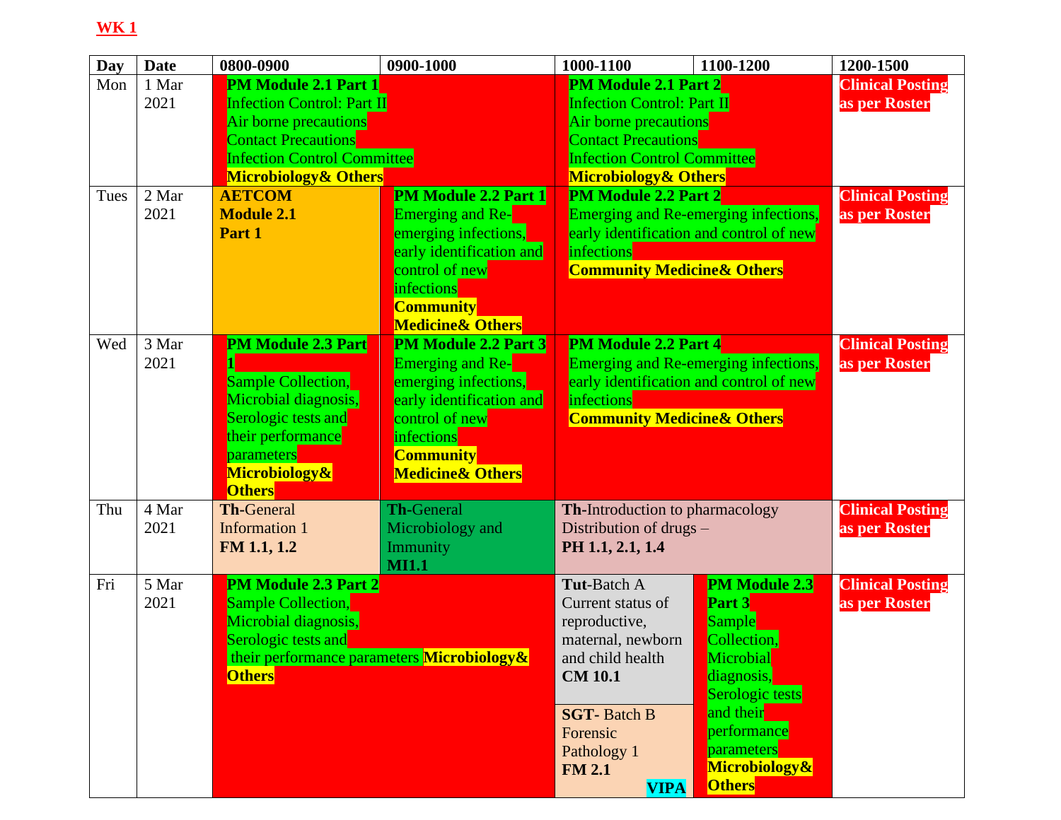**WK 1**

| Day | Date | 0800-0900 | 0900-1000 | 1000-1100 | 1100-1200 | 1200-1500 |
|---|---|---|---|---|---|---|
| Mon | 1 Mar 2021 | **PM Module 2.1 Part 1** Infection Control: Part II Air borne precautions Contact Precautions Infection Control Committee **Microbiology& Others** | | **PM Module 2.1 Part 2** Infection Control: Part II Air borne precautions Contact Precautions Infection Control Committee **Microbiology& Others** | | **Clinical Posting as per Roster** |
| Tues | 2 Mar 2021 | **AETCOM Module 2.1 Part 1** | **PM Module 2.2 Part 1** Emerging and Re-emerging infections, early identification and control of new infections **Community Medicine& Others** | **PM Module 2.2 Part 2** Emerging and Re-emerging infections, early identification and control of new infections **Community Medicine& Others** | | **Clinical Posting as per Roster** |
| Wed | 3 Mar 2021 | **PM Module 2.3 Part 1** Sample Collection, Microbial diagnosis, Serologic tests and their performance parameters **Microbiology& Others** | **PM Module 2.2 Part 3** Emerging and Re-emerging infections, early identification and control of new infections **Community Medicine& Others** | **PM Module 2.2 Part 4** Emerging and Re-emerging infections, early identification and control of new infections **Community Medicine& Others** | | **Clinical Posting as per Roster** |
| Thu | 4 Mar 2021 | **Th-**General Information 1 **FM 1.1, 1.2** | **Th-**General Microbiology and Immunity **MI1.1** | **Th-**Introduction to pharmacology Distribution of drugs – **PH 1.1, 2.1, 1.4** | | **Clinical Posting as per Roster** |
| Fri | 5 Mar 2021 | **PM Module 2.3 Part 2** Sample Collection, Microbial diagnosis, Serologic tests and their performance parameters **Microbiology& Others** | | **Tut-**Batch A Current status of reproductive, maternal, newborn and child health **CM 10.1** / **SGT-** Batch B Forensic Pathology 1 **FM 2.1** **VIPA** | **PM Module 2.3 Part 3** Sample Collection, Microbial diagnosis, Serologic tests and their performance parameters **Microbiology& Others** | **Clinical Posting as per Roster** |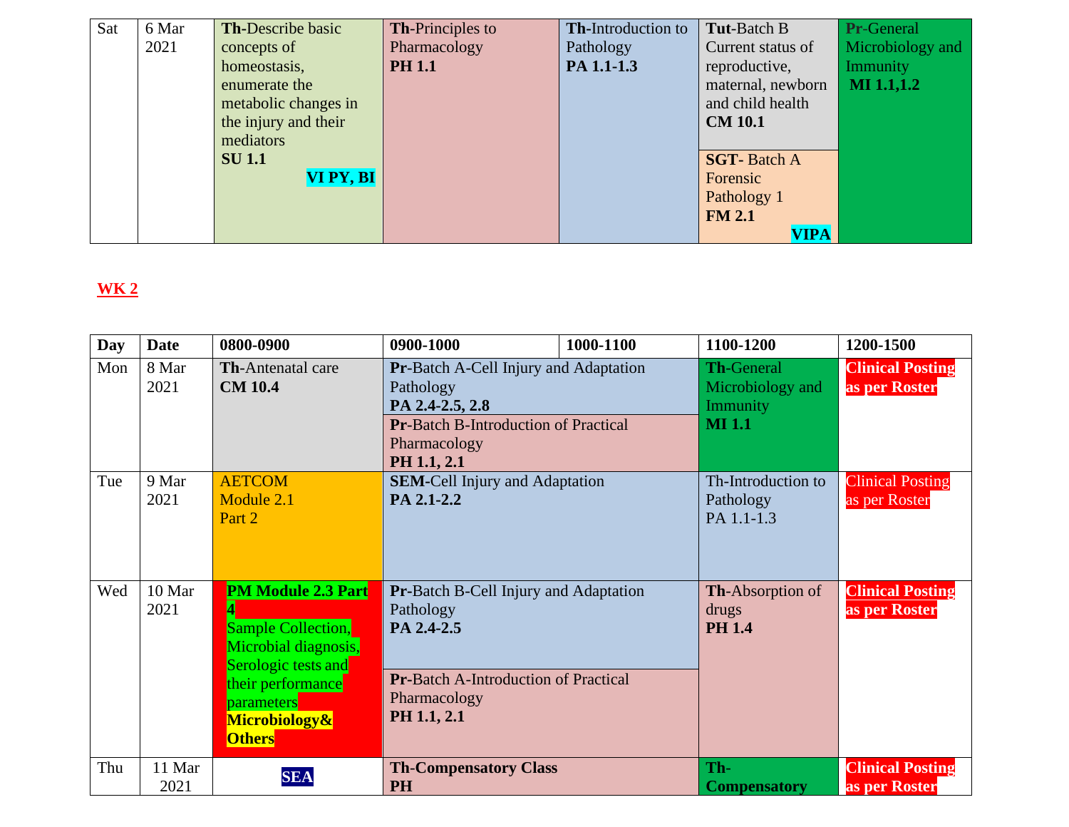| Sat | 6 Mar 2021 | **Th**-Describe basic concepts of homeostasis, enumerate the metabolic changes in the injury and their mediators **SU 1.1** **VI PY, BI** | **Th**-Principles to Pharmacology **PH 1.1** | **Th**-Introduction to Pathology **PA 1.1-1.3** | **Tut**-Batch B Current status of reproductive, maternal, newborn and child health **CM 10.1** / **SGT**- Batch A Forensic Pathology 1 **FM 2.1** **VIPA** | **Pr**-General Microbiology and Immunity **MI 1.1,1.2** |
|---|---|---|---|---|---|---|

## WK 2

| Day | Date | 0800-0900 | 0900-1000 | 1000-1100 | 1100-1200 | 1200-1500 |
|---|---|---|---|---|---|---|
| Mon | 8 Mar 2021 | **Th**-Antenatal care **CM 10.4** | **Pr**-Batch A-Cell Injury and Adaptation Pathology **PA 2.4-2.5, 2.8** / **Pr**-Batch B-Introduction of Practical Pharmacology **PH 1.1, 2.1** | | **Th**-General Microbiology and Immunity **MI 1.1** | **Clinical Posting as per Roster** |
| Tue | 9 Mar 2021 | AETCOM Module 2.1 Part 2 | **SEM**-Cell Injury and Adaptation **PA 2.1-2.2** | | Th-Introduction to Pathology PA 1.1-1.3 | Clinical Posting as per Roster |
| Wed | 10 Mar 2021 | **PM Module 2.3 Part 4** Sample Collection, Microbial diagnosis, Serologic tests and their performance parameters **Microbiology& Others** | **Pr**-Batch B-Cell Injury and Adaptation Pathology **PA 2.4-2.5** / **Pr**-Batch A-Introduction of Practical Pharmacology **PH 1.1, 2.1** | | **Th**-Absorption of drugs **PH 1.4** | **Clinical Posting as per Roster** |
| Thu | 11 Mar 2021 | **SEA** | **Th-Compensatory Class PH** | | **Th-Compensatory** | **Clinical Posting as per Roster** |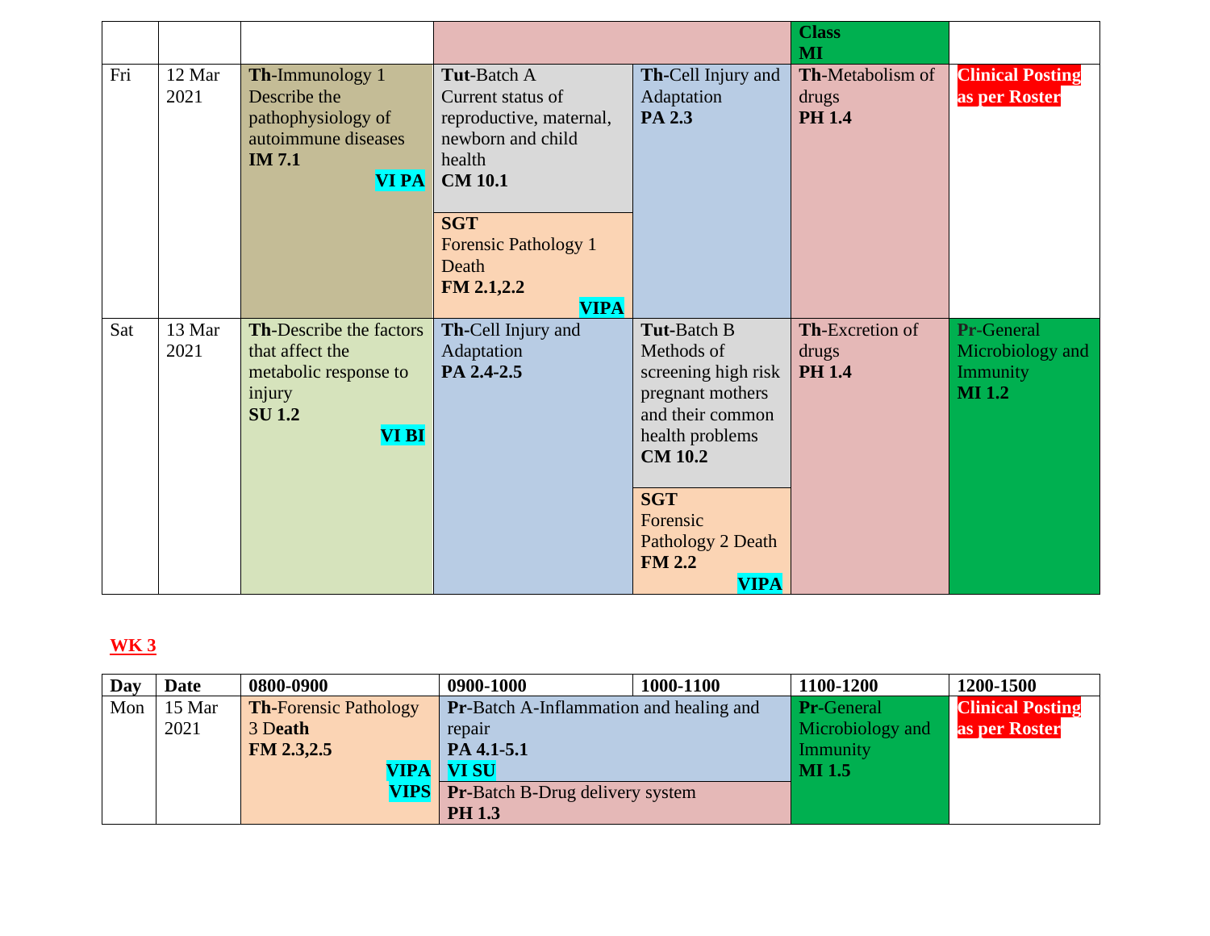| | | | | | Class MI | |
|---|---|---|---|---|---|---|
| Fri | 12 Mar 2021 | **Th**-Immunology 1 Describe the pathophysiology of autoimmune diseases **IM 7.1** **VI PA** | **Tut**-Batch A Current status of reproductive, maternal, newborn and child health **CM 10.1** / **SGT** Forensic Pathology 1 Death **FM 2.1,2.2** **VIPA** | **Th**-Cell Injury and Adaptation **PA 2.3** | **Th**-Metabolism of drugs **PH 1.4** | **Clinical Posting as per Roster** |
| Sat | 13 Mar 2021 | **Th**-Describe the factors that affect the metabolic response to injury **SU 1.2** **VI BI** | **Th**-Cell Injury and Adaptation **PA 2.4-2.5** | **Tut**-Batch B Methods of screening high risk pregnant mothers and their common health problems **CM 10.2** / **SGT** Forensic Pathology 2 Death **FM 2.2** **VIPA** | **Th**-Excretion of drugs **PH 1.4** | **Pr**-General Microbiology and Immunity **MI 1.2** |

**WK 3**

| Day | Date | 0800-0900 | 0900-1000 | 1000-1100 | 1100-1200 | 1200-1500 |
|---|---|---|---|---|---|---|
| Mon | 15 Mar 2021 | **Th**-Forensic Pathology 3 **Death** **FM 2.3,2.5** **VIPA** **VIPS** | **Pr**-Batch A-Inflammation and healing and repair **PA 4.1-5.1** **VI SU** / **Pr**-Batch B-Drug delivery system **PH 1.3** | | **Pr**-General Microbiology and Immunity **MI 1.5** | **Clinical Posting as per Roster** |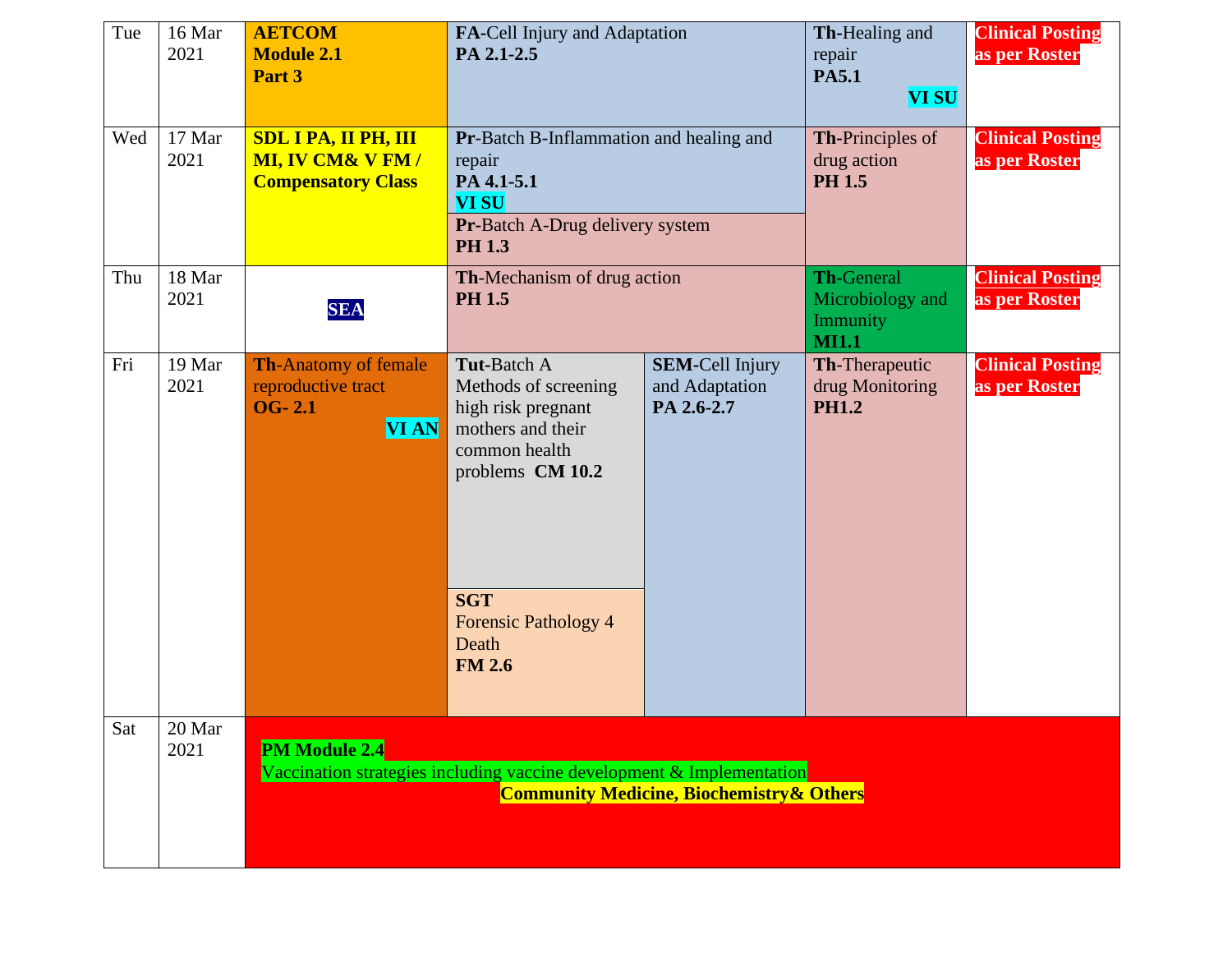| Day | Date | | | | | |
|---|---|---|---|---|---|---|
| Tue | 16 Mar 2021 | **AETCOM Module 2.1 Part 3** | **FA**-Cell Injury and Adaptation **PA 2.1-2.5** | | **Th**-Healing and repair **PA5.1** **VI SU** | **Clinical Posting as per Roster** |
| Wed | 17 Mar 2021 | **SDL I PA, II PH, III MI, IV CM& V FM / Compensatory Class** | **Pr**-Batch B-Inflammation and healing and repair **PA 4.1-5.1** **VI SU**<br>**Pr**-Batch A-Drug delivery system **PH 1.3** | | **Th**-Principles of drug action **PH 1.5** | **Clinical Posting as per Roster** |
| Thu | 18 Mar 2021 | **SEA** | **Th**-Mechanism of drug action **PH 1.5** | | **Th**-General Microbiology and Immunity **MI1.1** | **Clinical Posting as per Roster** |
| Fri | 19 Mar 2021 | **Th**-Anatomy of female reproductive tract **OG- 2.1** **VI AN** | **Tut**-Batch A Methods of screening high risk pregnant mothers and their common health problems **CM 10.2**<br>**SGT** Forensic Pathology 4 Death **FM 2.6** | **SEM**-Cell Injury and Adaptation **PA 2.6-2.7** | **Th**-Therapeutic drug Monitoring **PH1.2** | **Clinical Posting as per Roster** |
| Sat | 20 Mar 2021 | **PM Module 2.4** Vaccination strategies including vaccine development & Implementation **Community Medicine, Biochemistry& Others** | | | | |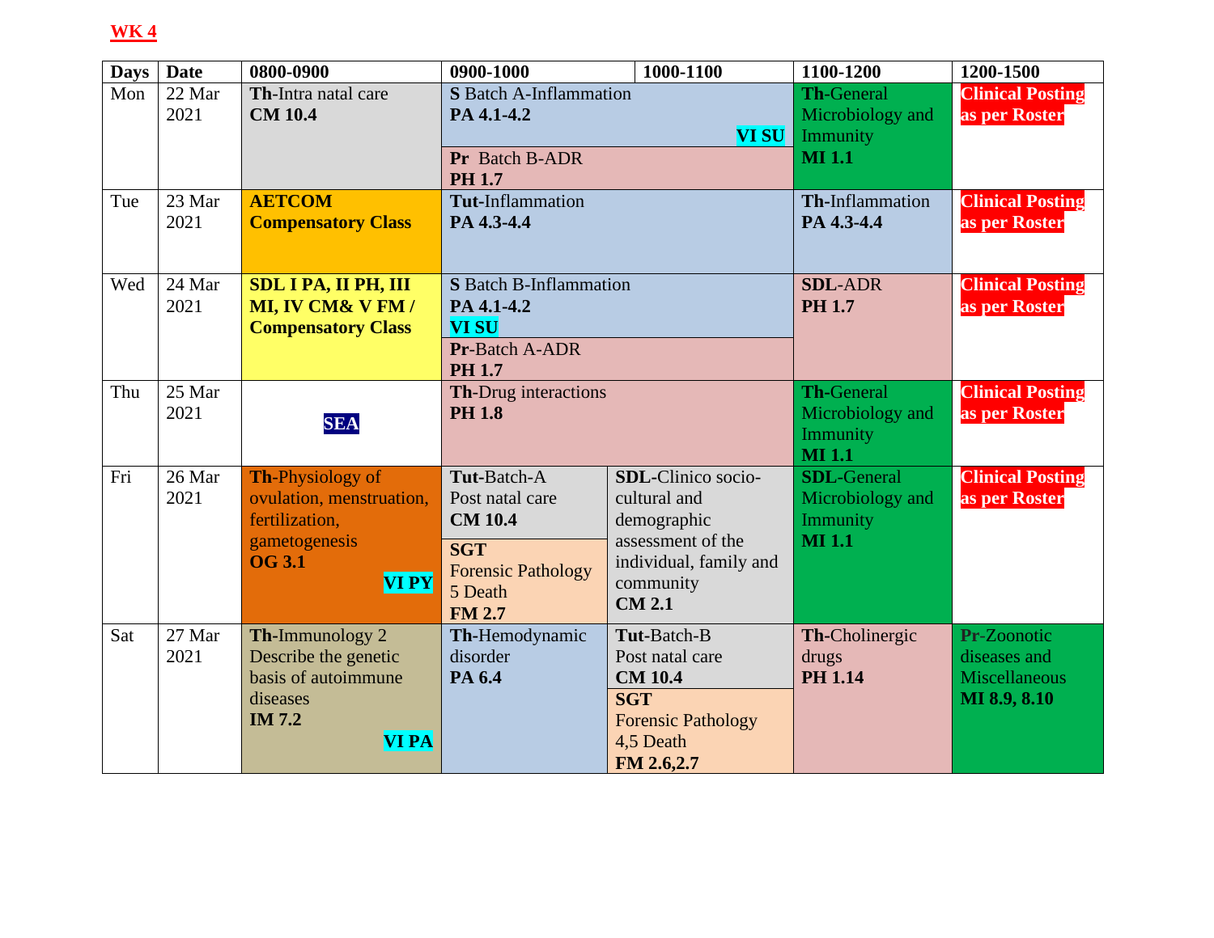**WK 4**

| Days | Date | 0800-0900 | 0900-1000 | 1000-1100 | 1100-1200 | 1200-1500 |
|---|---|---|---|---|---|---|
| Mon | 22 Mar 2021 | **Th**-Intra natal care **CM 10.4** | **S** Batch A-Inflammation **PA 4.1-4.2** **VI SU** / **Pr** Batch B-ADR **PH 1.7** | | **Th**-General Microbiology and Immunity **MI 1.1** | **Clinical Posting as per Roster** |
| Tue | 23 Mar 2021 | **AETCOM Compensatory Class** | **Tut**-Inflammation **PA 4.3-4.4** | | **Th**-Inflammation **PA 4.3-4.4** | **Clinical Posting as per Roster** |
| Wed | 24 Mar 2021 | **SDL I PA, II PH, III MI, IV CM& V FM / Compensatory Class** | **S** Batch B-Inflammation **PA 4.1-4.2** **VI SU** / **Pr**-Batch A-ADR **PH 1.7** | | **SDL**-ADR **PH 1.7** | **Clinical Posting as per Roster** |
| Thu | 25 Mar 2021 | **SEA** | **Th**-Drug interactions **PH 1.8** | | **Th**-General Microbiology and Immunity **MI 1.1** | **Clinical Posting as per Roster** |
| Fri | 26 Mar 2021 | **Th**-Physiology of ovulation, menstruation, fertilization, gametogenesis **OG 3.1** **VI PY** | **Tut**-Batch-A Post natal care **CM 10.4** / **SGT** Forensic Pathology 5 Death **FM 2.7** | **SDL**-Clinico socio-cultural and demographic assessment of the individual, family and community **CM 2.1** | **SDL**-General Microbiology and Immunity **MI 1.1** | **Clinical Posting as per Roster** |
| Sat | 27 Mar 2021 | **Th**-Immunology 2 Describe the genetic basis of autoimmune diseases **IM 7.2** **VI PA** | **Th**-Hemodynamic disorder **PA 6.4** | **Tut**-Batch-B Post natal care **CM 10.4** / **SGT** Forensic Pathology 4,5 Death **FM 2.6,2.7** | **Th**-Cholinergic drugs **PH 1.14** | **Pr**-Zoonotic diseases and Miscellaneous **MI 8.9, 8.10** |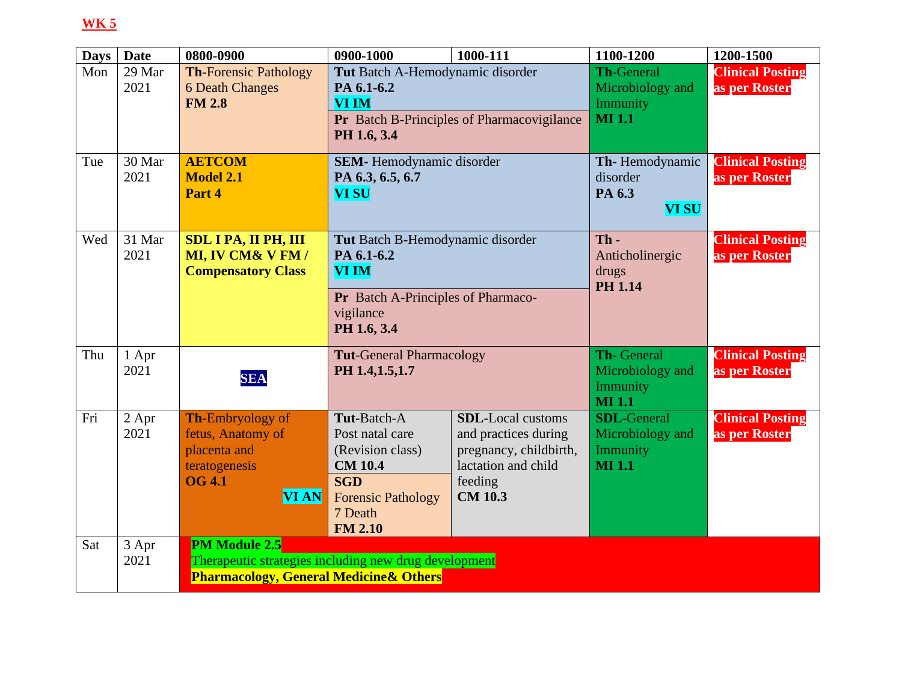**WK 5**

| Days | Date | 0800-0900 | 0900-1000 | 1000-111 | 1100-1200 | 1200-1500 |
|---|---|---|---|---|---|---|
| Mon | 29 Mar 2021 | **Th**-Forensic Pathology 6 Death Changes **FM 2.8** | **Tut** Batch A-Hemodynamic disorder **PA 6.1-6.2** **VI IM** / **Pr** Batch B-Principles of Pharmacovigilance **PH 1.6, 3.4** | | **Th**-General Microbiology and Immunity **MI 1.1** | **Clinical Posting as per Roster** |
| Tue | 30 Mar 2021 | **AETCOM Model 2.1 Part 4** | **SEM-** Hemodynamic disorder **PA 6.3, 6.5, 6.7** **VI SU** | | **Th-** Hemodynamic disorder **PA 6.3** **VI SU** | **Clinical Posting as per Roster** |
| Wed | 31 Mar 2021 | **SDL I PA, II PH, III MI, IV CM& V FM / Compensatory Class** | **Tut** Batch B-Hemodynamic disorder **PA 6.1-6.2** **VI IM** / **Pr** Batch A-Principles of Pharmaco-vigilance **PH 1.6, 3.4** | | **Th** - Anticholinergic drugs **PH 1.14** | **Clinical Posting as per Roster** |
| Thu | 1 Apr 2021 | **SEA** | **Tut**-General Pharmacology **PH 1.4,1.5,1.7** | | **Th**- General Microbiology and Immunity **MI 1.1** | **Clinical Posting as per Roster** |
| Fri | 2 Apr 2021 | **Th**-Embryology of fetus, Anatomy of placenta and teratogenesis **OG 4.1** **VI AN** | **Tut**-Batch-A Post natal care (Revision class) **CM 10.4** / **SGD** Forensic Pathology 7 Death **FM 2.10** | **SDL**-Local customs and practices during pregnancy, childbirth, lactation and child feeding **CM 10.3** | **SDL**-General Microbiology and Immunity **MI 1.1** | **Clinical Posting as per Roster** |
| Sat | 3 Apr 2021 | **PM Module 2.5** Therapeutic strategies including new drug development **Pharmacology, General Medicine& Others** | | | | |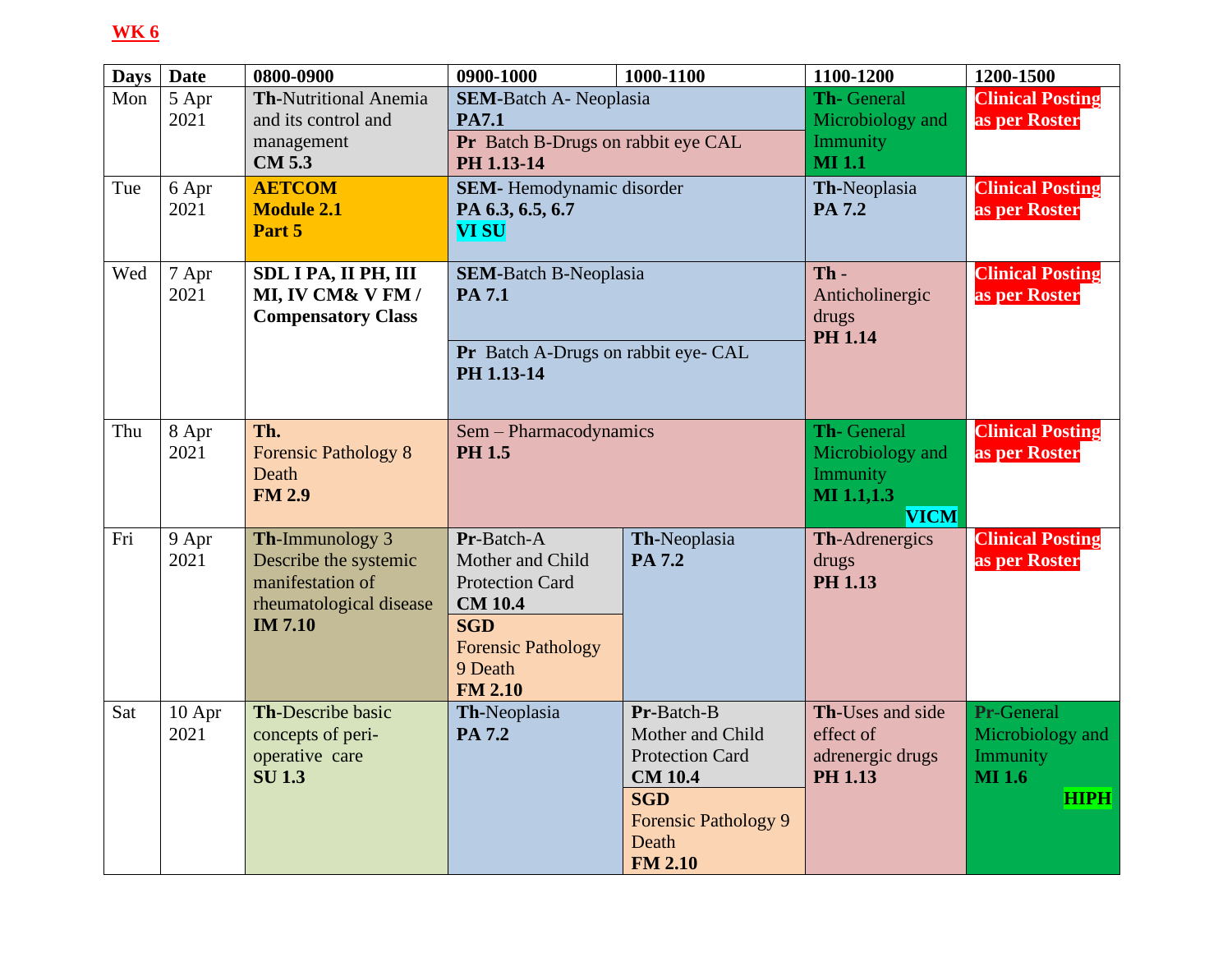**WK 6**

| Days | Date | 0800-0900 | 0900-1000 | 1000-1100 | 1100-1200 | 1200-1500 |
|---|---|---|---|---|---|---|
| Mon | 5 Apr 2021 | **Th**-Nutritional Anemia and its control and management **CM 5.3** | **SEM**-Batch A- Neoplasia **PA7.1**<br>**Pr** Batch B-Drugs on rabbit eye CAL **PH 1.13-14** | | **Th**- General Microbiology and Immunity **MI 1.1** | **Clinical Posting as per Roster** |
| Tue | 6 Apr 2021 | **AETCOM Module 2.1 Part 5** | **SEM**- Hemodynamic disorder **PA 6.3, 6.5, 6.7** **VI SU** | | **Th**-Neoplasia **PA 7.2** | **Clinical Posting as per Roster** |
| Wed | 7 Apr 2021 | **SDL I PA, II PH, III MI, IV CM& V FM / Compensatory Class** | **SEM**-Batch B-Neoplasia **PA 7.1**<br>**Pr** Batch A-Drugs on rabbit eye- CAL **PH 1.13-14** | | **Th** - Anticholinergic drugs **PH 1.14** | **Clinical Posting as per Roster** |
| Thu | 8 Apr 2021 | **Th.** Forensic Pathology 8 Death **FM 2.9** | Sem – Pharmacodynamics **PH 1.5** | | **Th**- General Microbiology and Immunity **MI 1.1,1.3** **VICM** | **Clinical Posting as per Roster** |
| Fri | 9 Apr 2021 | **Th**-Immunology 3 Describe the systemic manifestation of rheumatological disease **IM 7.10** | **Pr**-Batch-A Mother and Child Protection Card **CM 10.4**<br>**SGD** Forensic Pathology 9 Death **FM 2.10** | **Th**-Neoplasia **PA 7.2** | **Th**-Adrenergics drugs **PH 1.13** | **Clinical Posting as per Roster** |
| Sat | 10 Apr 2021 | **Th**-Describe basic concepts of peri-operative care **SU 1.3** | **Th**-Neoplasia **PA 7.2** | **Pr**-Batch-B Mother and Child Protection Card **CM 10.4**<br>**SGD** Forensic Pathology 9 Death **FM 2.10** | **Th**-Uses and side effect of adrenergic drugs **PH 1.13** | **Pr**-General Microbiology and Immunity **MI 1.6** **HIPH** |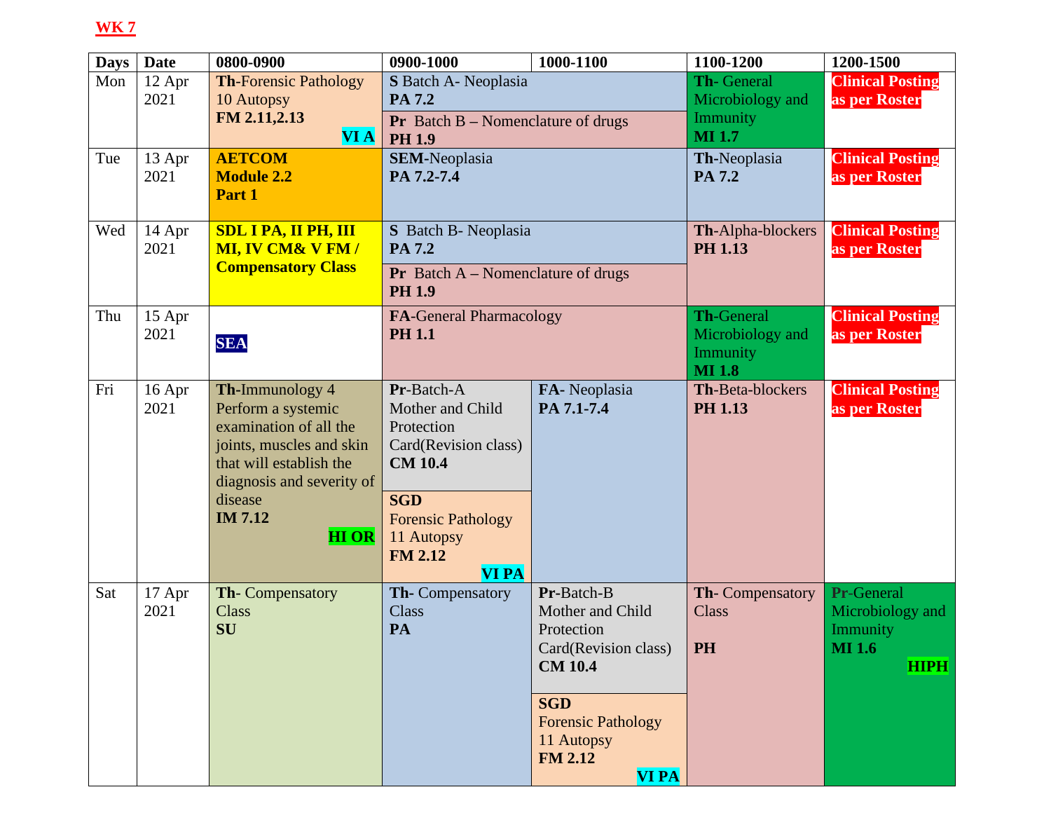**WK 7**

| Days | Date | 0800-0900 | 0900-1000 | 1000-1100 | 1100-1200 | 1200-1500 |
|---|---|---|---|---|---|---|
| Mon | 12 Apr 2021 | **Th**-Forensic Pathology 10 Autopsy **FM 2.11,2.13** **VI A** | **S** Batch A- Neoplasia **PA 7.2**<br>**Pr** Batch B – Nomenclature of drugs **PH 1.9** | | **Th**- General Microbiology and Immunity **MI 1.7** | **Clinical Posting as per Roster** |
| Tue | 13 Apr 2021 | **AETCOM Module 2.2 Part 1** | **SEM**-Neoplasia **PA 7.2-7.4** | | **Th**-Neoplasia **PA 7.2** | **Clinical Posting as per Roster** |
| Wed | 14 Apr 2021 | **SDL I PA, II PH, III MI, IV CM& V FM / Compensatory Class** | **S** Batch B- Neoplasia **PA 7.2**<br>**Pr** Batch A – Nomenclature of drugs **PH 1.9** | | **Th**-Alpha-blockers **PH 1.13** | **Clinical Posting as per Roster** |
| Thu | 15 Apr 2021 | **SEA** | **FA**-General Pharmacology **PH 1.1** | | **Th**-General Microbiology and Immunity **MI 1.8** | **Clinical Posting as per Roster** |
| Fri | 16 Apr 2021 | **Th**-Immunology 4 Perform a systemic examination of all the joints, muscles and skin that will establish the diagnosis and severity of disease **IM 7.12** **HI OR** | **Pr**-Batch-A Mother and Child Protection Card(Revision class) **CM 10.4**<br>**SGD** Forensic Pathology 11 Autopsy **FM 2.12** **VI PA** | **FA**- Neoplasia **PA 7.1-7.4** | **Th**-Beta-blockers **PH 1.13** | **Clinical Posting as per Roster** |
| Sat | 17 Apr 2021 | **Th**- Compensatory Class **SU** | **Th**- Compensatory Class **PA** | **Pr**-Batch-B Mother and Child Protection Card(Revision class) **CM 10.4**<br>**SGD** Forensic Pathology 11 Autopsy **FM 2.12** **VI PA** | **Th**- Compensatory Class **PH** | **Pr**-General Microbiology and Immunity **MI 1.6** **HIPH** |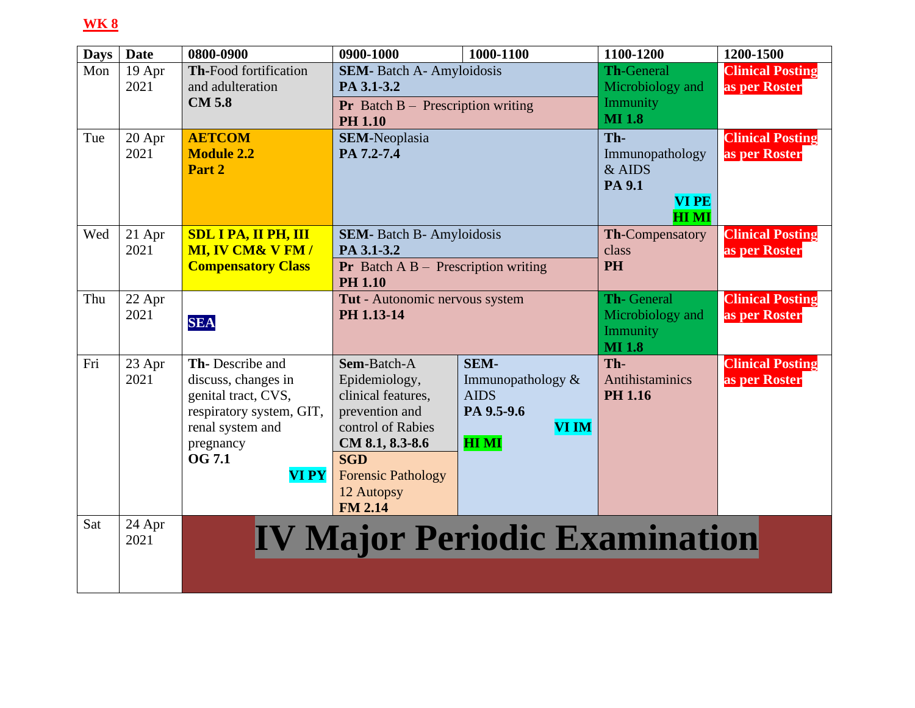**WK 8**

| Days | Date | 0800-0900 | 0900-1000 | 1000-1100 | 1100-1200 | 1200-1500 |
|---|---|---|---|---|---|---|
| Mon | 19 Apr 2021 | **Th**-Food fortification and adulteration **CM 5.8** | **SEM-** Batch A- Amyloidosis **PA 3.1-3.2** / **Pr** Batch B – Prescription writing **PH 1.10** | | **Th**-General Microbiology and Immunity **MI 1.8** | **Clinical Posting as per Roster** |
| Tue | 20 Apr 2021 | **AETCOM Module 2.2 Part 2** | **SEM**-Neoplasia **PA 7.2-7.4** | | **Th**-Immunopathology & AIDS **PA 9.1** **VI PE** **HI MI** | **Clinical Posting as per Roster** |
| Wed | 21 Apr 2021 | **SDL I PA, II PH, III MI, IV CM& V FM / Compensatory Class** | **SEM-** Batch B- Amyloidosis **PA 3.1-3.2** / **Pr** Batch A B – Prescription writing **PH 1.10** | | **Th**-Compensatory class **PH** | **Clinical Posting as per Roster** |
| Thu | 22 Apr 2021 | **SEA** | **Tut** - Autonomic nervous system **PH 1.13-14** | | **Th**- General Microbiology and Immunity **MI 1.8** | **Clinical Posting as per Roster** |
| Fri | 23 Apr 2021 | **Th-** Describe and discuss, changes in genital tract, CVS, respiratory system, GIT, renal system and pregnancy **OG 7.1** **VI PY** | **Sem**-Batch-A Epidemiology, clinical features, prevention and control of Rabies **CM 8.1, 8.3-8.6** / **SGD** Forensic Pathology 12 Autopsy **FM 2.14** | **SEM-** Immunopathology & AIDS **PA 9.5-9.6** **VI IM** **HI MI** | **Th-** Antihistaminics **PH 1.16** | **Clinical Posting as per Roster** |
| Sat | 24 Apr 2021 | **IV Major Periodic Examination** | | | | |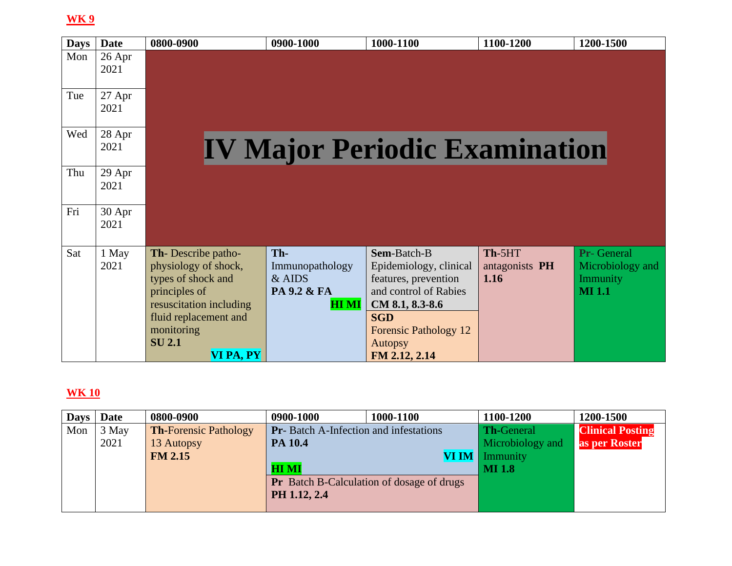**WK 9**

| Days | Date | 0800-0900 | 0900-1000 | 1000-1100 | 1100-1200 | 1200-1500 |
|---|---|---|---|---|---|---|
| Mon | 26 Apr 2021 | **IV Major Periodic Examination** | | | | |
| Tue | 27 Apr 2021 | | | | | |
| Wed | 28 Apr 2021 | | | | | |
| Thu | 29 Apr 2021 | | | | | |
| Fri | 30 Apr 2021 | | | | | |
| Sat | 1 May 2021 | **Th**- Describe patho-physiology of shock, types of shock and principles of resuscitation including fluid replacement and monitoring **SU 2.1** **VI PA, PY** | **Th**- Immunopathology & AIDS **PA 9.2 & FA** **HI MI** | **Sem**-Batch-B Epidemiology, clinical features, prevention and control of Rabies **CM 8.1, 8.3-8.6** / **SGD** Forensic Pathology 12 Autopsy **FM 2.12, 2.14** | **Th**-5HT antagonists **PH 1.16** | **Pr**- General Microbiology and Immunity **MI 1.1** |

**WK 10**

| Days | Date | 0800-0900 | 0900-1000 | 1000-1100 | 1100-1200 | 1200-1500 |
|---|---|---|---|---|---|---|
| Mon | 3 May 2021 | **Th**-Forensic Pathology 13 Autopsy **FM 2.15** | **Pr**- Batch A-Infection and infestations **PA 10.4** **VI IM** **HI MI** / **Pr** Batch B-Calculation of dosage of drugs **PH 1.12, 2.4** | | **Th**-General Microbiology and Immunity **MI 1.8** | **Clinical Posting as per Roster** |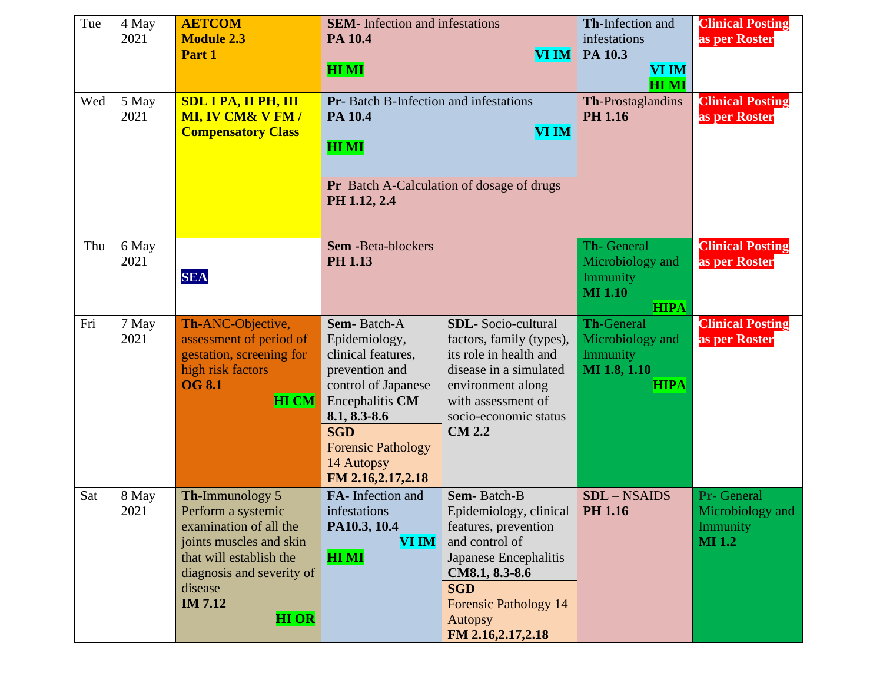| Day | Date | | | | | |
|---|---|---|---|---|---|---|
| Tue | 4 May 2021 | **AETCOM Module 2.3 Part 1** | **SEM-** Infection and infestations **PA 10.4** **VI IM** **HI MI** | | **Th-**Infection and infestations **PA 10.3** **VI IM** **HI MI** | **Clinical Posting as per Roster** |
| Wed | 5 May 2021 | **SDL I PA, II PH, III MI, IV CM& V FM / Compensatory Class** | **Pr-** Batch B-Infection and infestations **PA 10.4** **VI IM** **HI MI**<br>**Pr** Batch A-Calculation of dosage of drugs **PH 1.12, 2.4** | | **Th-**Prostaglandins **PH 1.16** | **Clinical Posting as per Roster** |
| Thu | 6 May 2021 | **SEA** | **Sem -**Beta-blockers **PH 1.13** | | **Th-** General Microbiology and Immunity **MI 1.10** **HIPA** | **Clinical Posting as per Roster** |
| Fri | 7 May 2021 | **Th-**ANC-Objective, assessment of period of gestation, screening for high risk factors **OG 8.1** **HI CM** | **Sem-** Batch-A Epidemiology, clinical features, prevention and control of Japanese Encephalitis **CM 8.1, 8.3-8.6**<br>**SGD** Forensic Pathology 14 Autopsy **FM 2.16,2.17,2.18** | **SDL-** Socio-cultural factors, family (types), its role in health and disease in a simulated environment along with assessment of socio-economic status **CM 2.2** | **Th-**General Microbiology and Immunity **MI 1.8, 1.10** **HIPA** | **Clinical Posting as per Roster** |
| Sat | 8 May 2021 | **Th-**Immunology 5 Perform a systemic examination of all the joints muscles and skin that will establish the diagnosis and severity of disease **IM 7.12** **HI OR** | **FA-** Infection and infestations **PA10.3, 10.4** **VI IM** **HI MI** | **Sem-** Batch-B Epidemiology, clinical features, prevention and control of Japanese Encephalitis **CM8.1, 8.3-8.6**<br>**SGD** Forensic Pathology 14 Autopsy **FM 2.16,2.17,2.18** | **SDL** – NSAIDS **PH 1.16** | **Pr-** General Microbiology and Immunity **MI 1.2** |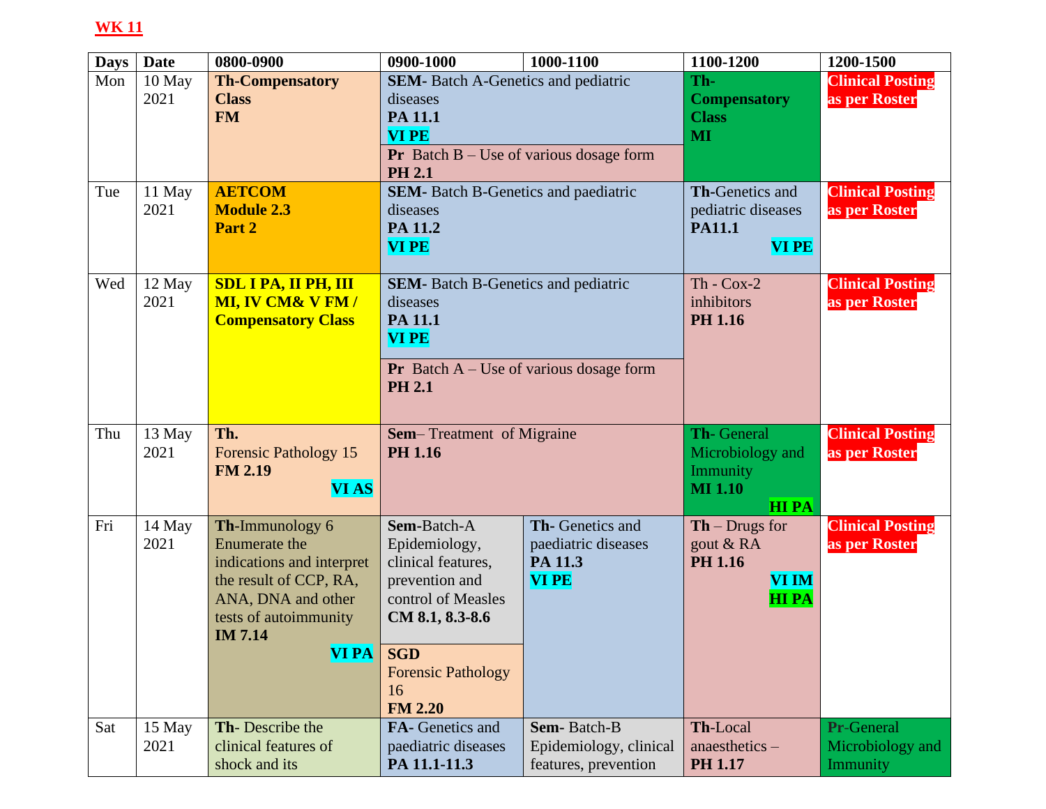**WK 11**

| Days | Date | 0800-0900 | 0900-1000 | 1000-1100 | 1100-1200 | 1200-1500 |
|---|---|---|---|---|---|---|
| Mon | 10 May 2021 | **Th-Compensatory Class FM** | **SEM-** Batch A-Genetics and pediatric diseases **PA 11.1** **VI PE** / **Pr** Batch B – Use of various dosage form **PH 2.1** | | **Th-Compensatory Class MI** | **Clinical Posting as per Roster** |
| Tue | 11 May 2021 | **AETCOM Module 2.3 Part 2** | **SEM-** Batch B-Genetics and paediatric diseases **PA 11.2** **VI PE** | | **Th**-Genetics and pediatric diseases **PA11.1** **VI PE** | **Clinical Posting as per Roster** |
| Wed | 12 May 2021 | **SDL I PA, II PH, III MI, IV CM& V FM / Compensatory Class** | **SEM-** Batch B-Genetics and pediatric diseases **PA 11.1** **VI PE** / **Pr** Batch A – Use of various dosage form **PH 2.1** | | Th - Cox-2 inhibitors **PH 1.16** | **Clinical Posting as per Roster** |
| Thu | 13 May 2021 | **Th.** Forensic Pathology 15 **FM 2.19** **VI AS** | **Sem**– Treatment of Migraine **PH 1.16** | | **Th**- General Microbiology and Immunity **MI 1.10** **HI PA** | **Clinical Posting as per Roster** |
| Fri | 14 May 2021 | **Th**-Immunology 6 Enumerate the indications and interpret the result of CCP, RA, ANA, DNA and other tests of autoimmunity **IM 7.14** **VI PA** | **Sem**-Batch-A Epidemiology, clinical features, prevention and control of Measles **CM 8.1, 8.3-8.6** / **SGD** Forensic Pathology 16 **FM 2.20** | **Th-** Genetics and paediatric diseases **PA 11.3** **VI PE** | **Th** – Drugs for gout & RA **PH 1.16** **VI IM** **HI PA** | **Clinical Posting as per Roster** |
| Sat | 15 May 2021 | **Th**- Describe the clinical features of shock and its | **FA-** Genetics and paediatric diseases **PA 11.1-11.3** | **Sem-** Batch-B Epidemiology, clinical features, prevention | **Th**-Local anaesthetics – **PH 1.17** | **Pr**-General Microbiology and Immunity |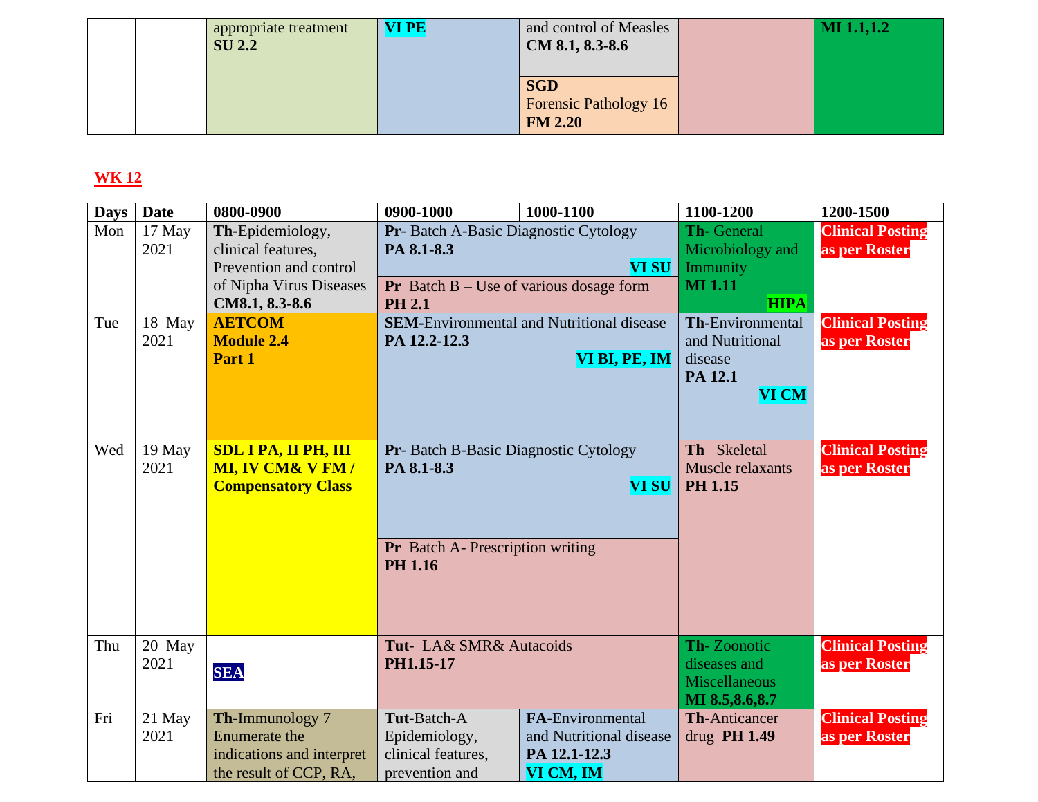| | | | | | | |
|---|---|---|---|---|---|---|
| | | appropriate treatment **SU 2.2** | **VI PE** | and control of Measles **CM 8.1, 8.3-8.6**<br>**SGD** Forensic Pathology 16 **FM 2.20** | | **MI 1.1,1.2** |

## WK 12

| Days | Date | 0800-0900 | 0900-1000 | 1000-1100 | 1100-1200 | 1200-1500 |
|---|---|---|---|---|---|---|
| Mon | 17 May 2021 | **Th**-Epidemiology, clinical features, Prevention and control of Nipha Virus Diseases **CM8.1, 8.3-8.6** | **Pr**- Batch A-Basic Diagnostic Cytology **PA 8.1-8.3** **VI SU**<br>**Pr** Batch B – Use of various dosage form **PH 2.1** | | **Th**- General Microbiology and Immunity **MI 1.11** **HIPA** | **Clinical Posting as per Roster** |
| Tue | 18 May 2021 | **AETCOM Module 2.4 Part 1** | **SEM**-Environmental and Nutritional disease **PA 12.2-12.3** **VI BI, PE, IM** | | **Th**-Environmental and Nutritional disease **PA 12.1** **VI CM** | **Clinical Posting as per Roster** |
| Wed | 19 May 2021 | **SDL I PA, II PH, III MI, IV CM& V FM / Compensatory Class** | **Pr**- Batch B-Basic Diagnostic Cytology **PA 8.1-8.3** **VI SU**<br>**Pr** Batch A- Prescription writing **PH 1.16** | | **Th** –Skeletal Muscle relaxants **PH 1.15** | **Clinical Posting as per Roster** |
| Thu | 20 May 2021 | **SEA** | **Tut**- LA& SMR& Autacoids **PH1.15-17** | | **Th**- Zoonotic diseases and Miscellaneous **MI 8.5,8.6,8.7** | **Clinical Posting as per Roster** |
| Fri | 21 May 2021 | **Th**-Immunology 7 Enumerate the indications and interpret the result of CCP, RA, | **Tut**-Batch-A Epidemiology, clinical features, prevention and | **FA**-Environmental and Nutritional disease **PA 12.1-12.3** **VI CM, IM** | **Th**-Anticancer drug **PH 1.49** | **Clinical Posting as per Roster** |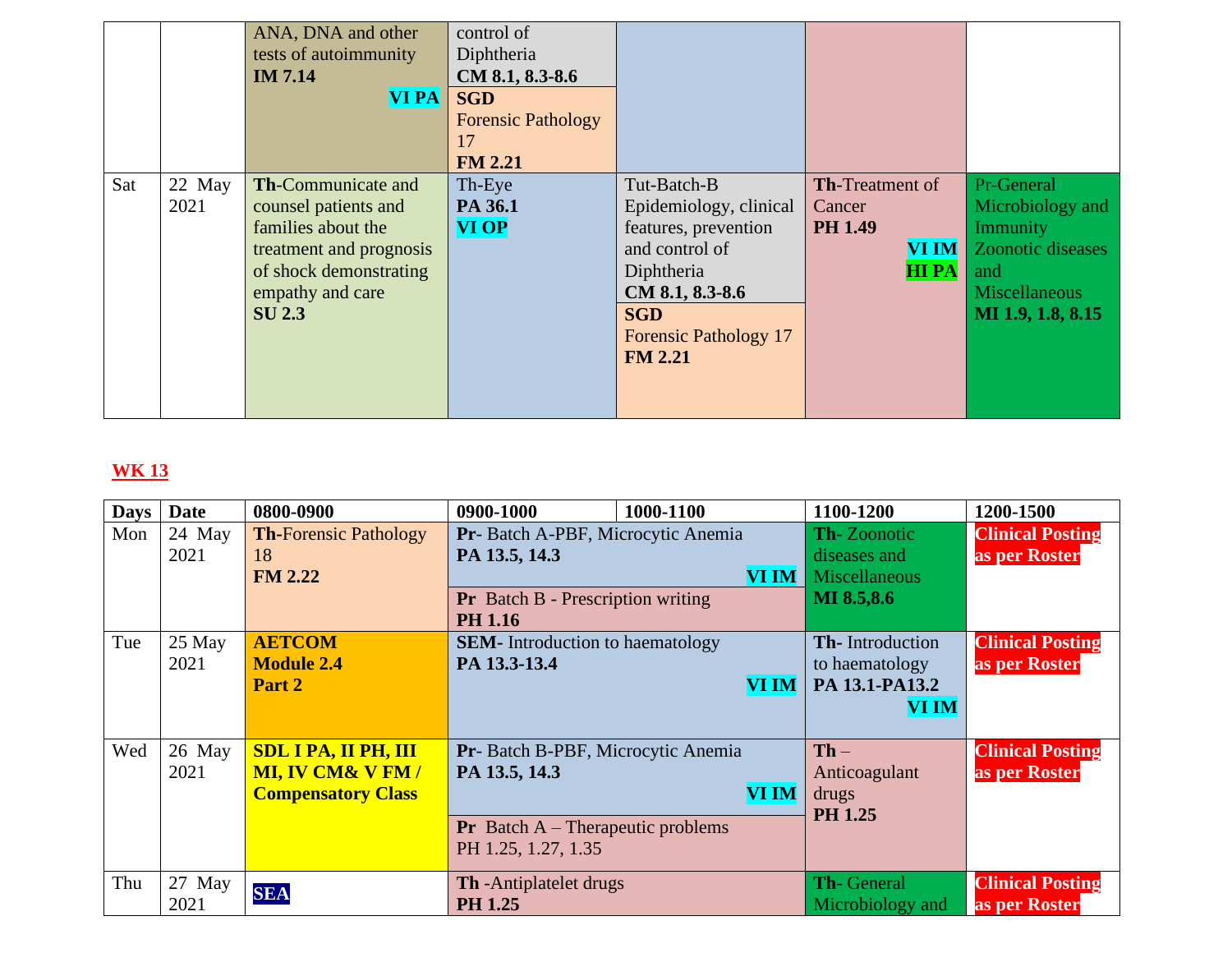| | | | | | | |
|---|---|---|---|---|---|---|
| | | ANA, DNA and other tests of autoimmunity **IM 7.14** **VI PA** | control of Diphtheria **CM 8.1, 8.3-8.6** / **SGD** Forensic Pathology 17 **FM 2.21** | | | |
| Sat | 22 May 2021 | **Th**-Communicate and counsel patients and families about the treatment and prognosis of shock demonstrating empathy and care **SU 2.3** | Th-Eye **PA 36.1** **VI OP** | Tut-Batch-B Epidemiology, clinical features, prevention and control of Diphtheria **CM 8.1, 8.3-8.6** / **SGD** Forensic Pathology 17 **FM 2.21** | **Th**-Treatment of Cancer **PH 1.49** **VI IM** **HI PA** | Pr-General Microbiology and Immunity Zoonotic diseases and Miscellaneous **MI 1.9, 1.8, 8.15** |

## WK 13

| Days | Date | 0800-0900 | 0900-1000 | 1000-1100 | 1100-1200 | 1200-1500 |
|---|---|---|---|---|---|---|
| Mon | 24 May 2021 | **Th**-Forensic Pathology 18 **FM 2.22** | **Pr**- Batch A-PBF, Microcytic Anemia **PA 13.5, 14.3** **VI IM** / **Pr** Batch B - Prescription writing **PH 1.16** | | **Th**- Zoonotic diseases and Miscellaneous **MI 8.5,8.6** | **Clinical Posting as per Roster** |
| Tue | 25 May 2021 | **AETCOM Module 2.4 Part 2** | **SEM**- Introduction to haematology **PA 13.3-13.4** **VI IM** | | **Th**- Introduction to haematology **PA 13.1-PA13.2** **VI IM** | **Clinical Posting as per Roster** |
| Wed | 26 May 2021 | **SDL I PA, II PH, III MI, IV CM& V FM / Compensatory Class** | **Pr**- Batch B-PBF, Microcytic Anemia **PA 13.5, 14.3** **VI IM** / **Pr** Batch A – Therapeutic problems PH 1.25, 1.27, 1.35 | | **Th** – Anticoagulant drugs **PH 1.25** | **Clinical Posting as per Roster** |
| Thu | 27 May 2021 | **SEA** | **Th** -Antiplatelet drugs **PH 1.25** | | **Th**- General Microbiology and | **Clinical Posting as per Roster** |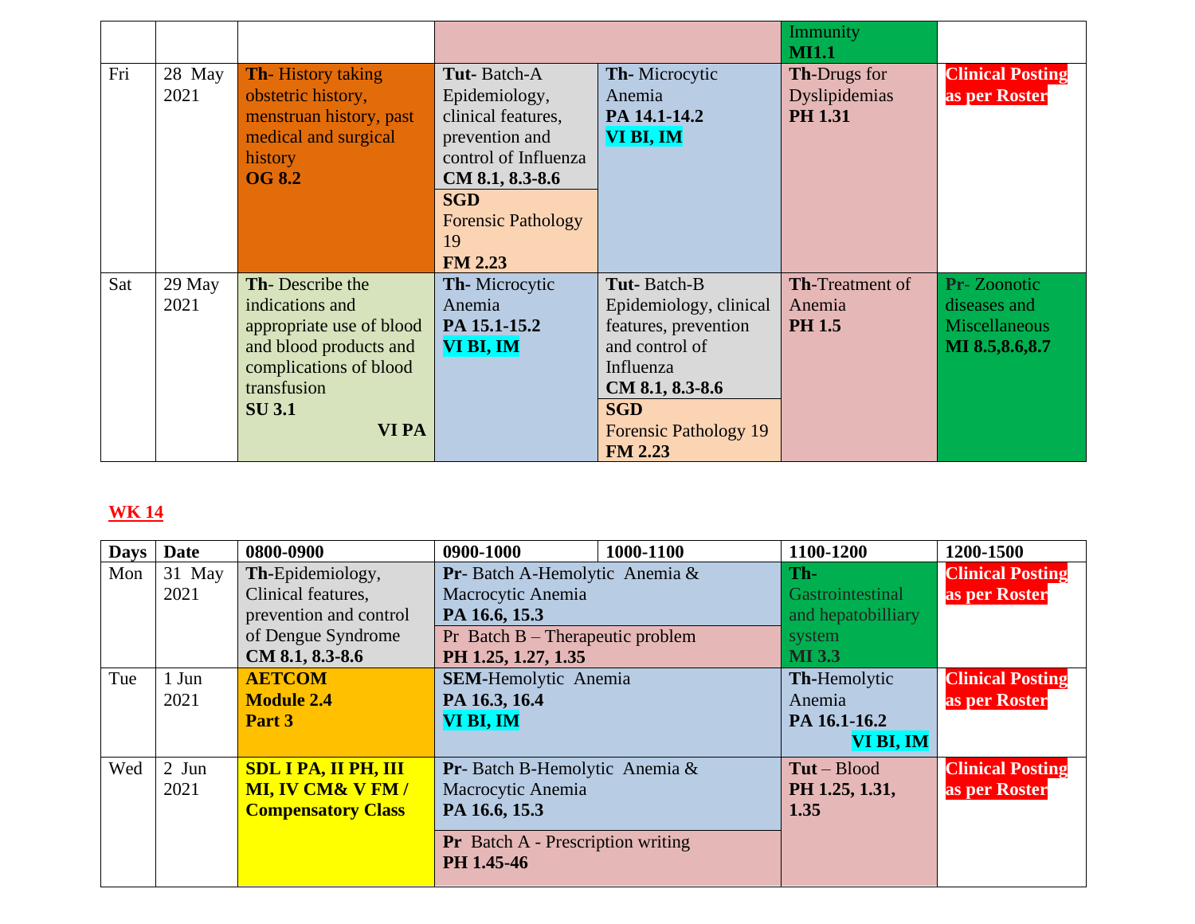| | | | | | Immunity **MI1.1** | |
|---|---|---|---|---|---|---|
| Fri | 28 May 2021 | **Th-** History taking obstetric history, menstruan history, past medical and surgical history **OG 8.2** | **Tut-** Batch-A Epidemiology, clinical features, prevention and control of Influenza **CM 8.1, 8.3-8.6** / **SGD** Forensic Pathology 19 **FM 2.23** | **Th-** Microcytic Anemia **PA 14.1-14.2** **VI BI, IM** | **Th**-Drugs for Dyslipidemias **PH 1.31** | **Clinical Posting as per Roster** |
| Sat | 29 May 2021 | **Th-** Describe the indications and appropriate use of blood and blood products and complications of blood transfusion **SU 3.1** **VI PA** | **Th-** Microcytic Anemia **PA 15.1-15.2** **VI BI, IM** | **Tut-** Batch-B Epidemiology, clinical features, prevention and control of Influenza **CM 8.1, 8.3-8.6** / **SGD** Forensic Pathology 19 **FM 2.23** | **Th**-Treatment of Anemia **PH 1.5** | **Pr-** Zoonotic diseases and Miscellaneous **MI 8.5,8.6,8.7** |

## WK 14

| Days | Date | 0800-0900 | 0900-1000 | 1000-1100 | 1100-1200 | 1200-1500 |
|---|---|---|---|---|---|---|
| Mon | 31 May 2021 | **Th-**Epidemiology, Clinical features, prevention and control of Dengue Syndrome **CM 8.1, 8.3-8.6** | **Pr-** Batch A-Hemolytic Anemia & Macrocytic Anemia **PA 16.6, 15.3** / Pr Batch B – Therapeutic problem **PH 1.25, 1.27, 1.35** | | **Th-** Gastrointestinal and hepatobilliary system **MI 3.3** | **Clinical Posting as per Roster** |
| Tue | 1 Jun 2021 | **AETCOM Module 2.4 Part 3** | **SEM-**Hemolytic Anemia **PA 16.3, 16.4** **VI BI, IM** | | **Th-**Hemolytic Anemia **PA 16.1-16.2** **VI BI, IM** | **Clinical Posting as per Roster** |
| Wed | 2 Jun 2021 | **SDL I PA, II PH, III MI, IV CM& V FM / Compensatory Class** | **Pr-** Batch B-Hemolytic Anemia & Macrocytic Anemia **PA 16.6, 15.3** / **Pr** Batch A - Prescription writing **PH 1.45-46** | | **Tut** – Blood **PH 1.25, 1.31, 1.35** | **Clinical Posting as per Roster** |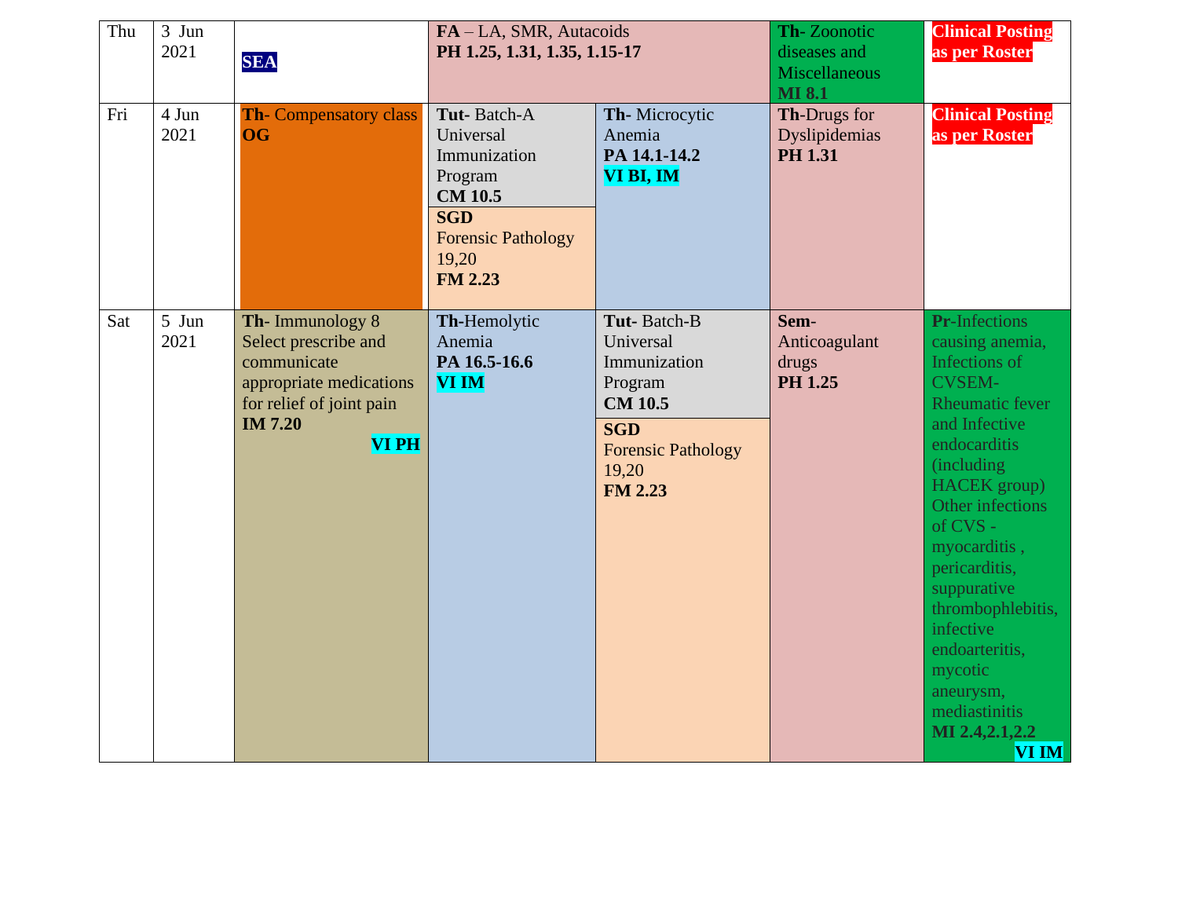| Thu | 3 Jun 2021 | **SEA** | **FA** – LA, SMR, Autacoids **PH 1.25, 1.31, 1.35, 1.15-17** | | **Th**- Zoonotic diseases and Miscellaneous **MI 8.1** | **Clinical Posting as per Roster** |
|---|---|---|---|---|---|---|
| Fri | 4 Jun 2021 | **Th**- Compensatory class **OG** | **Tut**- Batch-A Universal Immunization Program **CM 10.5** / **SGD** Forensic Pathology 19,20 **FM 2.23** | **Th**- Microcytic Anemia **PA 14.1-14.2** **VI BI, IM** | **Th**-Drugs for Dyslipidemias **PH 1.31** | **Clinical Posting as per Roster** |
| Sat | 5 Jun 2021 | **Th**- Immunology 8 Select prescribe and communicate appropriate medications for relief of joint pain **IM 7.20** **VI PH** | **Th**-Hemolytic Anemia **PA 16.5-16.6** **VI IM** | **Tut**- Batch-B Universal Immunization Program **CM 10.5** / **SGD** Forensic Pathology 19,20 **FM 2.23** | **Sem**- Anticoagulant drugs **PH 1.25** | **Pr**-Infections causing anemia, Infections of CVSEM- Rheumatic fever and Infective endocarditis (including HACEK group) Other infections of CVS - myocarditis , pericarditis, suppurative thrombophlebitis, infective endoarteritis, mycotic aneurysm, mediastinitis **MI 2.4,2.1,2.2** **VI IM** |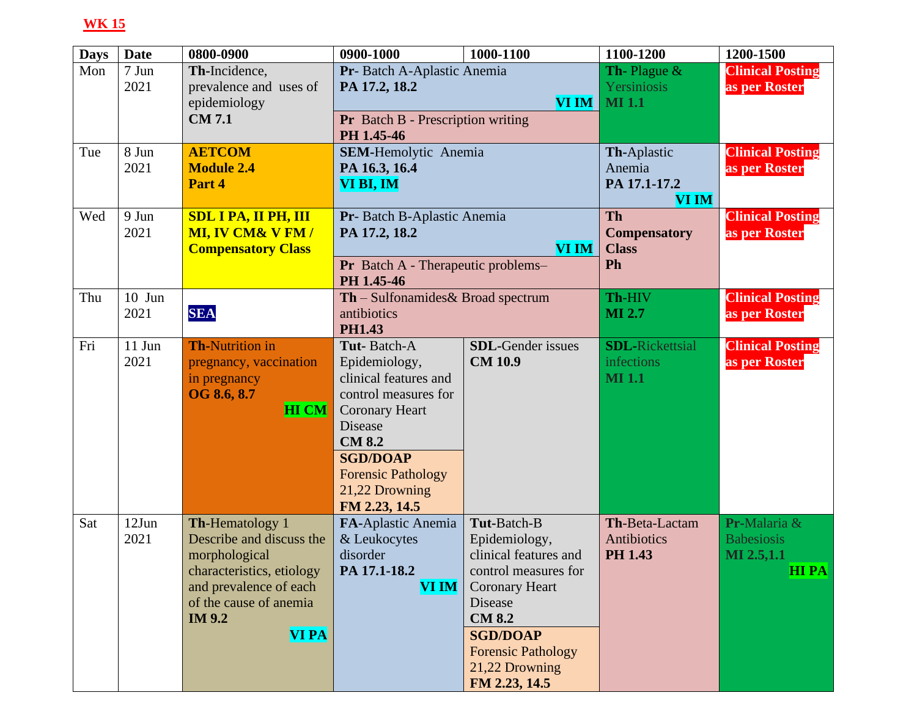**WK 15**

| Days | Date | 0800-0900 | 0900-1000 | 1000-1100 | 1100-1200 | 1200-1500 |
|---|---|---|---|---|---|---|
| Mon | 7 Jun 2021 | **Th**-Incidence, prevalence and uses of epidemiology **CM 7.1** | **Pr**- Batch A-Aplastic Anemia **PA 17.2, 18.2** **VI IM** / **Pr** Batch B - Prescription writing **PH 1.45-46** | | **Th**- Plague & Yersiniosis **MI 1.1** | **Clinical Posting as per Roster** |
| Tue | 8 Jun 2021 | **AETCOM Module 2.4 Part 4** | **SEM**-Hemolytic Anemia **PA 16.3, 16.4** **VI BI, IM** | | **Th**-Aplastic Anemia **PA 17.1-17.2** **VI IM** | **Clinical Posting as per Roster** |
| Wed | 9 Jun 2021 | **SDL I PA, II PH, III MI, IV CM& V FM / Compensatory Class** | **Pr**- Batch B-Aplastic Anemia **PA 17.2, 18.2** **VI IM** / **Pr** Batch A - Therapeutic problems– **PH 1.45-46** | | **Th Compensatory Class Ph** | **Clinical Posting as per Roster** |
| Thu | 10 Jun 2021 | **SEA** | **Th** – Sulfonamides& Broad spectrum antibiotics **PH1.43** | | **Th**-HIV **MI 2.7** | **Clinical Posting as per Roster** |
| Fri | 11 Jun 2021 | **Th**-Nutrition in pregnancy, vaccination in pregnancy **OG 8.6, 8.7** **HI CM** | **Tut**- Batch-A Epidemiology, clinical features and control measures for Coronary Heart Disease **CM 8.2** / **SGD/DOAP** Forensic Pathology 21,22 Drowning **FM 2.23, 14.5** | **SDL**-Gender issues **CM 10.9** | **SDL**-Rickettsial infections **MI 1.1** | **Clinical Posting as per Roster** |
| Sat | 12Jun 2021 | **Th**-Hematology 1 Describe and discuss the morphological characteristics, etiology and prevalence of each of the cause of anemia **IM 9.2** **VI PA** | **FA**-Aplastic Anemia & Leukocytes disorder **PA 17.1-18.2** **VI IM** | **Tut**-Batch-B Epidemiology, clinical features and control measures for Coronary Heart Disease **CM 8.2** / **SGD/DOAP** Forensic Pathology 21,22 Drowning **FM 2.23, 14.5** | **Th**-Beta-Lactam Antibiotics **PH 1.43** | **Pr**-Malaria & Babesiosis **MI 2.5,1.1** **HI PA** |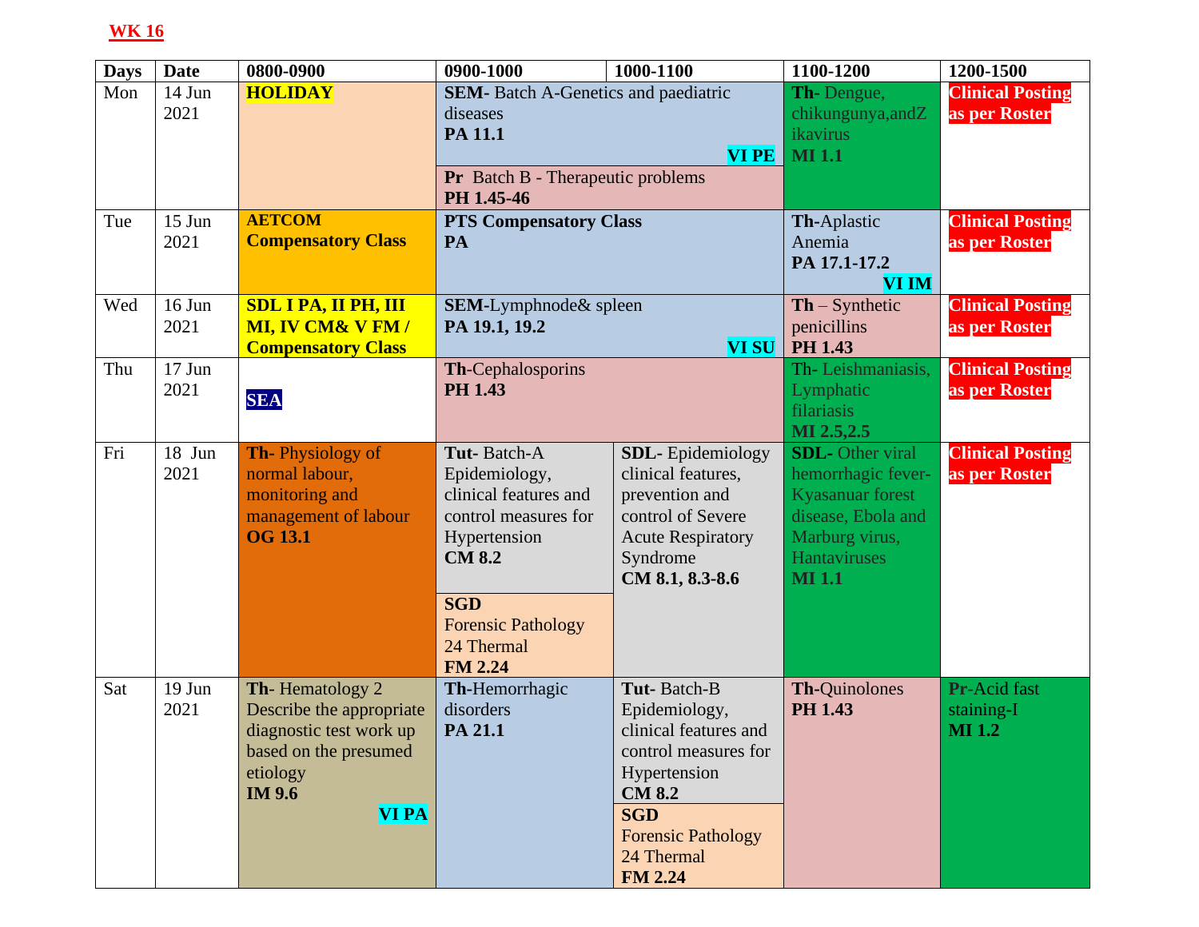**WK 16**

| Days | Date | 0800-0900 | 0900-1000 | 1000-1100 | 1100-1200 | 1200-1500 |
|---|---|---|---|---|---|---|
| Mon | 14 Jun 2021 | **HOLIDAY** | **SEM-** Batch A-Genetics and paediatric diseases **PA 11.1** **VI PE**<br>**Pr** Batch B - Therapeutic problems **PH 1.45-46** | | **Th-** Dengue, chikungunya,andZikavirus **MI 1.1** | **Clinical Posting as per Roster** |
| Tue | 15 Jun 2021 | **AETCOM Compensatory Class** | **PTS Compensatory Class PA** | | **Th-**Aplastic Anemia **PA 17.1-17.2** **VI IM** | **Clinical Posting as per Roster** |
| Wed | 16 Jun 2021 | **SDL I PA, II PH, III MI, IV CM& V FM / Compensatory Class** | **SEM-**Lymphnode& spleen **PA 19.1, 19.2** **VI SU** | | **Th** – Synthetic penicillins **PH 1.43** | **Clinical Posting as per Roster** |
| Thu | 17 Jun 2021 | **SEA** | **Th-**Cephalosporins **PH 1.43** | | Th- Leishmaniasis, Lymphatic filariasis **MI 2.5,2.5** | **Clinical Posting as per Roster** |
| Fri | 18 Jun 2021 | **Th-** Physiology of normal labour, monitoring and management of labour **OG 13.1** | **Tut-** Batch-A Epidemiology, clinical features and control measures for Hypertension **CM 8.2**<br>**SGD** Forensic Pathology 24 Thermal **FM 2.24** | **SDL-** Epidemiology clinical features, prevention and control of Severe Acute Respiratory Syndrome **CM 8.1, 8.3-8.6** | **SDL-** Other viral hemorrhagic fever- Kyasanuar forest disease, Ebola and Marburg virus, Hantaviruses **MI 1.1** | **Clinical Posting as per Roster** |
| Sat | 19 Jun 2021 | **Th-** Hematology 2 Describe the appropriate diagnostic test work up based on the presumed etiology **IM 9.6** **VI PA** | **Th-**Hemorrhagic disorders **PA 21.1** | **Tut-** Batch-B Epidemiology, clinical features and control measures for Hypertension **CM 8.2**<br>**SGD** Forensic Pathology 24 Thermal **FM 2.24** | **Th-**Quinolones **PH 1.43** | **Pr**-Acid fast staining-I **MI 1.2** |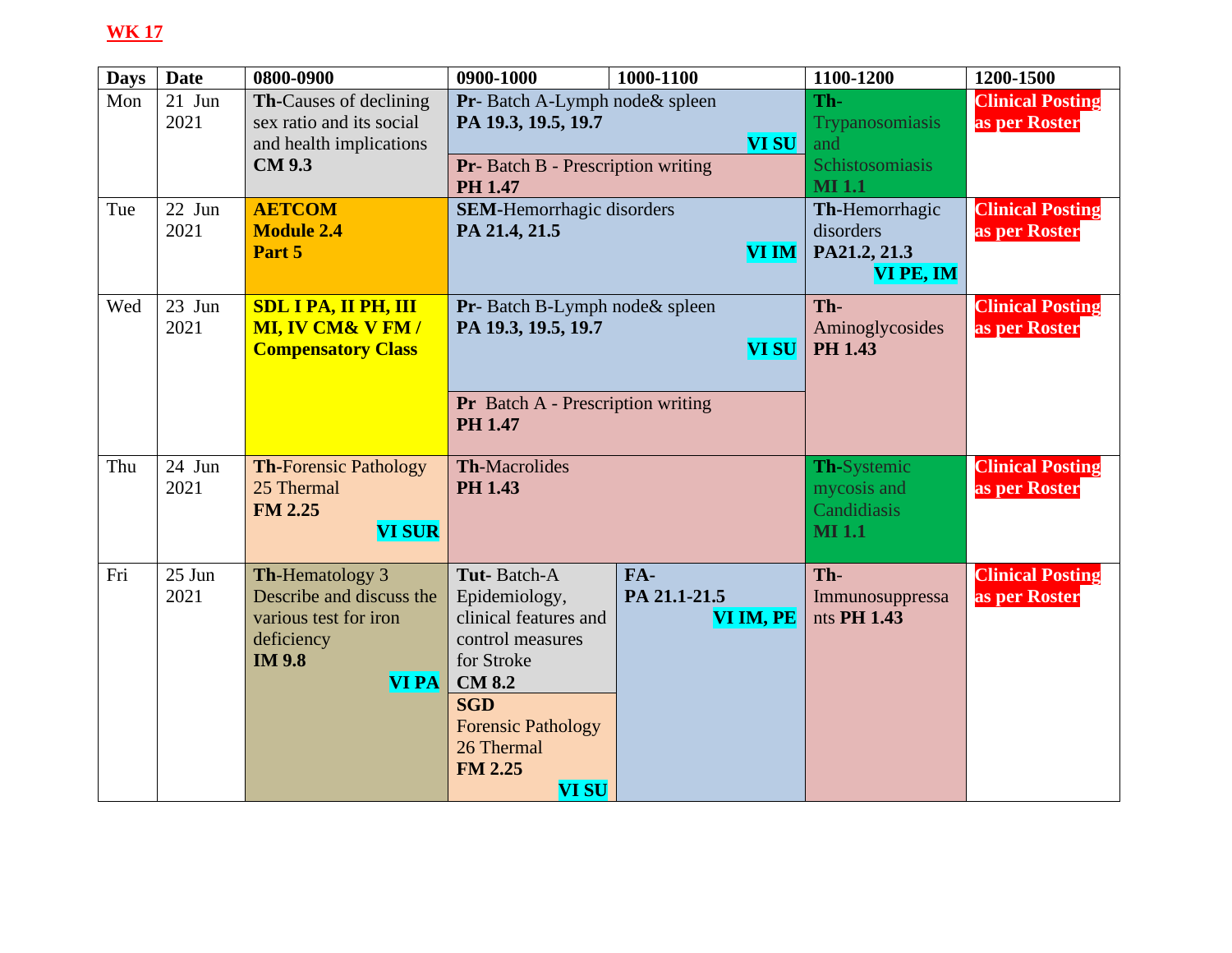**WK 17**

| Days | Date | 0800-0900 | 0900-1000 | 1000-1100 | 1100-1200 | 1200-1500 |
|---|---|---|---|---|---|---|
| Mon | 21 Jun 2021 | **Th**-Causes of declining sex ratio and its social and health implications **CM 9.3** | **Pr**- Batch A-Lymph node& spleen **PA 19.3, 19.5, 19.7** **VI SU**<br>**Pr**- Batch B - Prescription writing **PH 1.47** | | **Th**-Trypanosomiasis and Schistosomiasis **MI 1.1** | **Clinical Posting as per Roster** |
| Tue | 22 Jun 2021 | **AETCOM Module 2.4 Part 5** | **SEM**-Hemorrhagic disorders **PA 21.4, 21.5** **VI IM** | | **Th**-Hemorrhagic disorders **PA21.2, 21.3** **VI PE, IM** | **Clinical Posting as per Roster** |
| Wed | 23 Jun 2021 | **SDL I PA, II PH, III MI, IV CM& V FM / Compensatory Class** | **Pr**- Batch B-Lymph node& spleen **PA 19.3, 19.5, 19.7** **VI SU**<br>**Pr** Batch A - Prescription writing **PH 1.47** | | **Th**-Aminoglycosides **PH 1.43** | **Clinical Posting as per Roster** |
| Thu | 24 Jun 2021 | **Th**-Forensic Pathology 25 Thermal **FM 2.25** **VI SUR** | **Th**-Macrolides **PH 1.43** | | **Th**-Systemic mycosis and Candidiasis **MI 1.1** | **Clinical Posting as per Roster** |
| Fri | 25 Jun 2021 | **Th**-Hematology 3 Describe and discuss the various test for iron deficiency **IM 9.8** **VI PA** | **Tut**- Batch-A Epidemiology, clinical features and control measures for Stroke **CM 8.2**<br>**SGD** Forensic Pathology 26 Thermal **FM 2.25** **VI SU** | **FA**- **PA 21.1-21.5** **VI IM, PE** | **Th**-Immunosuppressants **PH 1.43** | **Clinical Posting as per Roster** |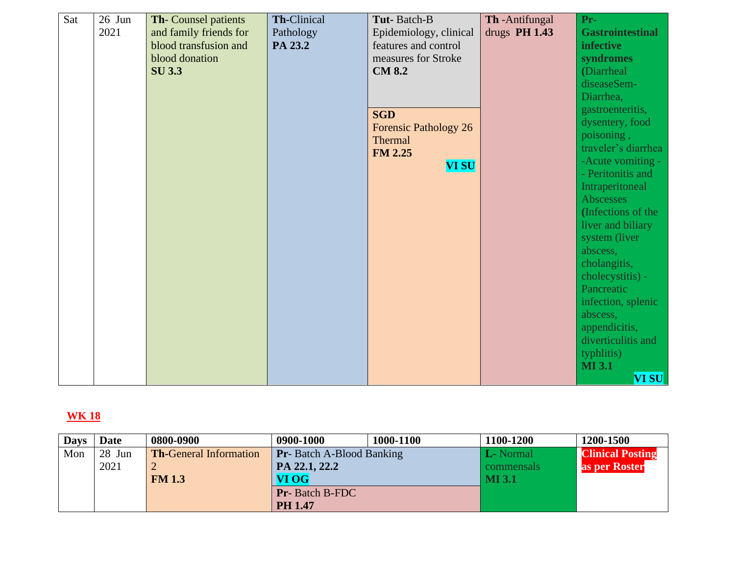| Sat | 26 Jun 2021 | **Th**- Counsel patients and family friends for blood transfusion and blood donation **SU 3.3** | **Th**-Clinical Pathology **PA 23.2** | **Tut**- Batch-B Epidemiology, clinical features and control measures for Stroke **CM 8.2** / **SGD** Forensic Pathology 26 Thermal **FM 2.25** **VI SU** | **Th** -Antifungal drugs **PH 1.43** | **Pr**- **Gastrointestinal infective syndromes** (Diarrheal diseaseSem- Diarrhea, gastroenteritis, dysentery, food poisoning , traveler's diarrhea -Acute vomiting - - Peritonitis and Intraperitoneal Abscesses (Infections of the liver and biliary system (liver abscess, cholangitis, cholecystitis) - Pancreatic infection, splenic abscess, appendicitis, diverticulitis and typhlitis) **MI 3.1** **VI SU** |
|---|---|---|---|---|---|---|

## WK 18

| Days | Date | 0800-0900 | 0900-1000 | 1000-1100 | 1100-1200 | 1200-1500 |
|---|---|---|---|---|---|---|
| Mon | 28 Jun 2021 | **Th**-General Information 2 **FM 1.3** | **Pr**- Batch A-Blood Banking **PA 22.1, 22.2** **VI OG** / **Pr**- Batch B-FDC **PH 1.47** | | **L**- Normal commensals **MI 3.1** | **Clinical Posting as per Roster** |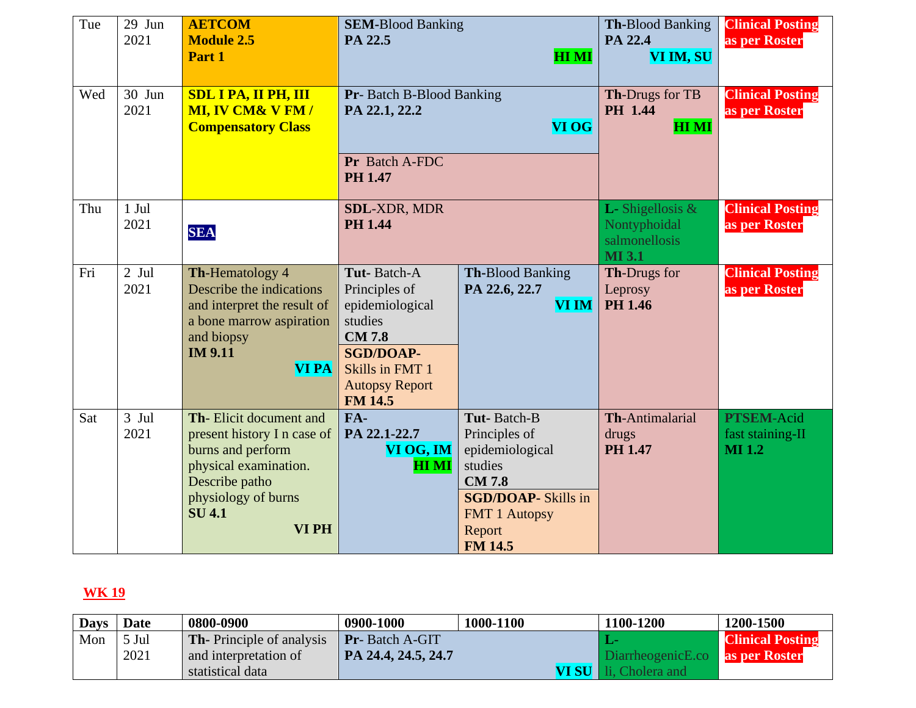| | | | | | | |
|---|---|---|---|---|---|---|
| Tue | 29 Jun 2021 | **AETCOM Module 2.5 Part 1** | **SEM**-Blood Banking **PA 22.5** **HI MI** | | **Th**-Blood Banking **PA 22.4** **VI IM, SU** | **Clinical Posting as per Roster** |
| Wed | 30 Jun 2021 | **SDL I PA, II PH, III MI, IV CM& V FM / Compensatory Class** | **Pr**- Batch B-Blood Banking **PA 22.1, 22.2** **VI OG**<br>**Pr** Batch A-FDC **PH 1.47** | | **Th**-Drugs for TB **PH 1.44** **HI MI** | **Clinical Posting as per Roster** |
| Thu | 1 Jul 2021 | **SEA** | **SDL**-XDR, MDR **PH 1.44** | | **L**- Shigellosis & Nontyphoidal salmonellosis **MI 3.1** | **Clinical Posting as per Roster** |
| Fri | 2 Jul 2021 | **Th**-Hematology 4 Describe the indications and interpret the result of a bone marrow aspiration and biopsy **IM 9.11** **VI PA** | **Tut**- Batch-A Principles of epidemiological studies **CM 7.8**<br>**SGD/DOAP**- Skills in FMT 1 Autopsy Report **FM 14.5** | **Th**-Blood Banking **PA 22.6, 22.7** **VI IM** | **Th**-Drugs for Leprosy **PH 1.46** | **Clinical Posting as per Roster** |
| Sat | 3 Jul 2021 | **Th**- Elicit document and present history I n case of burns and perform physical examination. Describe patho physiology of burns **SU 4.1** **VI PH** | **FA**- **PA 22.1-22.7** **VI OG, IM** **HI MI** | **Tut**- Batch-B Principles of epidemiological studies **CM 7.8**<br>**SGD/DOAP**- Skills in FMT 1 Autopsy Report **FM 14.5** | **Th**-Antimalarial drugs **PH 1.47** | **PTSEM**-Acid fast staining-II **MI 1.2** |

**WK 19**

| Days | Date | 0800-0900 | 0900-1000 | 1000-1100 | 1100-1200 | 1200-1500 |
|---|---|---|---|---|---|---|
| Mon | 5 Jul 2021 | **Th**- Principle of analysis and interpretation of statistical data | **Pr**- Batch A-GIT **PA 24.4, 24.5, 24.7** **VI SU** | | **L**- DiarrheogenicE.coli, Cholera and | **Clinical Posting as per Roster** |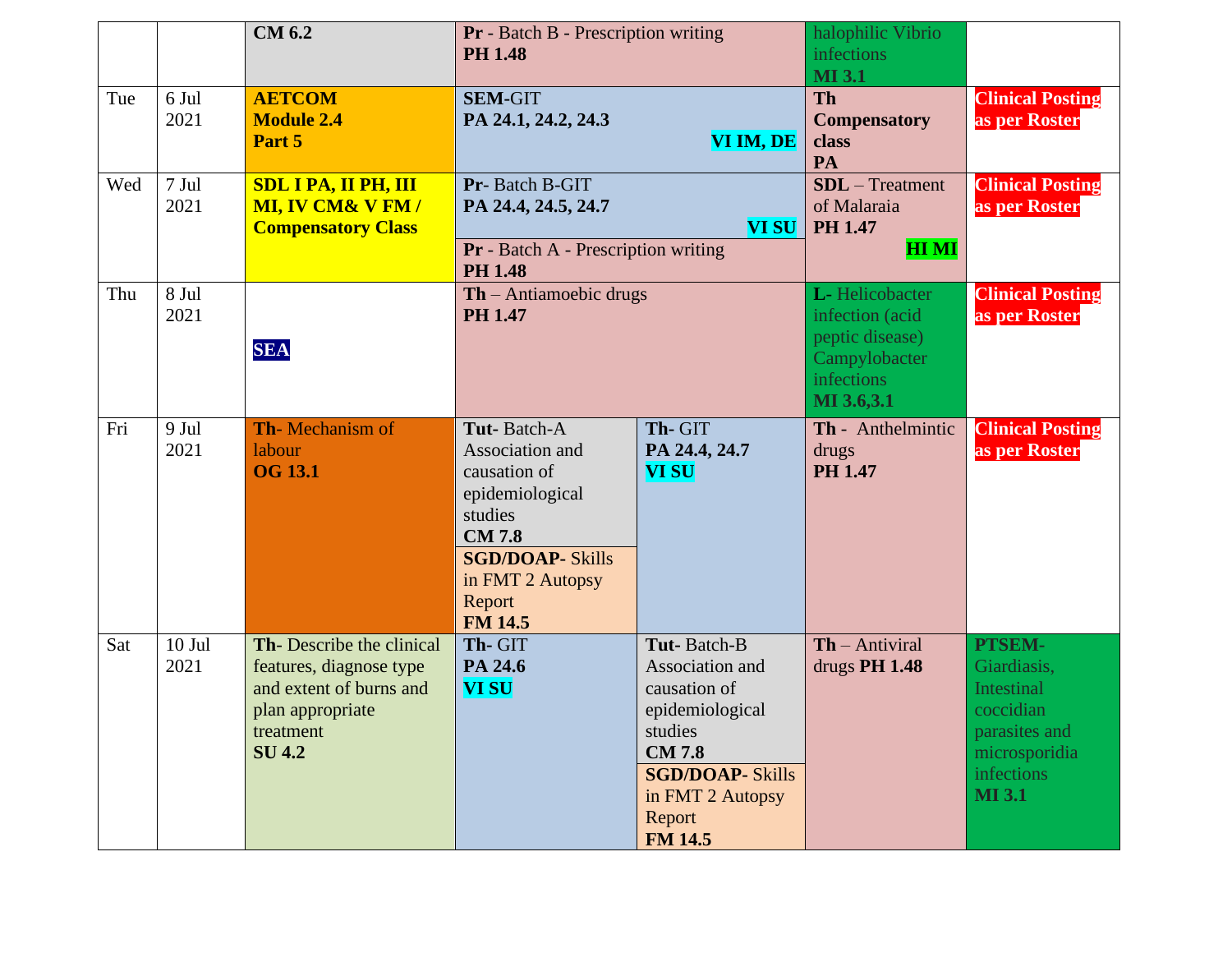| | | | | | | |
|---|---|---|---|---|---|---|
| | | **CM 6.2** | **Pr** - Batch B - Prescription writing **PH 1.48** | | halophilic Vibrio infections **MI 3.1** | |
| Tue | 6 Jul 2021 | **AETCOM Module 2.4 Part 5** | **SEM**-GIT **PA 24.1, 24.2, 24.3** **VI IM, DE** | | **Th Compensatory class PA** | **Clinical Posting as per Roster** |
| Wed | 7 Jul 2021 | **SDL I PA, II PH, III MI, IV CM& V FM / Compensatory Class** | **Pr**- Batch B-GIT **PA 24.4, 24.5, 24.7** **VI SU**<br>**Pr** - Batch A - Prescription writing **PH 1.48** | | **SDL** – Treatment of Malaraia **PH 1.47** **HI MI** | **Clinical Posting as per Roster** |
| Thu | 8 Jul 2021 | **SEA** | **Th** – Antiamoebic drugs **PH 1.47** | | **L-** Helicobacter infection (acid peptic disease) Campylobacter infections **MI 3.6,3.1** | **Clinical Posting as per Roster** |
| Fri | 9 Jul 2021 | **Th**- Mechanism of labour **OG 13.1** | **Tut**- Batch-A Association and causation of epidemiological studies **CM 7.8**<br>**SGD/DOAP-** Skills in FMT 2 Autopsy Report **FM 14.5** | **Th-** GIT **PA 24.4, 24.7** **VI SU** | **Th** - Anthelmintic drugs **PH 1.47** | **Clinical Posting as per Roster** |
| Sat | 10 Jul 2021 | **Th**- Describe the clinical features, diagnose type and extent of burns and plan appropriate treatment **SU 4.2** | **Th**- GIT **PA 24.6** **VI SU** | **Tut**- Batch-B Association and causation of epidemiological studies **CM 7.8**<br>**SGD/DOAP-** Skills in FMT 2 Autopsy Report **FM 14.5** | **Th** – Antiviral drugs **PH 1.48** | **PTSEM-** Giardiasis, Intestinal coccidian parasites and microsporidia infections **MI 3.1** |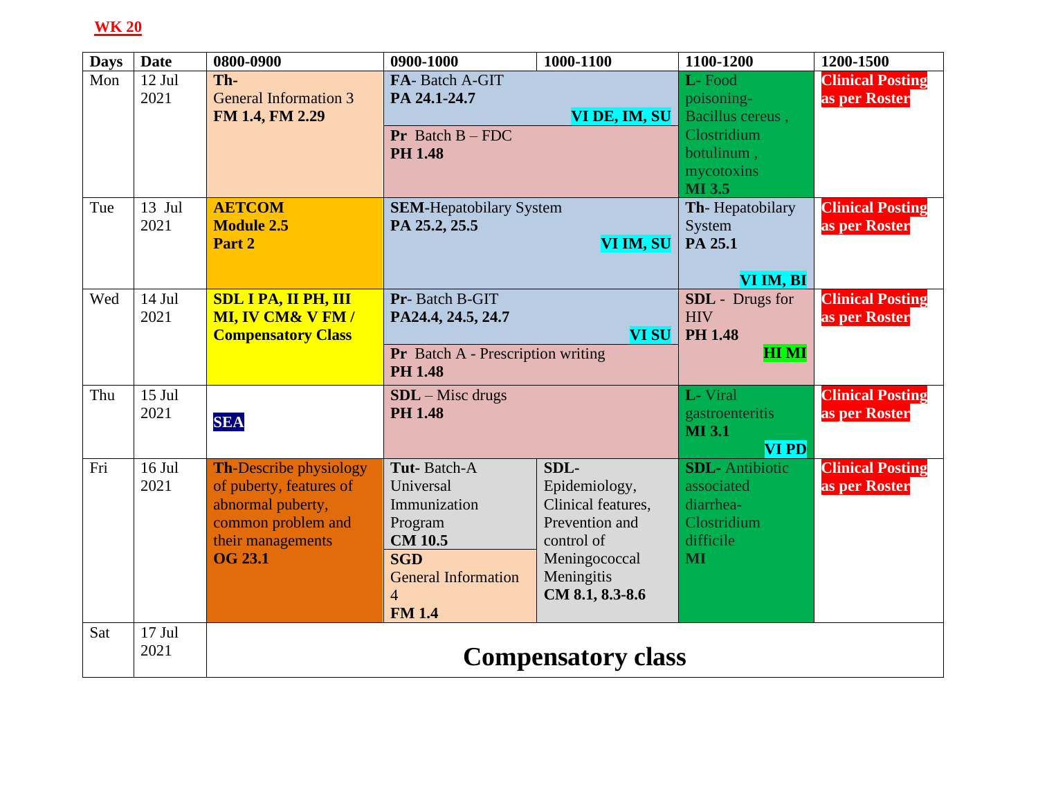**WK 20**

| Days | Date | 0800-0900 | 0900-1000 | 1000-1100 | 1100-1200 | 1200-1500 |
|---|---|---|---|---|---|---|
| Mon | 12 Jul 2021 | **Th-** General Information 3 **FM 1.4, FM 2.29** | **FA**- Batch A-GIT **PA 24.1-24.7** **VI DE, IM, SU** / **Pr** Batch B – FDC **PH 1.48** | | **L-** Food poisoning- Bacillus cereus , Clostridium botulinum , mycotoxins **MI 3.5** | **Clinical Posting as per Roster** |
| Tue | 13 Jul 2021 | **AETCOM Module 2.5 Part 2** | **SEM**-Hepatobiliary System **PA 25.2, 25.5** **VI IM, SU** | | **Th**- Hepatobilary System **PA 25.1** **VI IM, BI** | **Clinical Posting as per Roster** |
| Wed | 14 Jul 2021 | **SDL I PA, II PH, III MI, IV CM& V FM / Compensatory Class** | **Pr**- Batch B-GIT **PA24.4, 24.5, 24.7** **VI SU** / **Pr** Batch A - Prescription writing **PH 1.48** | | **SDL** - Drugs for HIV **PH 1.48** **HI MI** | **Clinical Posting as per Roster** |
| Thu | 15 Jul 2021 | **SEA** | **SDL** – Misc drugs **PH 1.48** | | **L-** Viral gastroenteritis **MI 3.1** **VI PD** | **Clinical Posting as per Roster** |
| Fri | 16 Jul 2021 | **Th**-Describe physiology of puberty, features of abnormal puberty, common problem and their managements **OG 23.1** | **Tut**- Batch-A Universal Immunization Program **CM 10.5** / **SGD** General Information 4 **FM 1.4** | **SDL**- Epidemiology, Clinical features, Prevention and control of Meningococcal Meningitis **CM 8.1, 8.3-8.6** | **SDL-** Antibiotic associated diarrhea- Clostridium difficile **MI** | **Clinical Posting as per Roster** |
| Sat | 17 Jul 2021 | **Compensatory class** | | | | |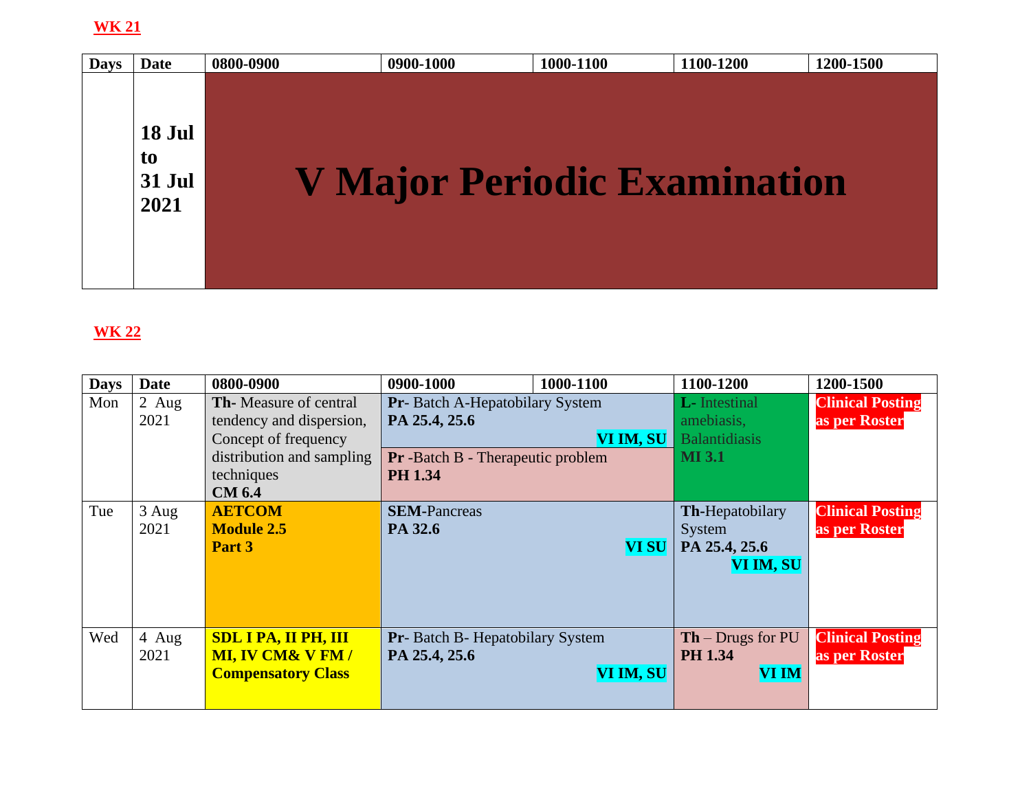**WK 21**

| Days | Date | 0800-0900 | 0900-1000 | 1000-1100 | 1100-1200 | 1200-1500 |
|---|---|---|---|---|---|---|
| | **18 Jul to 31 Jul 2021** | **V Major Periodic Examination** | | | | |

**WK 22**

| Days | Date | 0800-0900 | 0900-1000 | 1000-1100 | 1100-1200 | 1200-1500 |
|---|---|---|---|---|---|---|
| Mon | 2 Aug 2021 | **Th-** Measure of central tendency and dispersion, Concept of frequency distribution and sampling techniques **CM 6.4** | **Pr**- Batch A-Hepatobilary System **PA 25.4, 25.6** **VI IM, SU** / **Pr** -Batch B - Therapeutic problem **PH 1.34** | | **L-** Intestinal amebiasis, Balantidiasis **MI 3.1** | **Clinical Posting as per Roster** |
| Tue | 3 Aug 2021 | **AETCOM Module 2.5 Part 3** | **SEM**-Pancreas **PA 32.6** **VI SU** | | **Th**-Hepatobilary System **PA 25.4, 25.6** **VI IM, SU** | **Clinical Posting as per Roster** |
| Wed | 4 Aug 2021 | **SDL I PA, II PH, III MI, IV CM& V FM / Compensatory Class** | **Pr**- Batch B- Hepatobilary System **PA 25.4, 25.6** **VI IM, SU** | | **Th** – Drugs for PU **PH 1.34** **VI IM** | **Clinical Posting as per Roster** |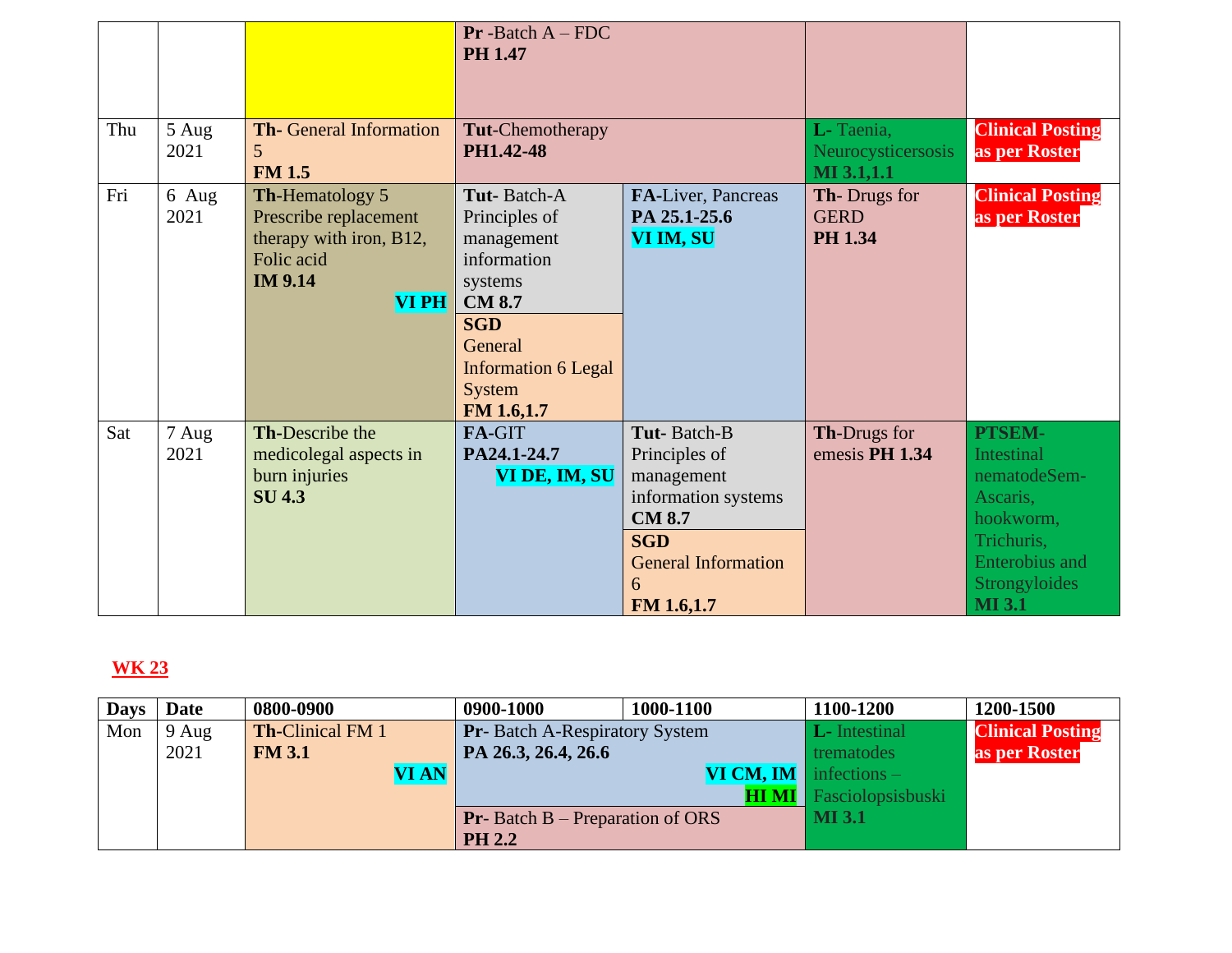| | | | | | | |
|---|---|---|---|---|---|---|
| | | | **Pr** -Batch A – FDC **PH 1.47** | | | |
| Thu | 5 Aug 2021 | **Th-** General Information 5 **FM 1.5** | **Tut**-Chemotherapy **PH1.42-48** | | **L-** Taenia, Neurocysticersosis **MI 3.1,1.1** | **Clinical Posting as per Roster** |
| Fri | 6 Aug 2021 | **Th**-Hematology 5 Prescribe replacement therapy with iron, B12, Folic acid **IM 9.14** **VI PH** | **Tut-** Batch-A Principles of management information systems **CM 8.7** / **SGD** General Information 6 Legal System **FM 1.6,1.7** | **FA-**Liver, Pancreas **PA 25.1-25.6** **VI IM, SU** | **Th-** Drugs for GERD **PH 1.34** | **Clinical Posting as per Roster** |
| Sat | 7 Aug 2021 | **Th-**Describe the medicolegal aspects in burn injuries **SU 4.3** | **FA-**GIT **PA24.1-24.7** **VI DE, IM, SU** | **Tut-** Batch-B Principles of management information systems **CM 8.7** / **SGD** General Information 6 **FM 1.6,1.7** | **Th-**Drugs for emesis **PH 1.34** | **PTSEM-** Intestinal nematodeSem-Ascaris, hookworm, Trichuris, Enterobius and Strongyloides **MI 3.1** |

**WK 23**

| **Days** | **Date** | **0800-0900** | **0900-1000** | **1000-1100** | **1100-1200** | **1200-1500** |
|---|---|---|---|---|---|---|
| Mon | 9 Aug 2021 | **Th-**Clinical FM 1 **FM 3.1** **VI AN** | **Pr-** Batch A-Respiratory System **PA 26.3, 26.4, 26.6** **VI CM, IM** **HI MI** / **Pr-** Batch B – Preparation of ORS **PH 2.2** | | **L-** Intestinal trematodes infections – Fasciolopsisbuski **MI 3.1** | **Clinical Posting as per Roster** |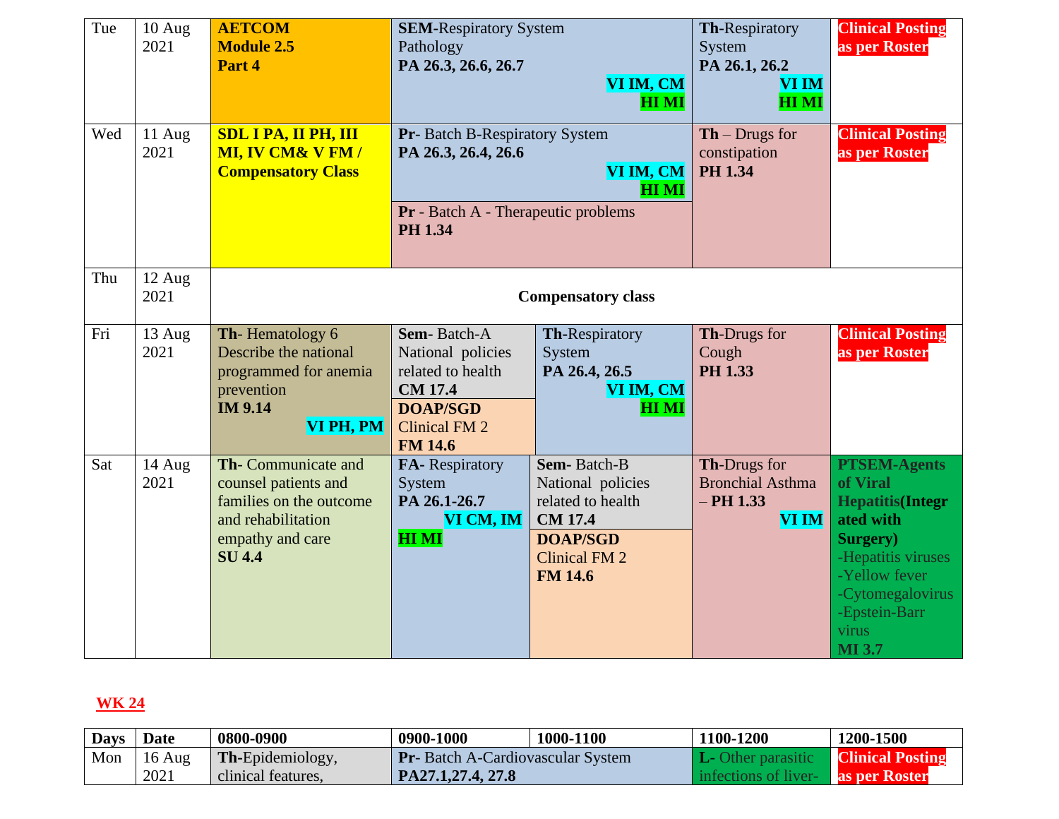| Tue | 10 Aug 2021 | **AETCOM Module 2.5 Part 4** | **SEM**-Respiratory System Pathology **PA 26.3, 26.6, 26.7** **VI IM, CM** **HI MI** | | **Th**-Respiratory System **PA 26.1, 26.2** **VI IM** **HI MI** | **Clinical Posting as per Roster** |
|---|---|---|---|---|---|---|
| Wed | 11 Aug 2021 | **SDL I PA, II PH, III MI, IV CM& V FM / Compensatory Class** | **Pr**- Batch B-Respiratory System **PA 26.3, 26.4, 26.6** **VI IM, CM** **HI MI**<br>**Pr** - Batch A - Therapeutic problems **PH 1.34** | | **Th** – Drugs for constipation **PH 1.34** | **Clinical Posting as per Roster** |
| Thu | 12 Aug 2021 | **Compensatory class** | | | | |
| Fri | 13 Aug 2021 | **Th**- Hematology 6 Describe the national programmed for anemia prevention **IM 9.14** **VI PH, PM** | **Sem**- Batch-A National policies related to health **CM 17.4**<br>**DOAP/SGD** Clinical FM 2 **FM 14.6** | **Th**-Respiratory System **PA 26.4, 26.5** **VI IM, CM** **HI MI** | **Th**-Drugs for Cough **PH 1.33** | **Clinical Posting as per Roster** |
| Sat | 14 Aug 2021 | **Th**- Communicate and counsel patients and families on the outcome and rehabilitation empathy and care **SU 4.4** | **FA**- Respiratory System **PA 26.1-26.7** **VI CM, IM** **HI MI** | **Sem**- Batch-B National policies related to health **CM 17.4**<br>**DOAP/SGD** Clinical FM 2 **FM 14.6** | **Th**-Drugs for Bronchial Asthma – **PH 1.33** **VI IM** | **PTSEM-Agents of Viral Hepatitis(Integrated with Surgery)** -Hepatitis viruses -Yellow fever -Cytomegalovirus -Epstein-Barr virus **MI 3.7** |

## WK 24

| Days | Date | 0800-0900 | 0900-1000 | 1000-1100 | 1100-1200 | 1200-1500 |
|---|---|---|---|---|---|---|
| Mon | 16 Aug 2021 | **Th**-Epidemiology, clinical features, | **Pr**- Batch A-Cardiovascular System **PA27.1,27.4, 27.8** | | **L**- Other parasitic infections of liver- | **Clinical Posting as per Roster** |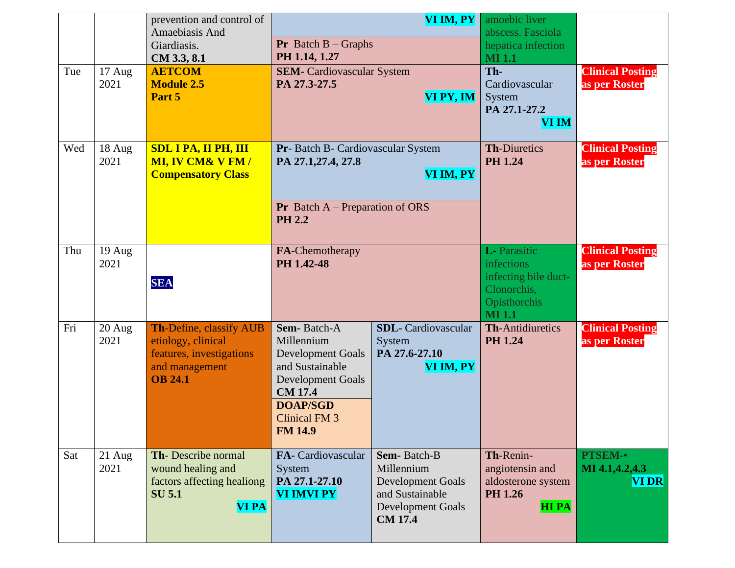| | | | | | |
|---|---|---|---|---|---|
| | | prevention and control of Amaebiasis And Giardiasis. **CM 3.3, 8.1** | **VI IM, PY**<br>**Pr** Batch B – Graphs **PH 1.14, 1.27** | amoebic liver abscess, Fasciola hepatica infection **MI 1.1** | |
| Tue | 17 Aug 2021 | **AETCOM Module 2.5 Part 5** | **SEM-** Cardiovascular System **PA 27.3-27.5** **VI PY, IM** | **Th-** Cardiovascular System **PA 27.1-27.2** **VI IM** | **Clinical Posting as per Roster** |
| Wed | 18 Aug 2021 | **SDL I PA, II PH, III MI, IV CM& V FM / Compensatory Class** | **Pr-** Batch B- Cardiovascular System **PA 27.1,27.4, 27.8** **VI IM, PY**<br>**Pr** Batch A – Preparation of ORS **PH 2.2** | **Th-**Diuretics **PH 1.24** | **Clinical Posting as per Roster** |
| Thu | 19 Aug 2021 | **SEA** | **FA-**Chemotherapy **PH 1.42-48** | **L-** Parasitic infections infecting bile duct- Clonorchis, Opisthorchis **MI 1.1** | **Clinical Posting as per Roster** |
| Fri | 20 Aug 2021 | **Th-**Define, classify AUB etiology, clinical features, investigations and management **OB 24.1** | **Sem-** Batch-A Millennium Development Goals and Sustainable Development Goals **CM 17.4**<br>**DOAP/SGD** Clinical FM 3 **FM 14.9** / **SDL-** Cardiovascular System **PA 27.6-27.10** **VI IM, PY** | **Th-**Antidiuretics **PH 1.24** | **Clinical Posting as per Roster** |
| Sat | 21 Aug 2021 | **Th-** Describe normal wound healing and factors affecting healiong **SU 5.1** **VI PA** | **FA-** Cardiovascular System **PA 27.1-27.10** **VI IMVI PY** / **Sem-** Batch-B Millennium Development Goals and Sustainable Development Goals **CM 17.4** | **Th-**Renin-angiotensin and aldosterone system **PH 1.26** **HI PA** | **PTSEM-•** **MI 4.1,4.2,4.3** **VI DR** |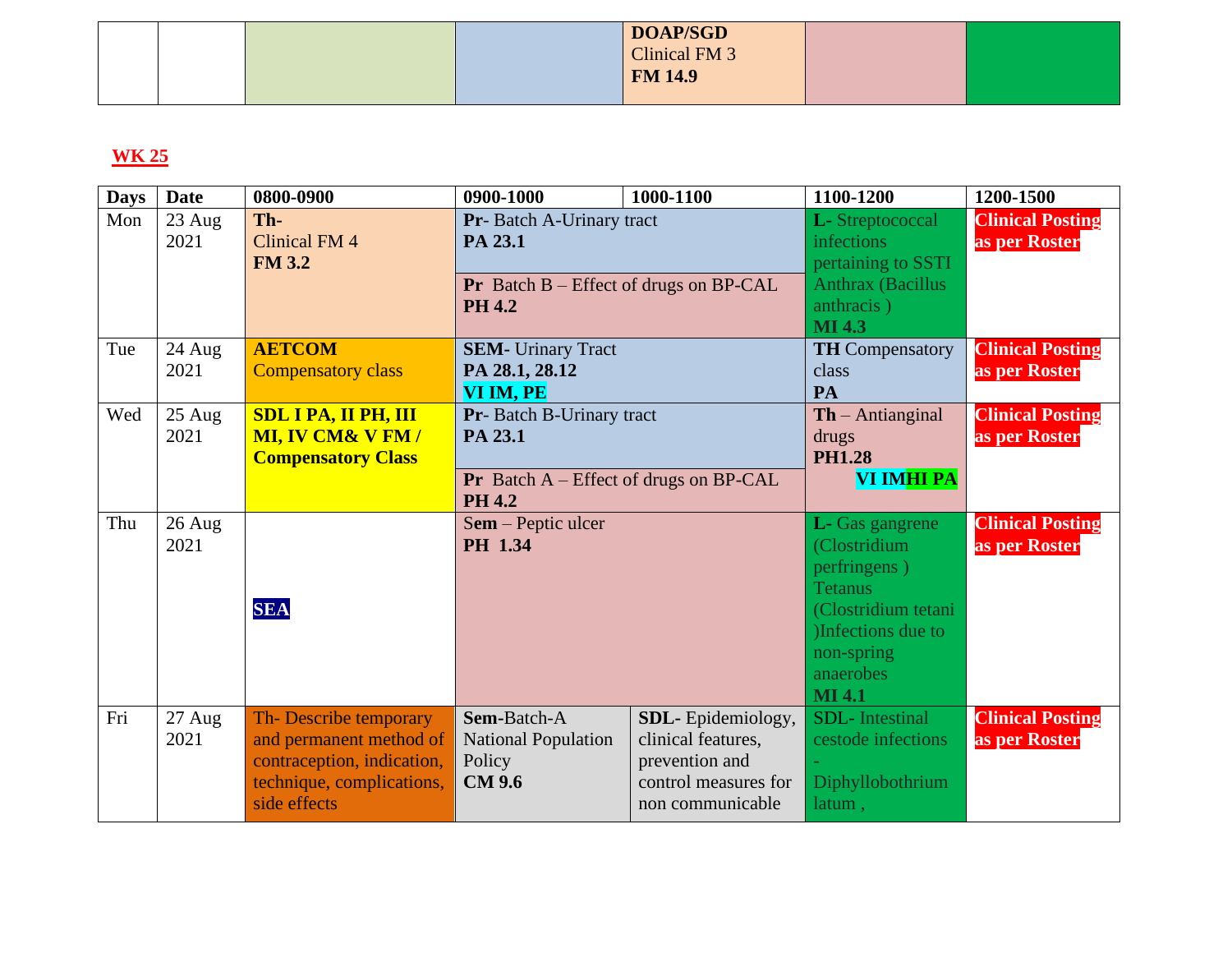| | | | | | | |
|---|---|---|---|---|---|---|
| | | | | **DOAP/SGD** Clinical FM 3 **FM 14.9** | | |

## WK 25

| Days | Date | 0800-0900 | 0900-1000 | 1000-1100 | 1100-1200 | 1200-1500 |
|---|---|---|---|---|---|---|
| Mon | 23 Aug 2021 | **Th-** Clinical FM 4 **FM 3.2** | **Pr**- Batch A-Urinary tract **PA 23.1** <br> **Pr** Batch B – Effect of drugs on BP-CAL **PH 4.2** | | **L-** Streptococcal infections pertaining to SSTI Anthrax (Bacillus anthracis ) **MI 4.3** | **Clinical Posting as per Roster** |
| Tue | 24 Aug 2021 | **AETCOM** Compensatory class | **SEM-** Urinary Tract **PA 28.1, 28.12** **VI IM, PE** | | **TH** Compensatory class **PA** | **Clinical Posting as per Roster** |
| Wed | 25 Aug 2021 | **SDL I PA, II PH, III MI, IV CM& V FM / Compensatory Class** | **Pr**- Batch B-Urinary tract **PA 23.1** <br> **Pr** Batch A – Effect of drugs on BP-CAL **PH 4.2** | | **Th** – Antianginal drugs **PH1.28** **VI IMHI PA** | **Clinical Posting as per Roster** |
| Thu | 26 Aug 2021 | **SEA** | **Sem** – Peptic ulcer **PH 1.34** | | **L-** Gas gangrene (Clostridium perfringens ) Tetanus (Clostridium tetani )Infections due to non-spring anaerobes **MI 4.1** | **Clinical Posting as per Roster** |
| Fri | 27 Aug 2021 | Th- Describe temporary and permanent method of contraception, indication, technique, complications, side effects | **Sem**-Batch-A National Population Policy **CM 9.6** | **SDL**- Epidemiology, clinical features, prevention and control measures for non communicable | SDL- Intestinal cestode infections - Diphyllobothrium latum , | **Clinical Posting as per Roster** |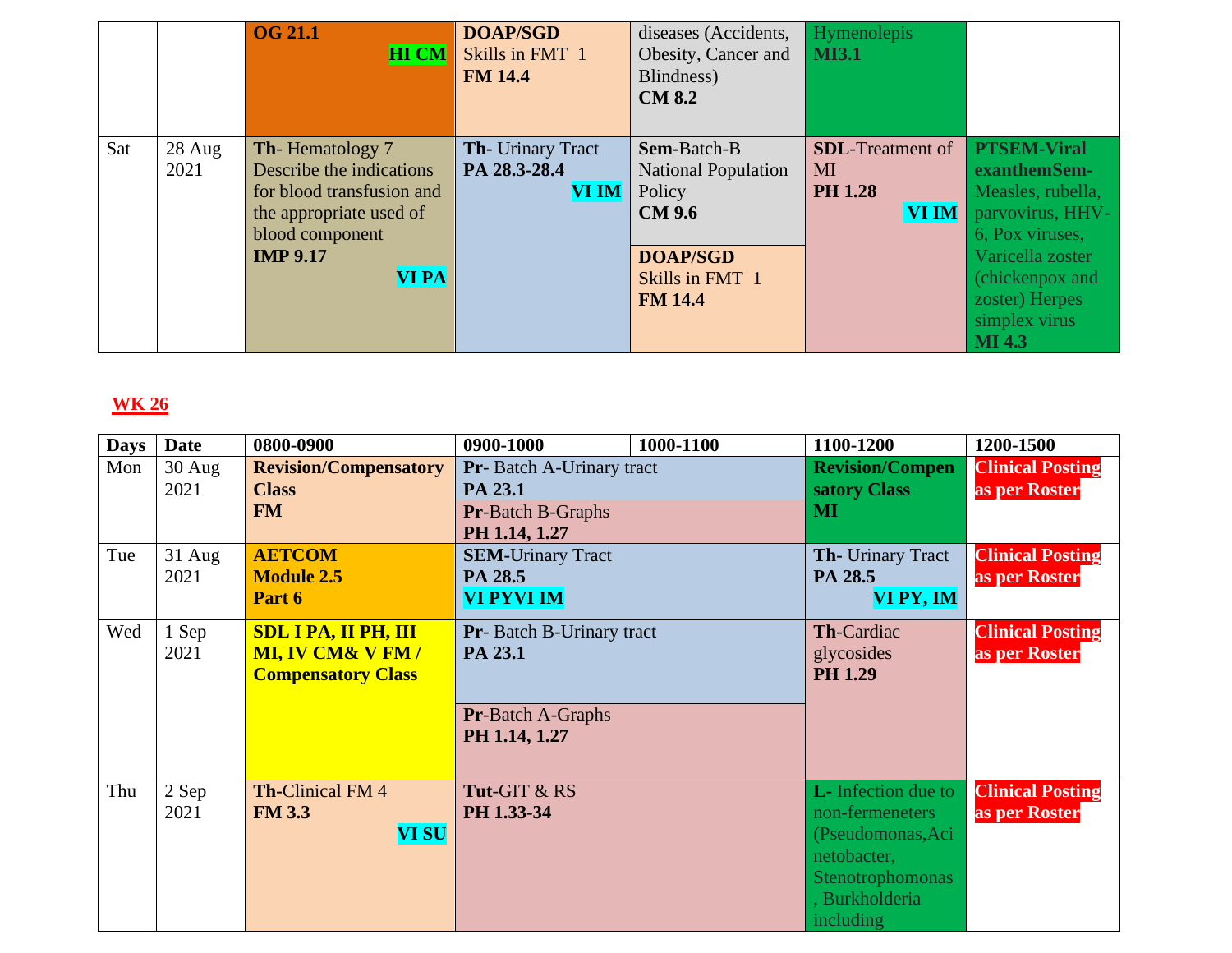| | | | | | | |
|---|---|---|---|---|---|---|
| | | **OG 21.1** **HI CM** | **DOAP/SGD** Skills in FMT 1 **FM 14.4** | diseases (Accidents, Obesity, Cancer and Blindness) **CM 8.2** | Hymenolepis **MI3.1** | |
| Sat | 28 Aug 2021 | **Th**- Hematology 7 Describe the indications for blood transfusion and the appropriate used of blood component **IMP 9.17** **VI PA** | **Th-** Urinary Tract **PA 28.3-28.4** **VI IM** | **Sem**-Batch-B National Population Policy **CM 9.6** / **DOAP/SGD** Skills in FMT 1 **FM 14.4** | **SDL**-Treatment of MI **PH 1.28** **VI IM** | **PTSEM-Viral exanthemSem-** Measles, rubella, parvovirus, HHV-6, Pox viruses, Varicella zoster (chickenpox and zoster) Herpes simplex virus **MI 4.3** |

## WK 26

| Days | Date | 0800-0900 | 0900-1000 | 1000-1100 | 1100-1200 | 1200-1500 |
|---|---|---|---|---|---|---|
| Mon | 30 Aug 2021 | **Revision/Compensatory Class** **FM** | **Pr**- Batch A-Urinary tract **PA 23.1** / **Pr**-Batch B-Graphs **PH 1.14, 1.27** | | **Revision/Compensatory Class** **MI** | **Clinical Posting as per Roster** |
| Tue | 31 Aug 2021 | **AETCOM Module 2.5 Part 6** | **SEM**-Urinary Tract **PA 28.5** **VI PYVI IM** | | **Th**- Urinary Tract **PA 28.5** **VI PY, IM** | **Clinical Posting as per Roster** |
| Wed | 1 Sep 2021 | **SDL I PA, II PH, III MI, IV CM& V FM / Compensatory Class** | **Pr**- Batch B-Urinary tract **PA 23.1** / **Pr**-Batch A-Graphs **PH 1.14, 1.27** | | **Th**-Cardiac glycosides **PH 1.29** | **Clinical Posting as per Roster** |
| Thu | 2 Sep 2021 | **Th**-Clinical FM 4 **FM 3.3** **VI SU** | **Tut**-GIT & RS **PH 1.33-34** | | **L-** Infection due to non-fermeneters (Pseudomonas,Acinetobacter, Stenotrophomonas, Burkholderia including | **Clinical Posting as per Roster** |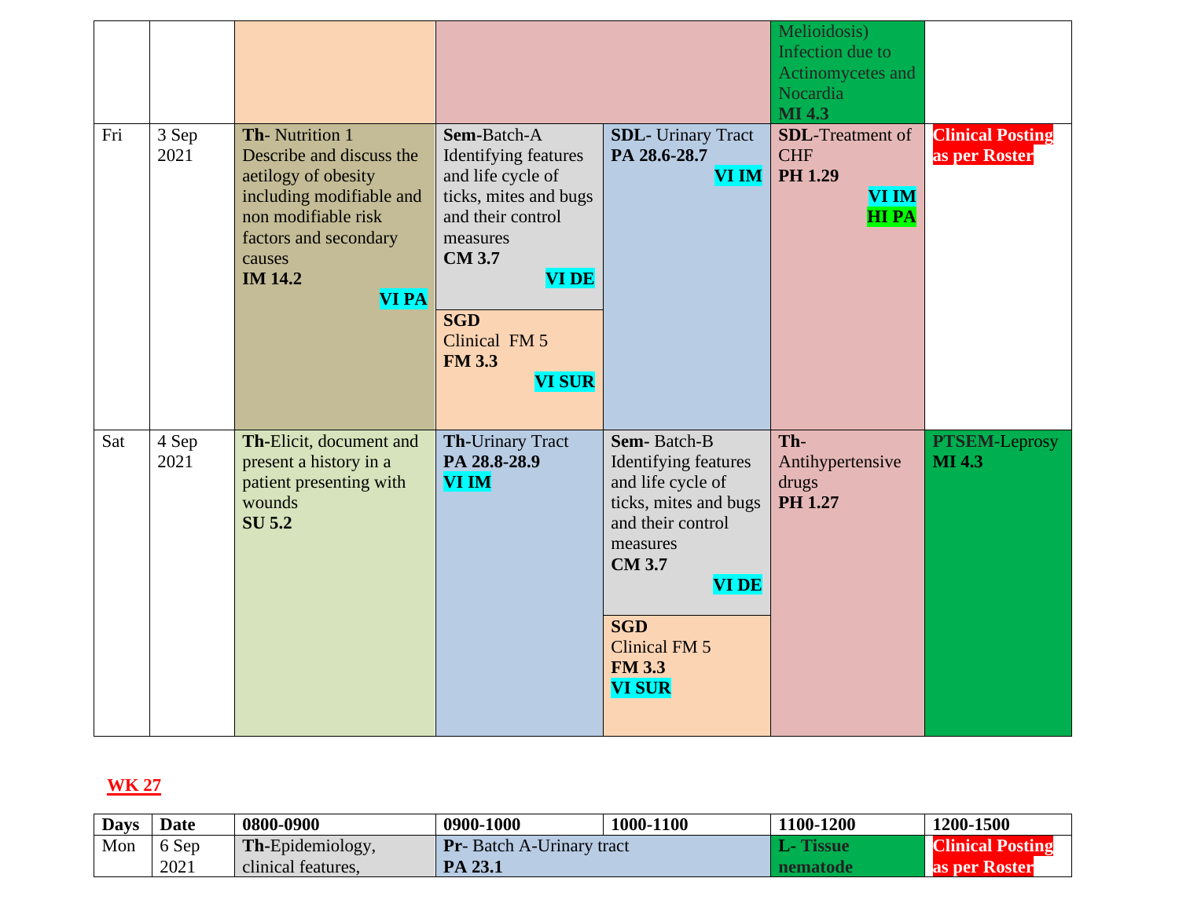| | | | | | | |
|---|---|---|---|---|---|---|
| | | | | | Melioidosis) Infection due to Actinomycetes and Nocardia **MI 4.3** | |
| Fri | 3 Sep 2021 | **Th**- Nutrition 1 Describe and discuss the aetilogy of obesity including modifiable and non modifiable risk factors and secondary causes **IM 14.2** **VI PA** | **Sem**-Batch-A Identifying features and life cycle of ticks, mites and bugs and their control measures **CM 3.7** **VI DE** <br> **SGD** Clinical FM 5 **FM 3.3** **VI SUR** | **SDL**- Urinary Tract **PA 28.6-28.7** **VI IM** | **SDL**-Treatment of CHF **PH 1.29** **VI IM** **HI PA** | **Clinical Posting as per Roster** |
| Sat | 4 Sep 2021 | **Th**-Elicit, document and present a history in a patient presenting with wounds **SU 5.2** | **Th**-Urinary Tract **PA 28.8-28.9** **VI IM** | **Sem**- Batch-B Identifying features and life cycle of ticks, mites and bugs and their control measures **CM 3.7** **VI DE** <br> **SGD** Clinical FM 5 **FM 3.3** **VI SUR** | **Th**-Antihypertensive drugs **PH 1.27** | **PTSEM**-Leprosy **MI 4.3** |

**WK 27**

| Days | Date | 0800-0900 | 0900-1000 | 1000-1100 | 1100-1200 | 1200-1500 |
|---|---|---|---|---|---|---|
| Mon | 6 Sep 2021 | **Th**-Epidemiology, clinical features, | **Pr**- Batch A-Urinary tract **PA 23.1** | | **L- Tissue nematode** | **Clinical Posting as per Roster** |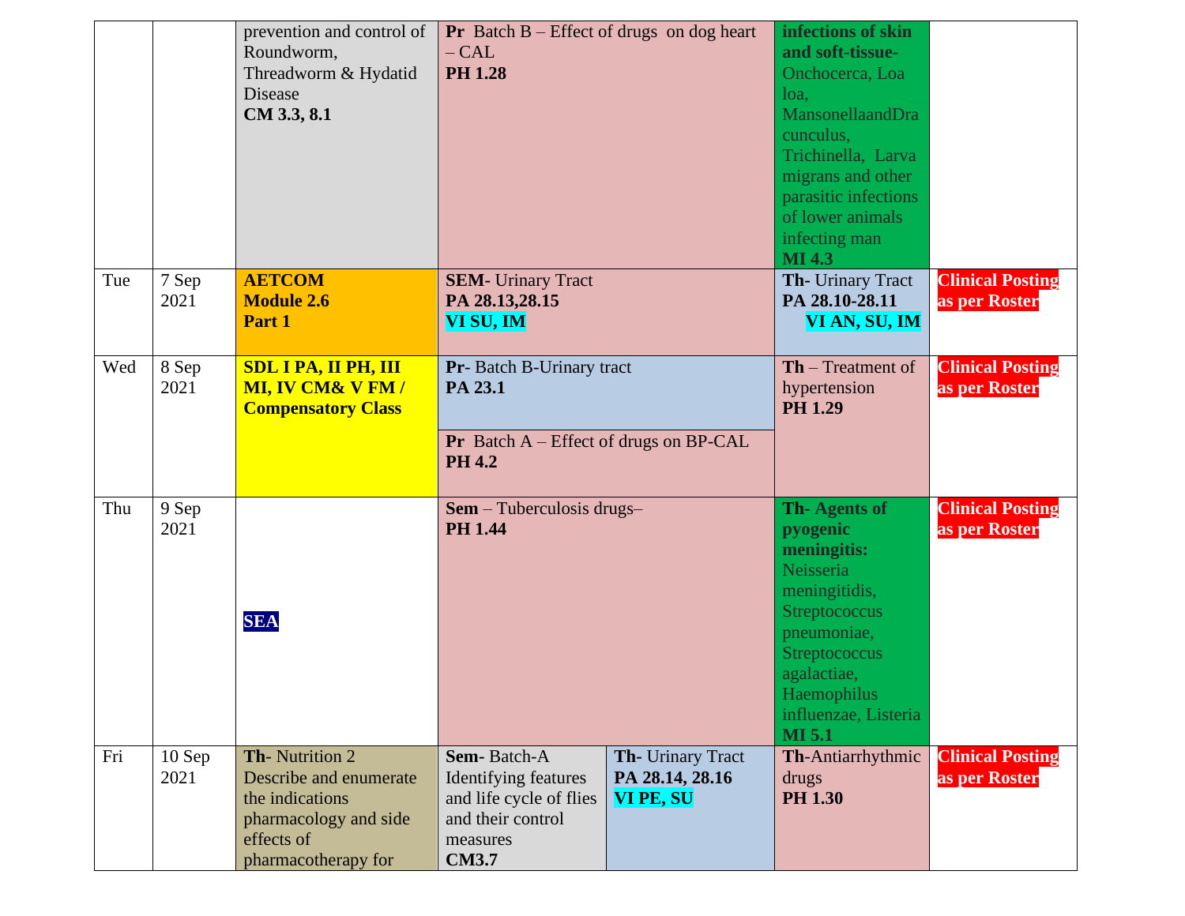| | | | | | | |
|---|---|---|---|---|---|---|
| | | prevention and control of Roundworm, Threadworm & Hydatid Disease **CM 3.3, 8.1** | **Pr** Batch B – Effect of drugs on dog heart – CAL **PH 1.28** | | **infections of skin and soft-tissue-** Onchocerca, Loa loa, MansonellaandDracunculus, Trichinella, Larva migrans and other parasitic infections of lower animals infecting man **MI 4.3** | |
| Tue | 7 Sep 2021 | **AETCOM Module 2.6 Part 1** | **SEM-** Urinary Tract **PA 28.13,28.15** **VI SU, IM** | | **Th-** Urinary Tract **PA 28.10-28.11** **VI AN, SU, IM** | **Clinical Posting as per Roster** |
| Wed | 8 Sep 2021 | **SDL I PA, II PH, III MI, IV CM& V FM / Compensatory Class** | **Pr-** Batch B-Urinary tract **PA 23.1** / **Pr** Batch A – Effect of drugs on BP-CAL **PH 4.2** | | **Th** – Treatment of hypertension **PH 1.29** | **Clinical Posting as per Roster** |
| Thu | 9 Sep 2021 | **SEA** | **Sem** – Tuberculosis drugs– **PH 1.44** | | **Th- Agents of pyogenic meningitis:** Neisseria meningitidis, Streptococcus pneumoniae, Streptococcus agalactiae, Haemophilus influenzae, Listeria **MI 5.1** | **Clinical Posting as per Roster** |
| Fri | 10 Sep 2021 | **Th-** Nutrition 2 Describe and enumerate the indications pharmacology and side effects of pharmacotherapy for | **Sem-** Batch-A Identifying features and life cycle of flies and their control measures **CM3.7** | **Th-** Urinary Tract **PA 28.14, 28.16** **VI PE, SU** | **Th-**Antiarrhythmic drugs **PH 1.30** | **Clinical Posting as per Roster** |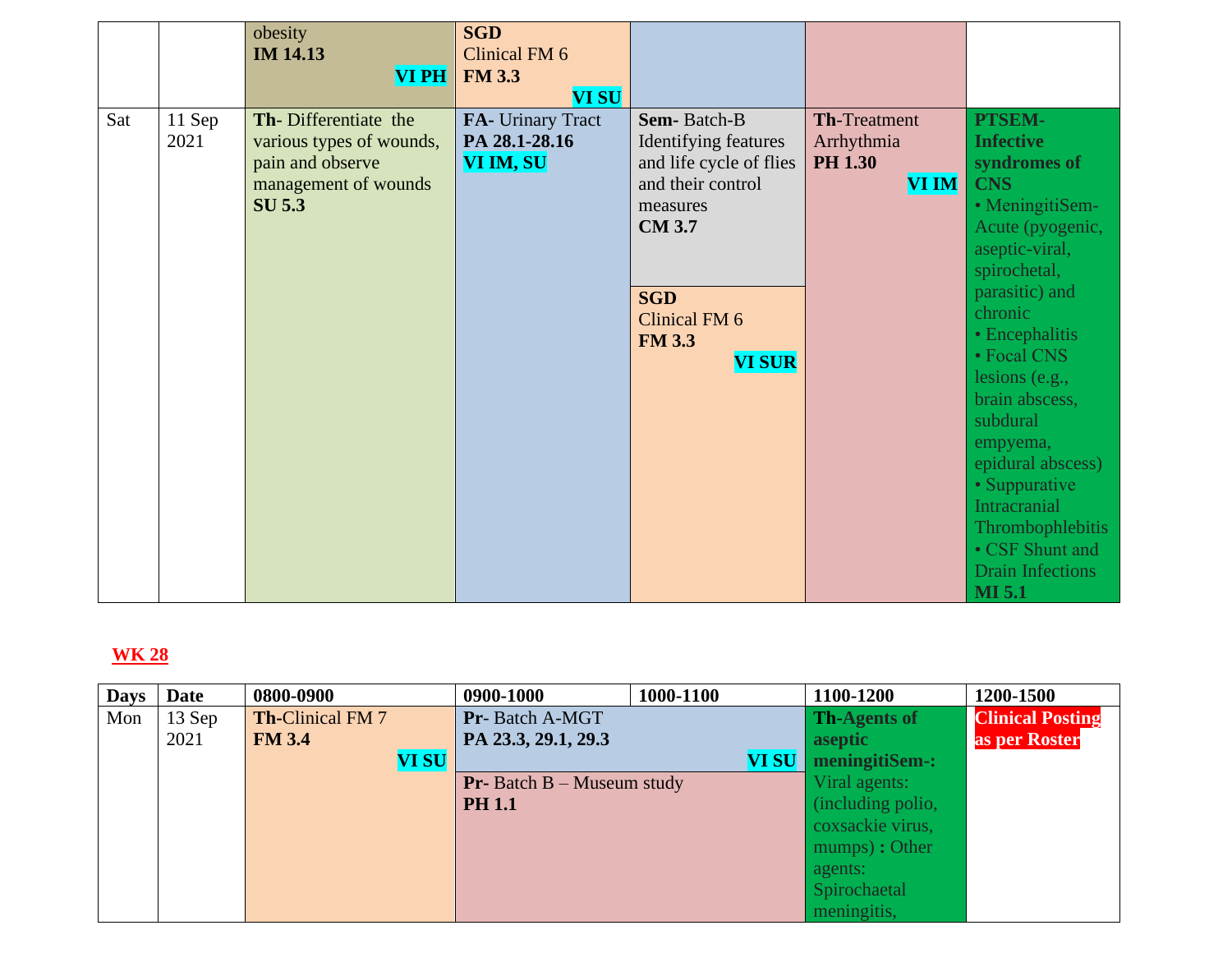| | | | | | | |
|---|---|---|---|---|---|---|
| | | obesity **IM 14.13** **VI PH** | **SGD** Clinical FM 6 **FM 3.3** **VI SU** | | | |
| Sat | 11 Sep 2021 | **Th**- Differentiate the various types of wounds, pain and observe management of wounds **SU 5.3** | **FA**- Urinary Tract **PA 28.1-28.16** **VI IM, SU** | **Sem**- Batch-B Identifying features and life cycle of flies and their control measures **CM 3.7** <br> **SGD** Clinical FM 6 **FM 3.3** **VI SUR** | **Th**-Treatment Arrhythmia **PH 1.30** **VI IM** | **PTSEM- Infective syndromes of CNS** • MeningitiSem- Acute (pyogenic, aseptic-viral, spirochetal, parasitic) and chronic • Encephalitis • Focal CNS lesions (e.g., brain abscess, subdural empyema, epidural abscess) • Suppurative Intracranial Thrombophlebitis • CSF Shunt and Drain Infections **MI 5.1** |

**WK 28**

| Days | Date | 0800-0900 | 0900-1000 | 1000-1100 | 1100-1200 | 1200-1500 |
|---|---|---|---|---|---|---|
| Mon | 13 Sep 2021 | **Th**-Clinical FM 7 **FM 3.4** **VI SU** | **Pr**- Batch A-MGT **PA 23.3, 29.1, 29.3** **VI SU** <br> **Pr**- Batch B – Museum study **PH 1.1** | | **Th-Agents of aseptic meningitiSem-:** Viral agents: (including polio, coxsackie virus, mumps) **:** Other agents: Spirochaetal meningitis, | **Clinical Posting as per Roster** |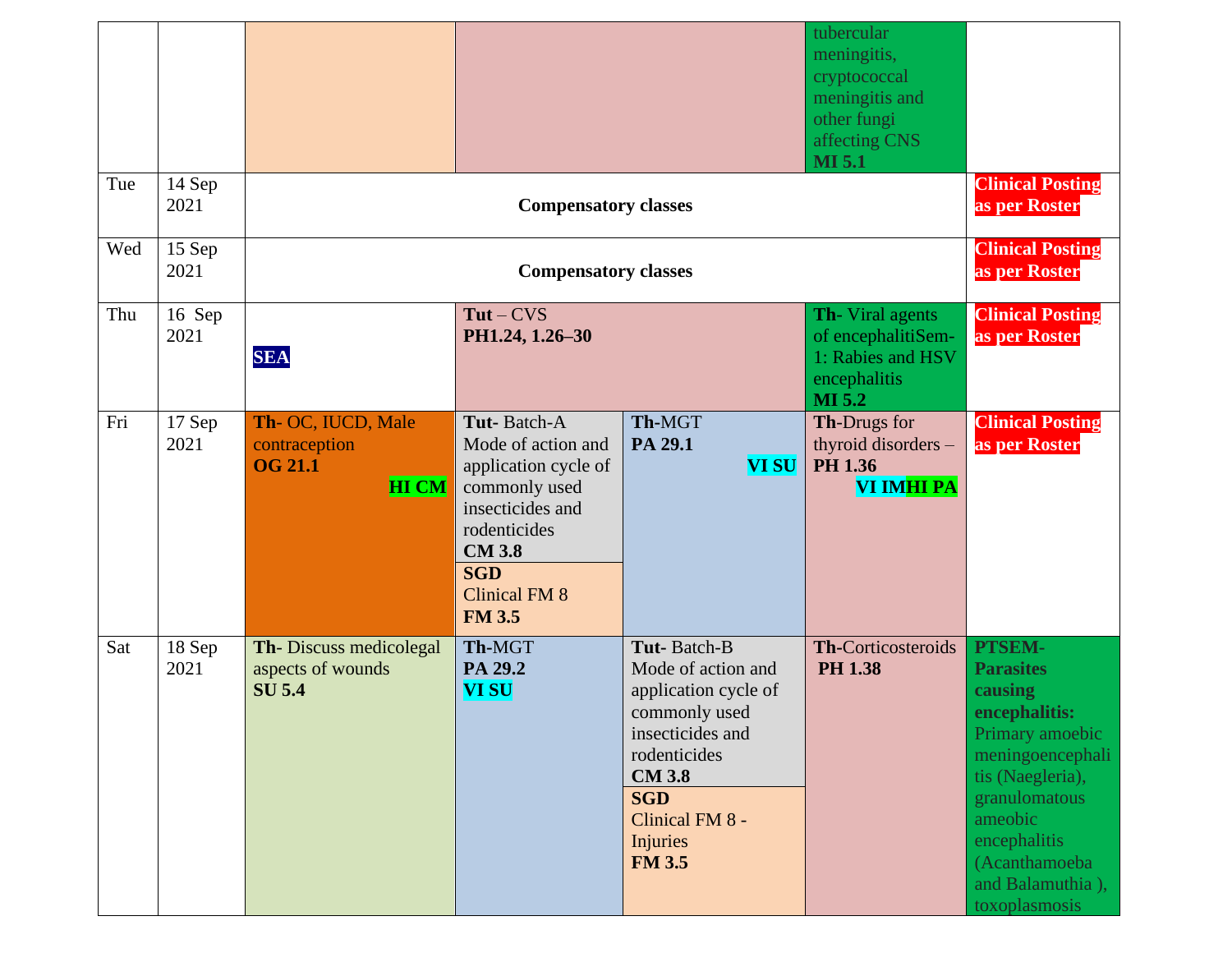| | | | | | | |
|---|---|---|---|---|---|---|
| | | | | | tubercular meningitis, cryptococcal meningitis and other fungi affecting CNS **MI 5.1** | |
| Tue | 14 Sep 2021 | **Compensatory classes** | | | | **Clinical Posting as per Roster** |
| Wed | 15 Sep 2021 | **Compensatory classes** | | | | **Clinical Posting as per Roster** |
| Thu | 16 Sep 2021 | **SEA** | **Tut** – CVS **PH1.24, 1.26–30** | | **Th-** Viral agents of encephalitiSem-1: Rabies and HSV encephalitis **MI 5.2** | **Clinical Posting as per Roster** |
| Fri | 17 Sep 2021 | **Th-** OC, IUCD, Male contraception **OG 21.1** **HI CM** | **Tut-** Batch-A Mode of action and application cycle of commonly used insecticides and rodenticides **CM 3.8** / **SGD** Clinical FM 8 **FM 3.5** | **Th**-MGT **PA 29.1** **VI SU** | **Th**-Drugs for thyroid disorders – **PH 1.36** **VI IM** **HI PA** | **Clinical Posting as per Roster** |
| Sat | 18 Sep 2021 | **Th-** Discuss medicolegal aspects of wounds **SU 5.4** | **Th**-MGT **PA 29.2** **VI SU** | **Tut-** Batch-B Mode of action and application cycle of commonly used insecticides and rodenticides **CM 3.8** / **SGD** Clinical FM 8 - Injuries **FM 3.5** | **Th**-Corticosteroids **PH 1.38** | **PTSEM- Parasites causing encephalitis:** Primary amoebic meningoencephalitis (Naegleria), granulomatous ameobic encephalitis (Acanthamoeba and Balamuthia ), toxoplasmosis |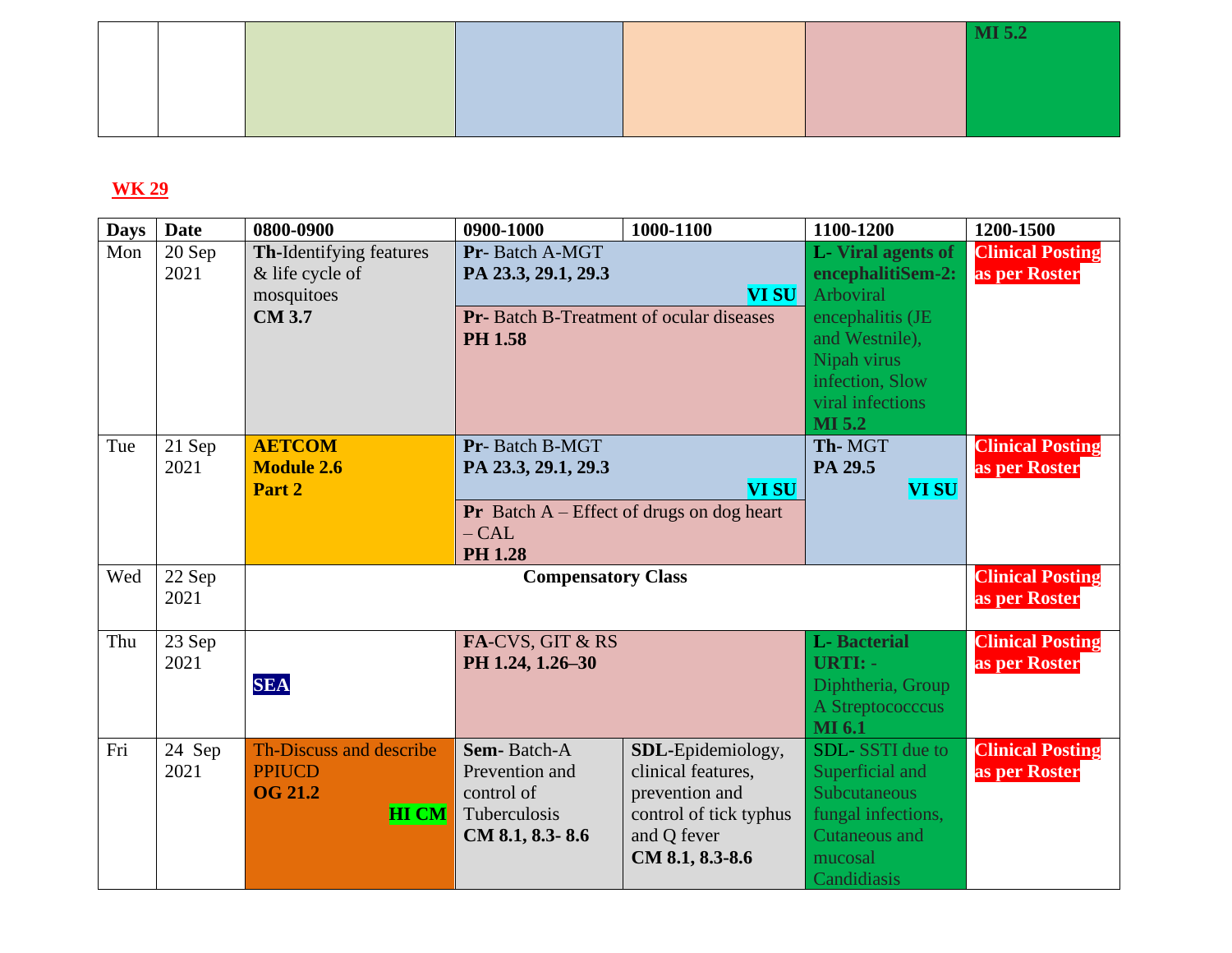| | | | | | | MI 5.2 |
|---|---|---|---|---|---|---|

**WK 29**

| Days | Date | 0800-0900 | 0900-1000 | 1000-1100 | 1100-1200 | 1200-1500 |
|---|---|---|---|---|---|---|
| Mon | 20 Sep 2021 | **Th-**Identifying features & life cycle of mosquitoes **CM 3.7** | **Pr**- Batch A-MGT **PA 23.3, 29.1, 29.3** **VI SU**<br>**Pr**- Batch B-Treatment of ocular diseases **PH 1.58** | | **L- Viral agents of encephalitiSem-2:** Arboviral encephalitis (JE and Westnile), Nipah virus infection, Slow viral infections **MI 5.2** | **Clinical Posting as per Roster** |
| Tue | 21 Sep 2021 | **AETCOM Module 2.6 Part 2** | **Pr**- Batch B-MGT **PA 23.3, 29.1, 29.3** **VI SU**<br>**Pr** Batch A – Effect of drugs on dog heart – CAL **PH 1.28** | | **Th-** MGT **PA 29.5** **VI SU** | **Clinical Posting as per Roster** |
| Wed | 22 Sep 2021 | **Compensatory Class** | | | | **Clinical Posting as per Roster** |
| Thu | 23 Sep 2021 | **SEA** | **FA**-CVS, GIT & RS **PH 1.24, 1.26–30** | | **L- Bacterial URTI: -** Diphtheria, Group A Streptococccus **MI 6.1** | **Clinical Posting as per Roster** |
| Fri | 24 Sep 2021 | Th-Discuss and describe PPIUCD **OG 21.2** **HI CM** | **Sem-** Batch-A Prevention and control of Tuberculosis **CM 8.1, 8.3- 8.6** | **SDL-**Epidemiology, clinical features, prevention and control of tick typhus and Q fever **CM 8.1, 8.3-8.6** | SDL- SSTI due to Superficial and Subcutaneous fungal infections, Cutaneous and mucosal Candidiasis | **Clinical Posting as per Roster** |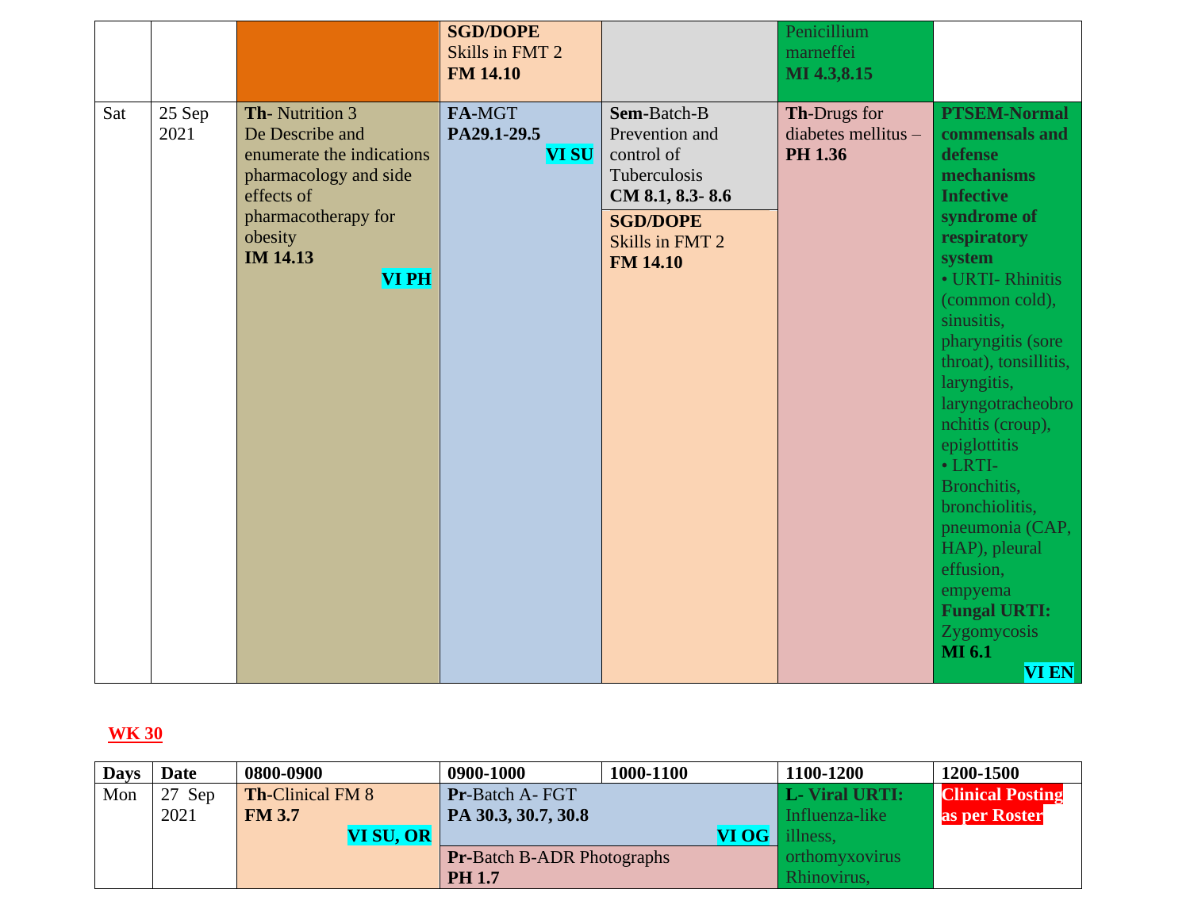| | | | | | | |
|---|---|---|---|---|---|---|
| | | | **SGD/DOPE** Skills in FMT 2 **FM 14.10** | | Penicillium marneffei **MI 4.3,8.15** | |
| Sat | 25 Sep 2021 | **Th**- Nutrition 3 De Describe and enumerate the indications pharmacology and side effects of pharmacotherapy for obesity **IM 14.13** **VI PH** | **FA**-MGT **PA29.1-29.5** **VI SU** | **Sem**-Batch-B Prevention and control of Tuberculosis **CM 8.1, 8.3- 8.6** <br> **SGD/DOPE** Skills in FMT 2 **FM 14.10** | **Th**-Drugs for diabetes mellitus – **PH 1.36** | **PTSEM-Normal commensals and defense mechanisms Infective syndrome of respiratory system** • URTI- Rhinitis (common cold), sinusitis, pharyngitis (sore throat), tonsillitis, laryngitis, laryngotracheobronchitis (croup), epiglottitis • LRTI- Bronchitis, bronchiolitis, pneumonia (CAP, HAP), pleural effusion, empyema **Fungal URTI:** Zygomycosis **MI 6.1** **VI EN** |

**WK 30**

| Days | Date | 0800-0900 | 0900-1000 | 1000-1100 | 1100-1200 | 1200-1500 |
|---|---|---|---|---|---|---|
| Mon | 27 Sep 2021 | **Th**-Clinical FM 8 **FM 3.7** **VI SU, OR** | **Pr**-Batch A- FGT **PA 30.3, 30.7, 30.8** **VI OG** <br> **Pr**-Batch B-ADR Photographs **PH 1.7** | | **L- Viral URTI:** Influenza-like illness, orthomyxovirus Rhinovirus, | **Clinical Posting as per Roster** |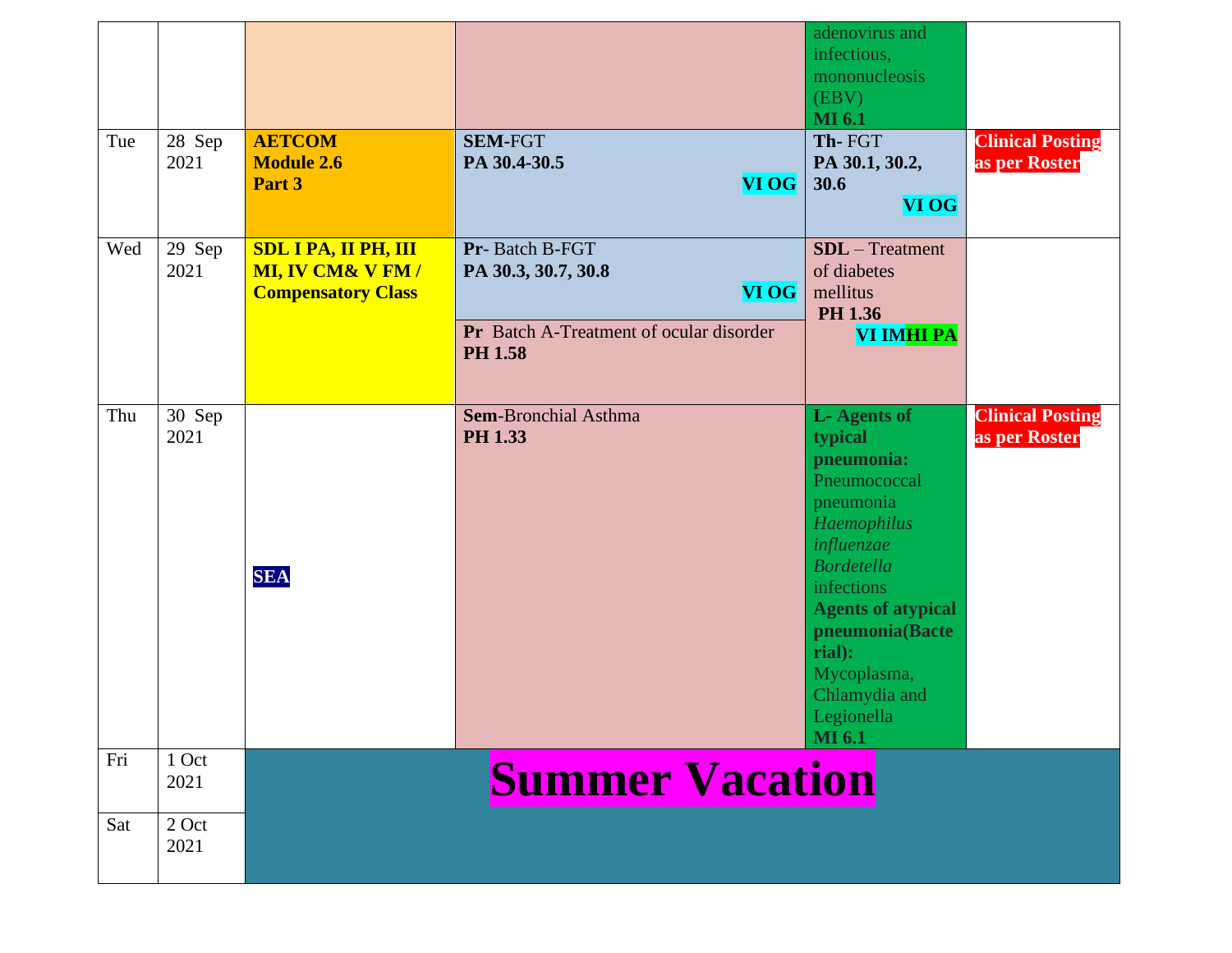| | | | | | |
|---|---|---|---|---|---|
| | | | | adenovirus and infectious, mononucleosis (EBV) **MI 6.1** | |
| Tue | 28 Sep 2021 | **AETCOM Module 2.6 Part 3** | **SEM**-FGT **PA 30.4-30.5** **VI OG** | **Th-** FGT **PA 30.1, 30.2, 30.6** **VI OG** | **Clinical Posting as per Roster** |
| Wed | 29 Sep 2021 | **SDL I PA, II PH, III MI, IV CM& V FM / Compensatory Class** | **Pr**- Batch B-FGT **PA 30.3, 30.7, 30.8** **VI OG**<br>**Pr** Batch A-Treatment of ocular disorder **PH 1.58** | **SDL** – Treatment of diabetes mellitus **PH 1.36** **VI IMHI PA** | |
| Thu | 30 Sep 2021 | **SEA** | **Sem**-Bronchial Asthma **PH 1.33** | **L- Agents of typical pneumonia:** Pneumococcal pneumonia *Haemophilus influenzae* *Bordetella* infections **Agents of atypical pneumonia(Bacterial):** Mycoplasma, Chlamydia and Legionella **MI 6.1** | **Clinical Posting as per Roster** |
| Fri | 1 Oct 2021 | **Summer Vacation** | | | |
| Sat | 2 Oct 2021 | | | | |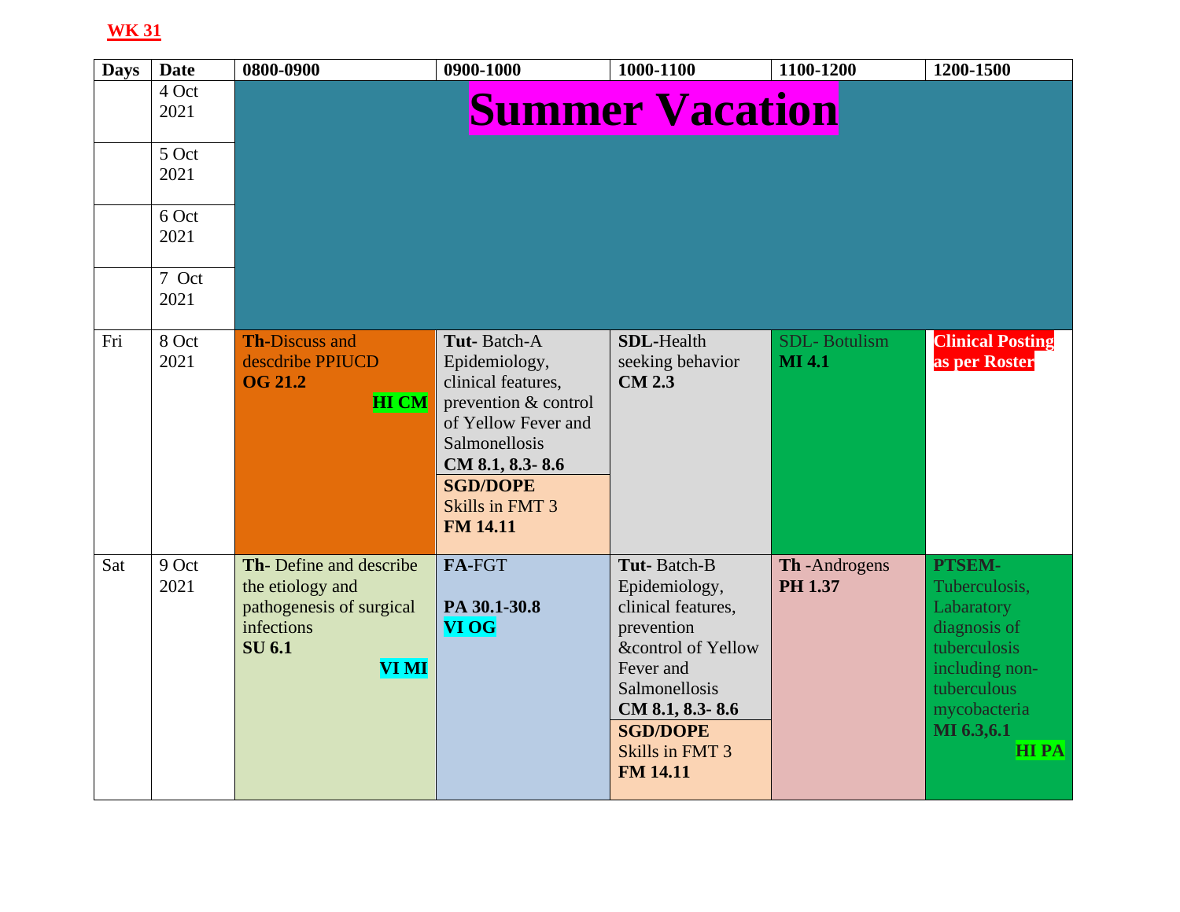**WK 31**

| Days | Date | 0800-0900 | 0900-1000 | 1000-1100 | 1100-1200 | 1200-1500 |
|---|---|---|---|---|---|---|
| | 4 Oct 2021 | **Summer Vacation** | | | | |
| | 5 Oct 2021 | | | | | |
| | 6 Oct 2021 | | | | | |
| | 7 Oct 2021 | | | | | |
| Fri | 8 Oct 2021 | **Th-**Discuss and descdribe PPIUCD **OG 21.2** **HI CM** | **Tut-** Batch-A Epidemiology, clinical features, prevention & control of Yellow Fever and Salmonellosis **CM 8.1, 8.3- 8.6** / **SGD/DOPE** Skills in FMT 3 **FM 14.11** | **SDL-**Health seeking behavior **CM 2.3** | SDL- Botulism **MI 4.1** | **Clinical Posting as per Roster** |
| Sat | 9 Oct 2021 | **Th-** Define and describe the etiology and pathogenesis of surgical infections **SU 6.1** **VI MI** | **FA-**FGT **PA 30.1-30.8** **VI OG** | **Tut-** Batch-B Epidemiology, clinical features, prevention &control of Yellow Fever and Salmonellosis **CM 8.1, 8.3- 8.6** / **SGD/DOPE** Skills in FMT 3 **FM 14.11** | **Th** -Androgens **PH 1.37** | **PTSEM-** Tuberculosis, Labaratory diagnosis of tuberculosis including non-tuberculous mycobacteria **MI 6.3,6.1** **HI PA** |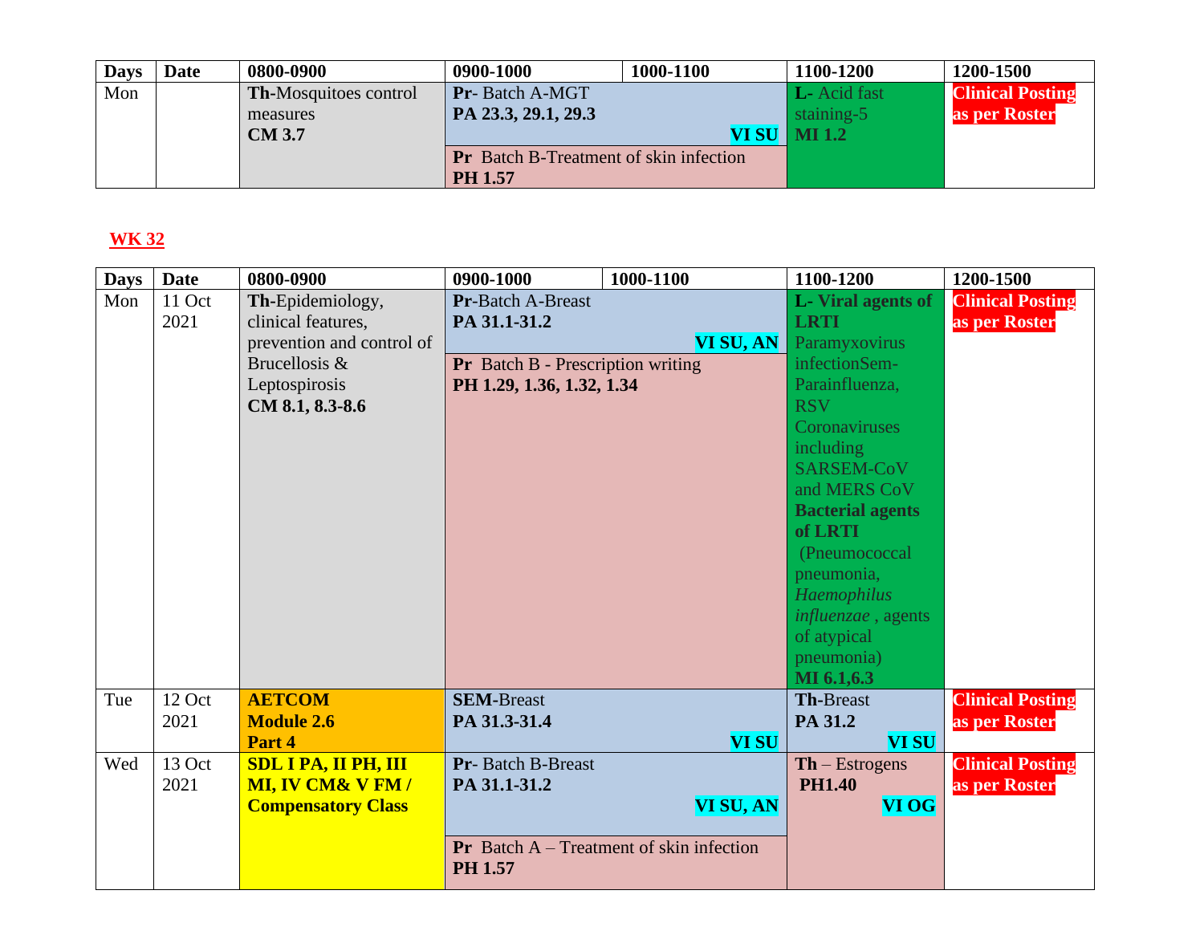| Days | Date | 0800-0900 | 0900-1000 | 1000-1100 | 1100-1200 | 1200-1500 |
|---|---|---|---|---|---|---|
| Mon | | **Th-**Mosquitoes control measures **CM 3.7** | **Pr-** Batch A-MGT **PA 23.3, 29.1, 29.3** **VI SU** <br> **Pr** Batch B-Treatment of skin infection **PH 1.57** | | **L-** Acid fast staining-5 **MI 1.2** | **Clinical Posting as per Roster** |

## WK 32

| Days | Date | 0800-0900 | 0900-1000 | 1000-1100 | 1100-1200 | 1200-1500 |
|---|---|---|---|---|---|---|
| Mon | 11 Oct 2021 | **Th-**Epidemiology, clinical features, prevention and control of Brucellosis & Leptospirosis **CM 8.1, 8.3-8.6** | **Pr-**Batch A-Breast **PA 31.1-31.2** **VI SU, AN** <br> **Pr** Batch B - Prescription writing **PH 1.29, 1.36, 1.32, 1.34** | | **L- Viral agents of LRTI** Paramyxovirus infectionSem-Parainfluenza, RSV Coronaviruses including SARSEM-CoV and MERS CoV **Bacterial agents of LRTI** (Pneumococcal pneumonia, *Haemophilus influenzae* , agents of atypical pneumonia) **MI 6.1,6.3** | **Clinical Posting as per Roster** |
| Tue | 12 Oct 2021 | **AETCOM Module 2.6 Part 4** | **SEM-**Breast **PA 31.3-31.4** **VI SU** | | **Th-**Breast **PA 31.2** **VI SU** | **Clinical Posting as per Roster** |
| Wed | 13 Oct 2021 | **SDL I PA, II PH, III MI, IV CM& V FM / Compensatory Class** | **Pr-** Batch B-Breast **PA 31.1-31.2** **VI SU, AN** <br> **Pr** Batch A – Treatment of skin infection **PH 1.57** | | **Th** – Estrogens **PH1.40** **VI OG** | **Clinical Posting as per Roster** |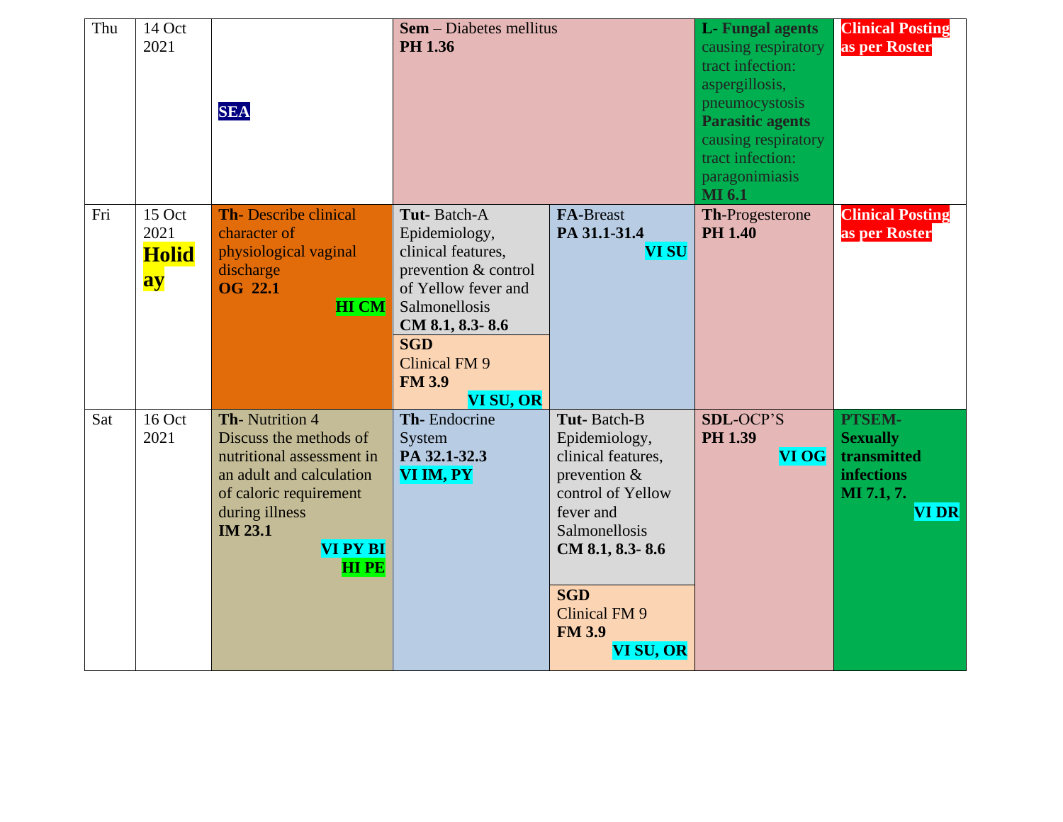| Thu | 14 Oct 2021 | **SEA** | **Sem** – Diabetes mellitus **PH 1.36** | | **L- Fungal agents** causing respiratory tract infection: aspergillosis, pneumocystosis **Parasitic agents** causing respiratory tract infection: paragonimiasis **MI 6.1** | **Clinical Posting as per Roster** |
|---|---|---|---|---|---|---|
| Fri | 15 Oct 2021 **Holiday** | **Th-** Describe clinical character of physiological vaginal discharge **OG 22.1** **HI CM** | **Tut-** Batch-A Epidemiology, clinical features, prevention & control of Yellow fever and Salmonellosis **CM 8.1, 8.3- 8.6** **SGD** Clinical FM 9 **FM 3.9** **VI SU, OR** | **FA-**Breast **PA 31.1-31.4** **VI SU** | **Th-**Progesterone **PH 1.40** | **Clinical Posting as per Roster** |
| Sat | 16 Oct 2021 | **Th-** Nutrition 4 Discuss the methods of nutritional assessment in an adult and calculation of caloric requirement during illness **IM 23.1** **VI PY BI** **HI PE** | **Th-** Endocrine System **PA 32.1-32.3** **VI IM, PY** | **Tut-** Batch-B Epidemiology, clinical features, prevention & control of Yellow fever and Salmonellosis **CM 8.1, 8.3- 8.6** **SGD** Clinical FM 9 **FM 3.9** **VI SU, OR** | **SDL-**OCP'S **PH 1.39** **VI OG** | **PTSEM- Sexually transmitted infections MI 7.1, 7.** **VI DR** |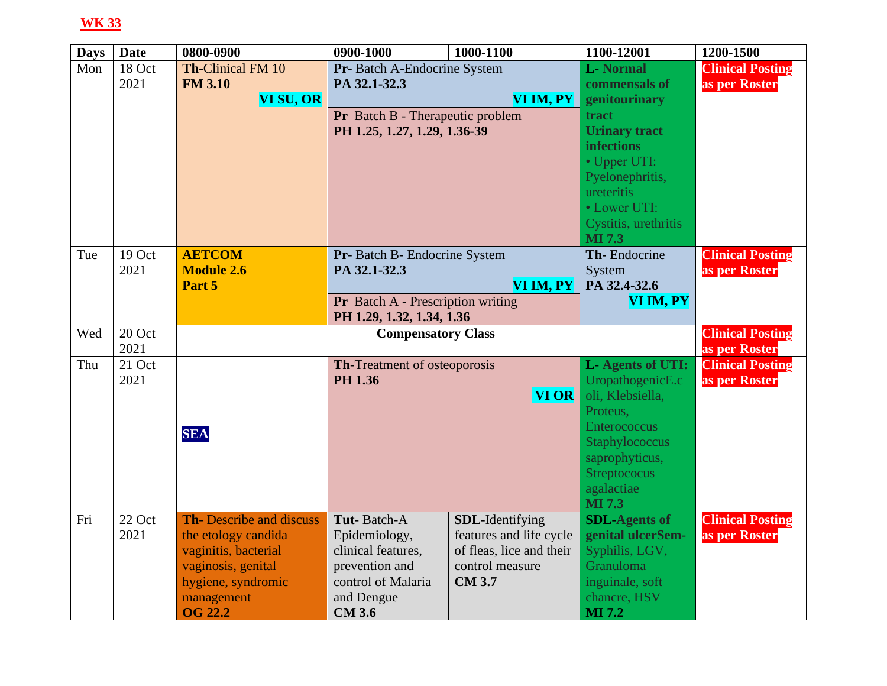**WK 33**

| Days | Date | 0800-0900 | 0900-1000 | 1000-1100 | 1100-12001 | 1200-1500 |
|---|---|---|---|---|---|---|
| Mon | 18 Oct 2021 | **Th**-Clinical FM 10 **FM 3.10** **VI SU, OR** | **Pr**- Batch A-Endocrine System **PA 32.1-32.3** **VI IM, PY** / **Pr** Batch B - Therapeutic problem **PH 1.25, 1.27, 1.29, 1.36-39** | | **L- Normal commensals of genitourinary tract** **Urinary tract infections** • Upper UTI: Pyelonephritis, ureteritis • Lower UTI: Cystitis, urethritis **MI 7.3** | **Clinical Posting as per Roster** |
| Tue | 19 Oct 2021 | **AETCOM Module 2.6 Part 5** | **Pr**- Batch B- Endocrine System **PA 32.1-32.3** **VI IM, PY** / **Pr** Batch A - Prescription writing **PH 1.29, 1.32, 1.34, 1.36** | | **Th-** Endocrine System **PA 32.4-32.6** **VI IM, PY** | **Clinical Posting as per Roster** |
| Wed | 20 Oct 2021 | **Compensatory Class** | | | | **Clinical Posting as per Roster** |
| Thu | 21 Oct 2021 | **SEA** | **Th**-Treatment of osteoporosis **PH 1.36** **VI OR** | | **L- Agents of UTI:** UropathogenicE.coli, Klebsiella, Proteus, Enterococcus Staphylococcus saprophyticus, Streptococus agalactiae **MI 7.3** | **Clinical Posting as per Roster** |
| Fri | 22 Oct 2021 | **Th-** Describe and discuss the etology candida vaginitis, bacterial vaginosis, genital hygiene, syndromic management **OG 22.2** | **Tut-** Batch-A Epidemiology, clinical features, prevention and control of Malaria and Dengue **CM 3.6** | **SDL**-Identifying features and life cycle of fleas, lice and their control measure **CM 3.7** | **SDL-Agents of genital ulcerSem-** Syphilis, LGV, Granuloma inguinale, soft chancre, HSV **MI 7.2** | **Clinical Posting as per Roster** |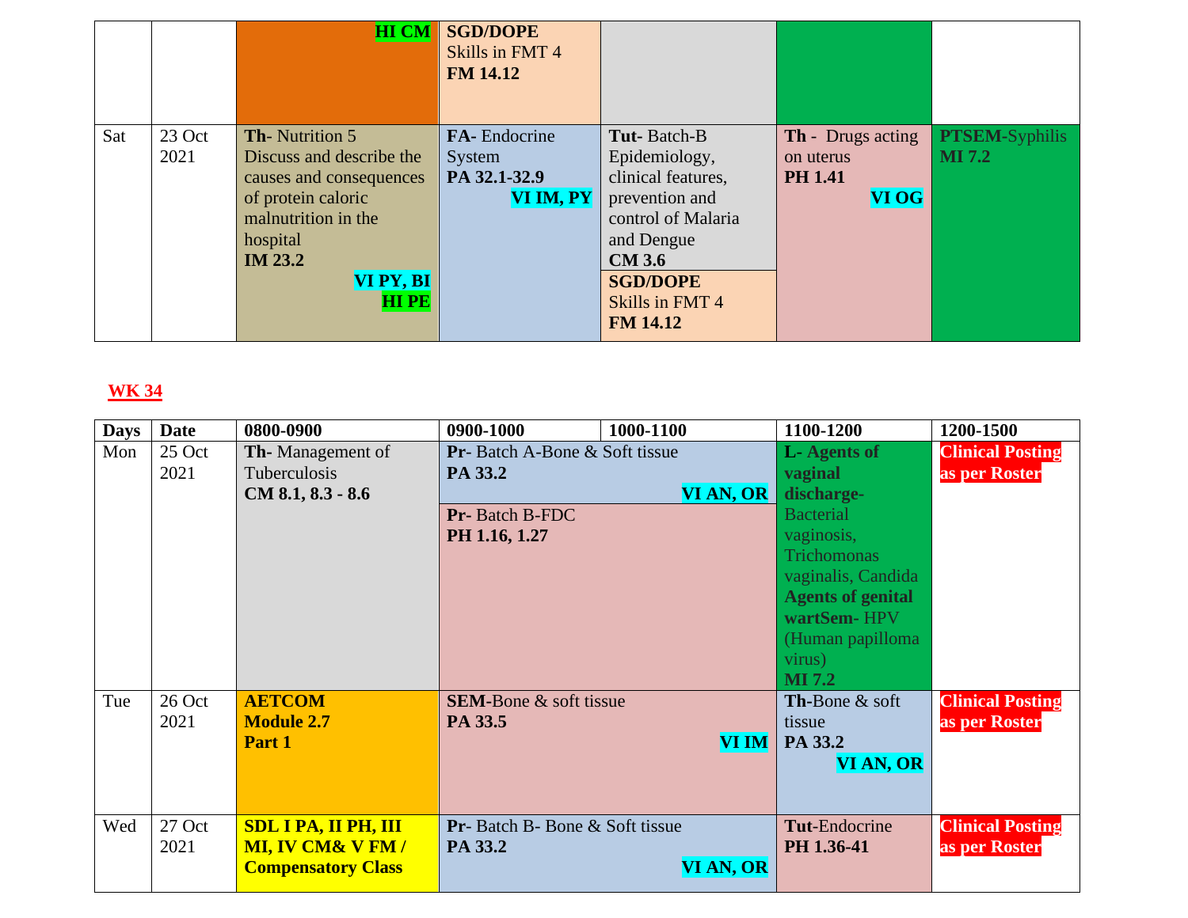| | | | | | | |
|---|---|---|---|---|---|---|
| | | **HI CM** | **SGD/DOPE** Skills in FMT 4 **FM 14.12** | | | |
| Sat | 23 Oct 2021 | **Th-** Nutrition 5 Discuss and describe the causes and consequences of protein caloric malnutrition in the hospital **IM 23.2** **VI PY, BI** **HI PE** | **FA-** Endocrine System **PA 32.1-32.9** **VI IM, PY** | **Tut-** Batch-B Epidemiology, clinical features, prevention and control of Malaria and Dengue **CM 3.6** / **SGD/DOPE** Skills in FMT 4 **FM 14.12** | **Th -** Drugs acting on uterus **PH 1.41** **VI OG** | **PTSEM**-Syphilis **MI 7.2** |

**WK 34**

| Days | Date | 0800-0900 | 0900-1000 | 1000-1100 | 1100-1200 | 1200-1500 |
|---|---|---|---|---|---|---|
| Mon | 25 Oct 2021 | **Th-** Management of Tuberculosis **CM 8.1, 8.3 - 8.6** | **Pr-** Batch A-Bone & Soft tissue **PA 33.2** **VI AN, OR** / **Pr-** Batch B-FDC **PH 1.16, 1.27** | | **L- Agents of vaginal discharge-** Bacterial vaginosis, Trichomonas vaginalis, Candida **Agents of genital wartSem-** HPV (Human papilloma virus) **MI 7.2** | **Clinical Posting as per Roster** |
| Tue | 26 Oct 2021 | **AETCOM Module 2.7 Part 1** | **SEM**-Bone & soft tissue **PA 33.5** **VI IM** | | **Th**-Bone & soft tissue **PA 33.2** **VI AN, OR** | **Clinical Posting as per Roster** |
| Wed | 27 Oct 2021 | **SDL I PA, II PH, III MI, IV CM& V FM / Compensatory Class** | **Pr**- Batch B- Bone & Soft tissue **PA 33.2** **VI AN, OR** | | **Tut**-Endocrine **PH 1.36-41** | **Clinical Posting as per Roster** |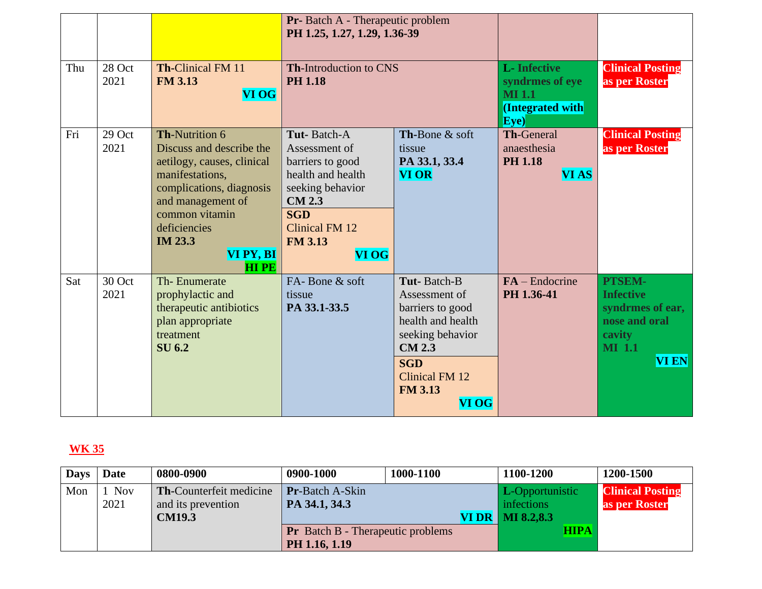| | | | | | | |
|---|---|---|---|---|---|---|
| | | | **Pr-** Batch A - Therapeutic problem **PH 1.25, 1.27, 1.29, 1.36-39** | | | |
| Thu | 28 Oct 2021 | **Th-**Clinical FM 11 **FM 3.13** **VI OG** | **Th-**Introduction to CNS **PH 1.18** | | **L- Infective syndrmes of eye MI 1.1 (Integrated with Eye)** | **Clinical Posting as per Roster** |
| Fri | 29 Oct 2021 | **Th-**Nutrition 6 Discuss and describe the aetilogy, causes, clinical manifestations, complications, diagnosis and management of common vitamin deficiencies **IM 23.3** **VI PY, BI** **HI PE** | **Tut-** Batch-A Assessment of barriers to good health and health seeking behavior **CM 2.3** / **SGD** Clinical FM 12 **FM 3.13** **VI OG** | **Th-**Bone & soft tissue **PA 33.1, 33.4** **VI OR** | **Th-**General anaesthesia **PH 1.18** **VI AS** | **Clinical Posting as per Roster** |
| Sat | 30 Oct 2021 | Th- Enumerate prophylactic and therapeutic antibiotics plan appropriate treatment **SU 6.2** | FA- Bone & soft tissue **PA 33.1-33.5** | **Tut-** Batch-B Assessment of barriers to good health and health seeking behavior **CM 2.3** / **SGD** Clinical FM 12 **FM 3.13** **VI OG** | **FA** – Endocrine **PH 1.36-41** | **PTSEM- Infective syndrmes of ear, nose and oral cavity MI 1.1** **VI EN** |

**WK 35**

| Days | Date | 0800-0900 | 0900-1000 | 1000-1100 | 1100-1200 | 1200-1500 |
|---|---|---|---|---|---|---|
| Mon | 1 Nov 2021 | **Th-**Counterfeit medicine and its prevention **CM19.3** | **Pr-**Batch A-Skin **PA 34.1, 34.3** **VI DR** / **Pr** Batch B - Therapeutic problems **PH 1.16, 1.19** | | **L-**Opportunistic infections **MI 8.2,8.3** **HIPA** | **Clinical Posting as per Roster** |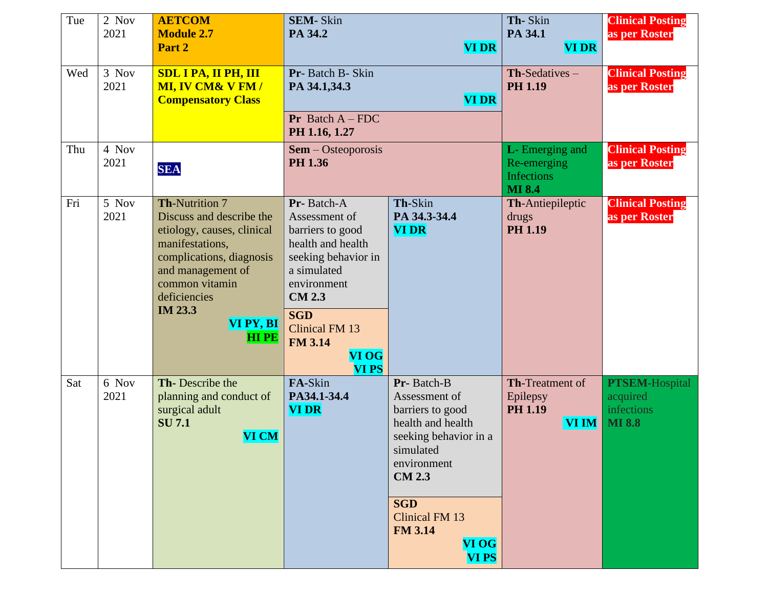| Day | Date | | | | | |
|---|---|---|---|---|---|---|
| Tue | 2 Nov 2021 | **AETCOM Module 2.7 Part 2** | **SEM-** Skin **PA 34.2** **VI DR** | | **Th-** Skin **PA 34.1** **VI DR** | **Clinical Posting as per Roster** |
| Wed | 3 Nov 2021 | **SDL I PA, II PH, III MI, IV CM& V FM / Compensatory Class** | **Pr-** Batch B- Skin **PA 34.1,34.3** **VI DR** / **Pr** Batch A – FDC **PH 1.16, 1.27** | | **Th-**Sedatives – **PH 1.19** | **Clinical Posting as per Roster** |
| Thu | 4 Nov 2021 | **SEA** | **Sem** – Osteoporosis **PH 1.36** | | **L-** Emerging and Re-emerging Infections **MI 8.4** | **Clinical Posting as per Roster** |
| Fri | 5 Nov 2021 | **Th-**Nutrition 7 Discuss and describe the etiology, causes, clinical manifestations, complications, diagnosis and management of common vitamin deficiencies **IM 23.3** **VI PY, BI** **HI PE** | **Pr-** Batch-A Assessment of barriers to good health and health seeking behavior in a simulated environment **CM 2.3** / **SGD** Clinical FM 13 **FM 3.14** **VI OG** **VI PS** | **Th-**Skin **PA 34.3-34.4** **VI DR** | **Th-**Antiepileptic drugs **PH 1.19** | **Clinical Posting as per Roster** |
| Sat | 6 Nov 2021 | **Th-** Describe the planning and conduct of surgical adult **SU 7.1** **VI CM** | **FA-**Skin **PA34.1-34.4** **VI DR** | **Pr-** Batch-B Assessment of barriers to good health and health seeking behavior in a simulated environment **CM 2.3** / **SGD** Clinical FM 13 **FM 3.14** **VI OG** **VI PS** | **Th-**Treatment of Epilepsy **PH 1.19** **VI IM** | **PTSEM-**Hospital acquired infections **MI 8.8** |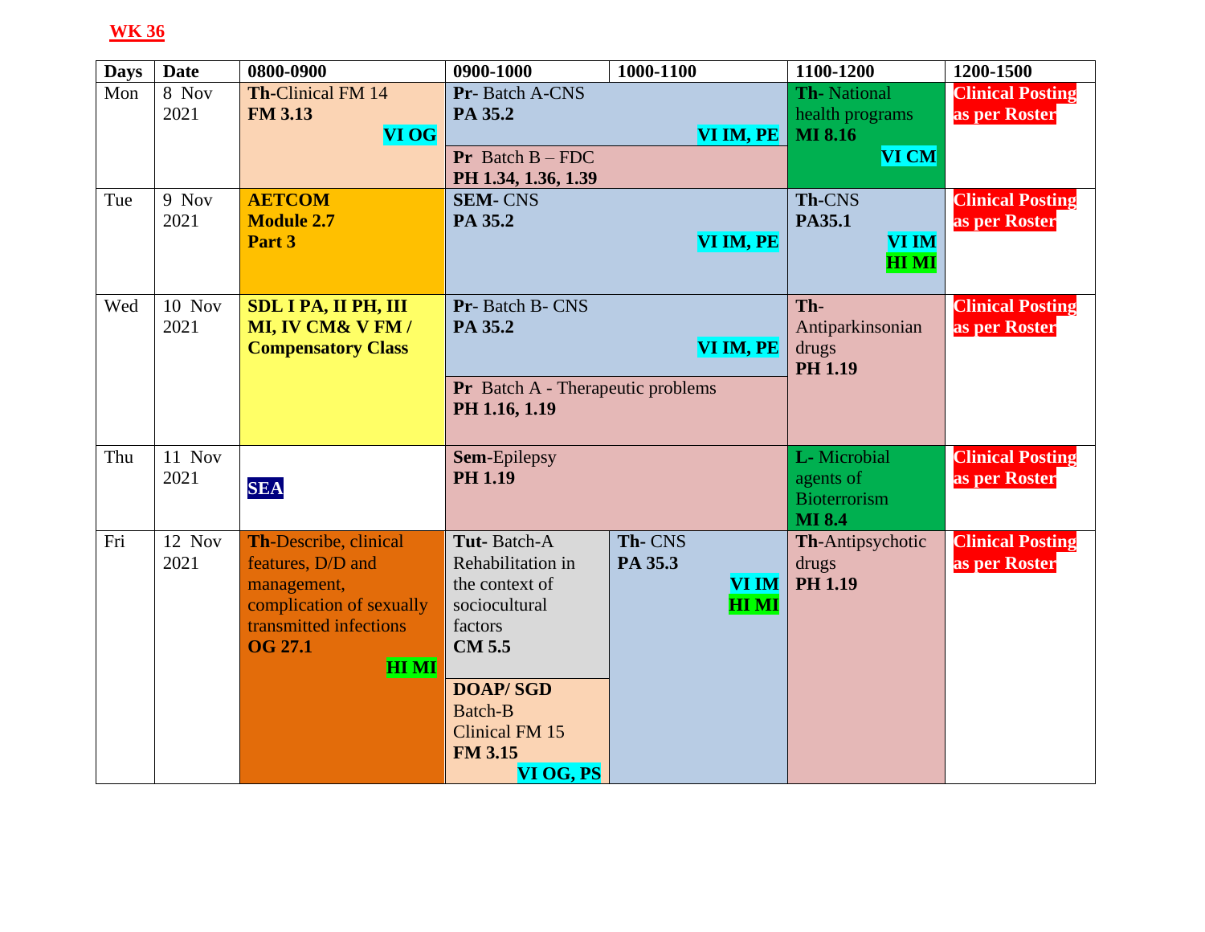**WK 36**

| Days | Date | 0800-0900 | 0900-1000 | 1000-1100 | 1100-1200 | 1200-1500 |
|---|---|---|---|---|---|---|
| Mon | 8 Nov 2021 | **Th**-Clinical FM 14 **FM 3.13** **VI OG** | **Pr**- Batch A-CNS **PA 35.2** **VI IM, PE** / **Pr** Batch B – FDC **PH 1.34, 1.36, 1.39** | | **Th**- National health programs **MI 8.16** **VI CM** | **Clinical Posting as per Roster** |
| Tue | 9 Nov 2021 | **AETCOM Module 2.7 Part 3** | **SEM**- CNS **PA 35.2** **VI IM, PE** | | **Th**-CNS **PA35.1** **VI IM** **HI MI** | **Clinical Posting as per Roster** |
| Wed | 10 Nov 2021 | **SDL I PA, II PH, III MI, IV CM& V FM / Compensatory Class** | **Pr**- Batch B- CNS **PA 35.2** **VI IM, PE** / **Pr** Batch A - Therapeutic problems **PH 1.16, 1.19** | | **Th**- Antiparkinsonian drugs **PH 1.19** | **Clinical Posting as per Roster** |
| Thu | 11 Nov 2021 | **SEA** | **Sem**-Epilepsy **PH 1.19** | | **L**- Microbial agents of Bioterrorism **MI 8.4** | **Clinical Posting as per Roster** |
| Fri | 12 Nov 2021 | **Th**-Describe, clinical features, D/D and management, complication of sexually transmitted infections **OG 27.1** **HI MI** | **Tut**- Batch-A Rehabilitation in the context of sociocultural factors **CM 5.5** / **DOAP/ SGD** Batch-B Clinical FM 15 **FM 3.15** **VI OG, PS** | **Th**- CNS **PA 35.3** **VI IM** **HI MI** | **Th**-Antipsychotic drugs **PH 1.19** | **Clinical Posting as per Roster** |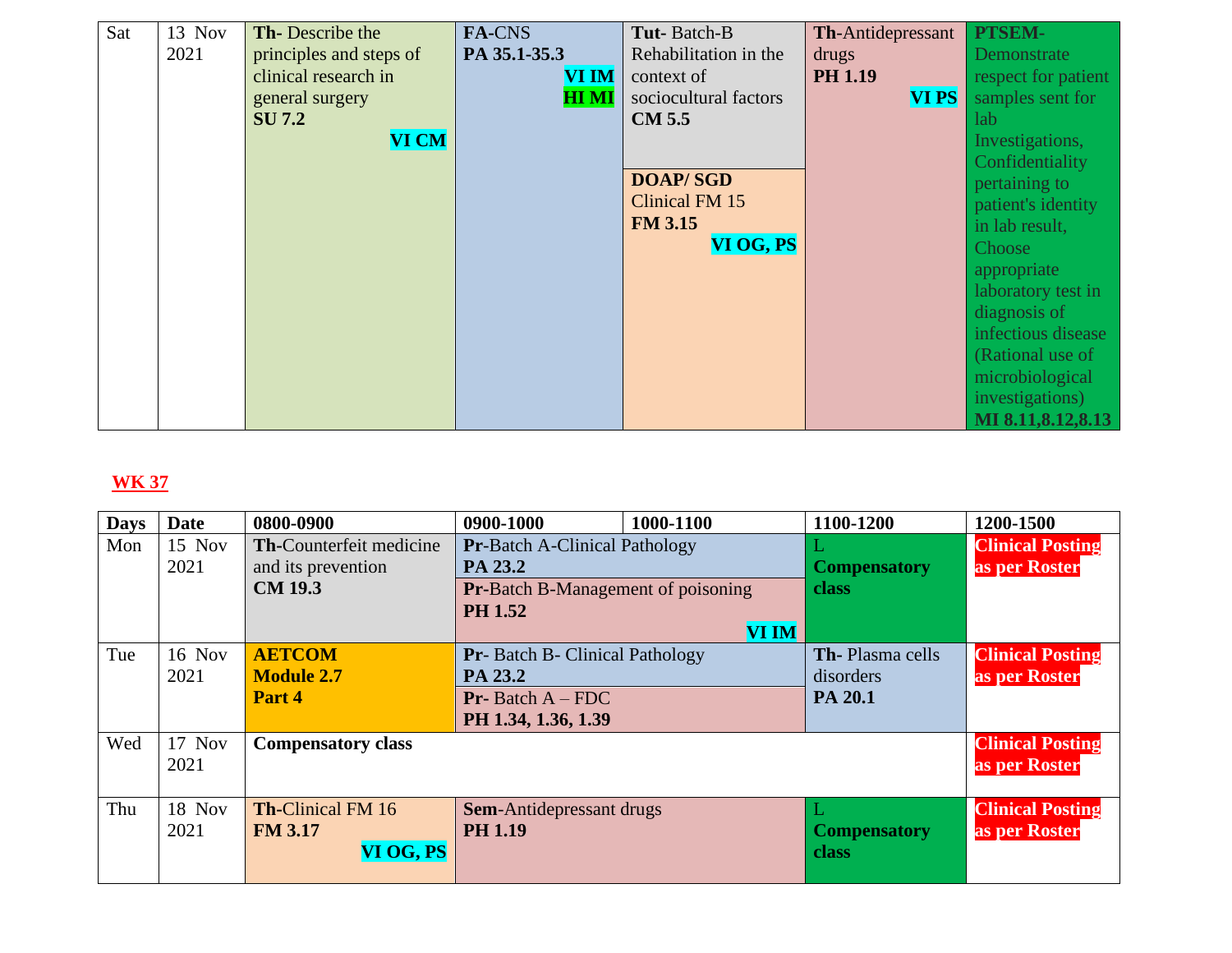| Sat | 13 Nov 2021 | **Th-** Describe the principles and steps of clinical research in general surgery **SU 7.2** **VI CM** | **FA-**CNS **PA 35.1-35.3** **VI IM** **HI MI** | **Tut-** Batch-B Rehabilitation in the context of sociocultural factors **CM 5.5** / **DOAP/ SGD** Clinical FM 15 **FM 3.15** **VI OG, PS** | **Th-**Antidepressant drugs **PH 1.19** **VI PS** | **PTSEM-** Demonstrate respect for patient samples sent for lab Investigations, Confidentiality pertaining to patient's identity in lab result, Choose appropriate laboratory test in diagnosis of infectious disease (Rational use of microbiological investigations) **MI 8.11,8.12,8.13** |
|---|---|---|---|---|---|---|

## WK 37

| Days | Date | 0800-0900 | 0900-1000 | 1000-1100 | 1100-1200 | 1200-1500 |
|---|---|---|---|---|---|---|
| Mon | 15 Nov 2021 | **Th-**Counterfeit medicine and its prevention **CM 19.3** | **Pr-**Batch A-Clinical Pathology **PA 23.2** / **Pr-**Batch B-Management of poisoning **PH 1.52** **VI IM** | | L **Compensatory class** | **Clinical Posting as per Roster** |
| Tue | 16 Nov 2021 | **AETCOM Module 2.7 Part 4** | **Pr-** Batch B- Clinical Pathology **PA 23.2** / **Pr-** Batch A – FDC **PH 1.34, 1.36, 1.39** | | **Th-** Plasma cells disorders **PA 20.1** | **Clinical Posting as per Roster** |
| Wed | 17 Nov 2021 | **Compensatory class** | | | | **Clinical Posting as per Roster** |
| Thu | 18 Nov 2021 | **Th-**Clinical FM 16 **FM 3.17** **VI OG, PS** | **Sem-**Antidepressant drugs **PH 1.19** | | L **Compensatory class** | **Clinical Posting as per Roster** |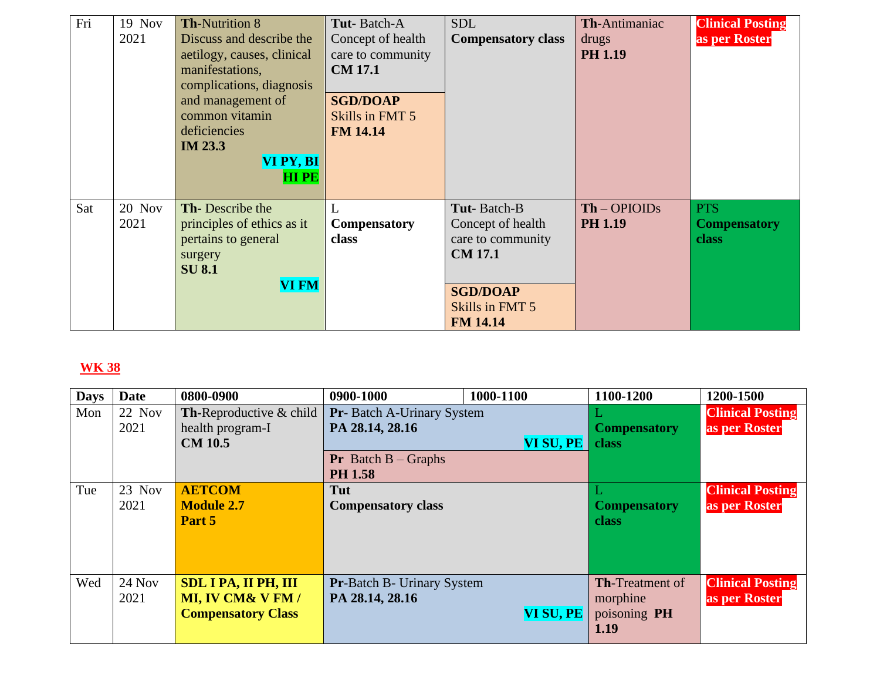| Fri | 19 Nov 2021 | **Th**-Nutrition 8 Discuss and describe the aetilogy, causes, clinical manifestations, complications, diagnosis and management of common vitamin deficiencies **IM 23.3** **VI PY, BI** **HI PE** | **Tut**- Batch-A Concept of health care to community **CM 17.1** / **SGD/DOAP** Skills in FMT 5 **FM 14.14** | SDL **Compensatory class** | **Th**-Antimaniac drugs **PH 1.19** | **Clinical Posting as per Roster** |
|---|---|---|---|---|---|---|
| Sat | 20 Nov 2021 | **Th**- Describe the principles of ethics as it pertains to general surgery **SU 8.1** **VI FM** | L **Compensatory class** | **Tut**- Batch-B Concept of health care to community **CM 17.1** / **SGD/DOAP** Skills in FMT 5 **FM 14.14** | **Th** – OPIOIDs **PH 1.19** | PTS **Compensatory class** |

## WK 38

| Days | Date | 0800-0900 | 0900-1000 | 1000-1100 | 1100-1200 | 1200-1500 |
|---|---|---|---|---|---|---|
| Mon | 22 Nov 2021 | **Th**-Reproductive & child health program-I **CM 10.5** | **Pr**- Batch A-Urinary System **PA 28.14, 28.16** **VI SU, PE** / **Pr** Batch B – Graphs **PH 1.58** | | L **Compensatory class** | **Clinical Posting as per Roster** |
| Tue | 23 Nov 2021 | **AETCOM Module 2.7 Part 5** | **Tut Compensatory class** | | L **Compensatory class** | **Clinical Posting as per Roster** |
| Wed | 24 Nov 2021 | **SDL I PA, II PH, III MI, IV CM& V FM / Compensatory Class** | **Pr**-Batch B- Urinary System **PA 28.14, 28.16** **VI SU, PE** | | **Th**-Treatment of morphine poisoning **PH 1.19** | **Clinical Posting as per Roster** |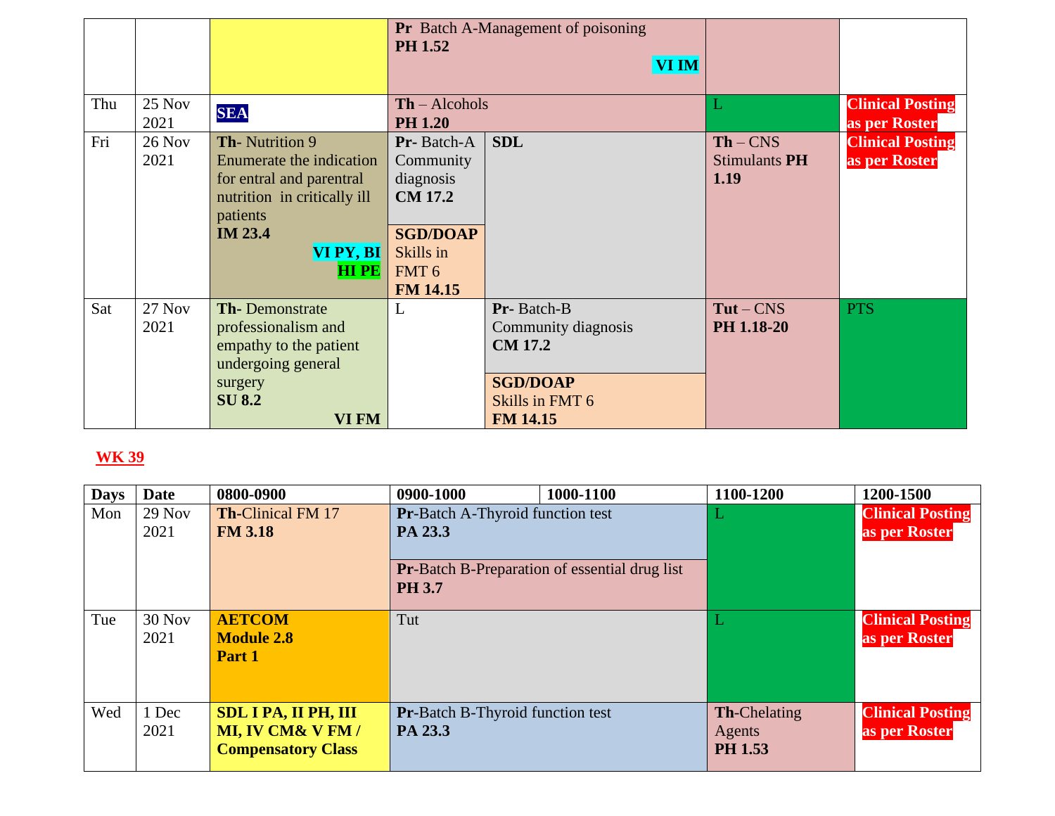| | | | | | | |
|---|---|---|---|---|---|---|
| | | | **Pr** Batch A-Management of poisoning **PH 1.52** VI IM | | | |
| Thu | 25 Nov 2021 | **SEA** | **Th** – Alcohols **PH 1.20** | | L | **Clinical Posting as per Roster** |
| Fri | 26 Nov 2021 | **Th-** Nutrition 9 Enumerate the indication for entral and parentral nutrition in critically ill patients **IM 23.4** **VI PY, BI** **HI PE** | **Pr-** Batch-A Community diagnosis **CM 17.2** / **SGD/DOAP** Skills in FMT 6 **FM 14.15** | **SDL** | **Th** – CNS Stimulants **PH 1.19** | **Clinical Posting as per Roster** |
| Sat | 27 Nov 2021 | **Th-** Demonstrate professionalism and empathy to the patient undergoing general surgery **SU 8.2** **VI FM** | L | **Pr-** Batch-B Community diagnosis **CM 17.2** / **SGD/DOAP** Skills in FMT 6 **FM 14.15** | **Tut** – CNS **PH 1.18-20** | PTS |

**WK 39**

| Days | Date | 0800-0900 | 0900-1000 | 1000-1100 | 1100-1200 | 1200-1500 |
|---|---|---|---|---|---|---|
| Mon | 29 Nov 2021 | **Th-**Clinical FM 17 **FM 3.18** | **Pr**-Batch A-Thyroid function test **PA 23.3** / **Pr**-Batch B-Preparation of essential drug list **PH 3.7** | | L | **Clinical Posting as per Roster** |
| Tue | 30 Nov 2021 | **AETCOM Module 2.8 Part 1** | Tut | | L | **Clinical Posting as per Roster** |
| Wed | 1 Dec 2021 | **SDL I PA, II PH, III MI, IV CM& V FM / Compensatory Class** | **Pr**-Batch B-Thyroid function test **PA 23.3** | | **Th**-Chelating Agents **PH 1.53** | **Clinical Posting as per Roster** |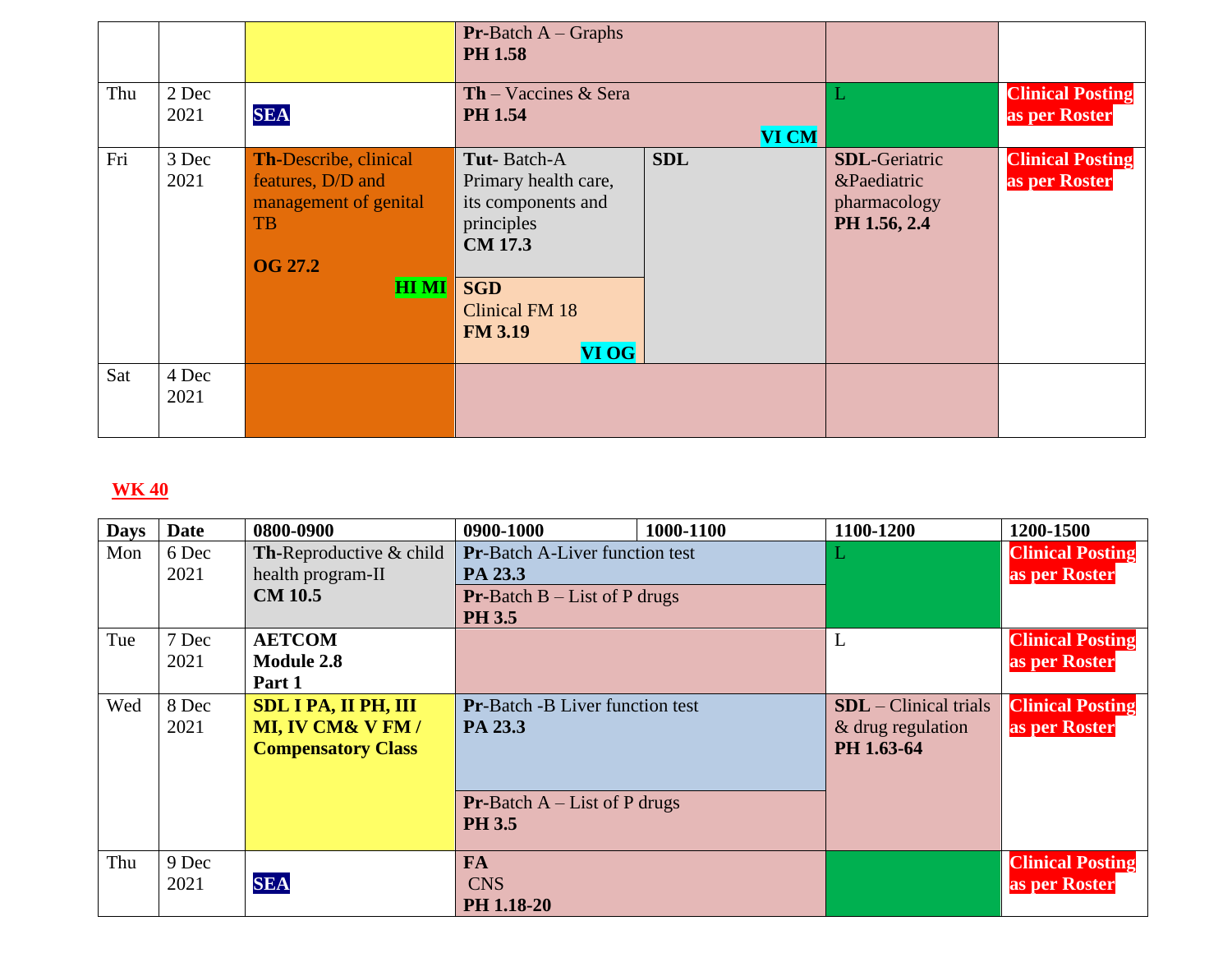| | | | | | | |
|---|---|---|---|---|---|---|
| | | | **Pr**-Batch A – Graphs **PH 1.58** | | | |
| Thu | 2 Dec 2021 | **SEA** | **Th** – Vaccines & Sera **PH 1.54** **VI CM** | | L | **Clinical Posting as per Roster** |
| Fri | 3 Dec 2021 | **Th**-Describe, clinical features, D/D and management of genital TB **OG 27.2** **HI MI** | **Tut**- Batch-A Primary health care, its components and principles **CM 17.3** / **SGD** Clinical FM 18 **FM 3.19** **VI OG** | **SDL** | **SDL**-Geriatric &Paediatric pharmacology **PH 1.56, 2.4** | **Clinical Posting as per Roster** |
| Sat | 4 Dec 2021 | | | | | |

## WK 40

| Days | Date | 0800-0900 | 0900-1000 | 1000-1100 | 1100-1200 | 1200-1500 |
|---|---|---|---|---|---|---|
| Mon | 6 Dec 2021 | **Th**-Reproductive & child health program-II **CM 10.5** | **Pr**-Batch A-Liver function test **PA 23.3** / **Pr**-Batch B – List of P drugs **PH 3.5** | | L | **Clinical Posting as per Roster** |
| Tue | 7 Dec 2021 | **AETCOM Module 2.8 Part 1** | | | L | **Clinical Posting as per Roster** |
| Wed | 8 Dec 2021 | **SDL I PA, II PH, III MI, IV CM& V FM / Compensatory Class** | **Pr**-Batch -B Liver function test **PA 23.3** / **Pr**-Batch A – List of P drugs **PH 3.5** | | **SDL** – Clinical trials & drug regulation **PH 1.63-64** | **Clinical Posting as per Roster** |
| Thu | 9 Dec 2021 | **SEA** | **FA** CNS **PH 1.18-20** | | | **Clinical Posting as per Roster** |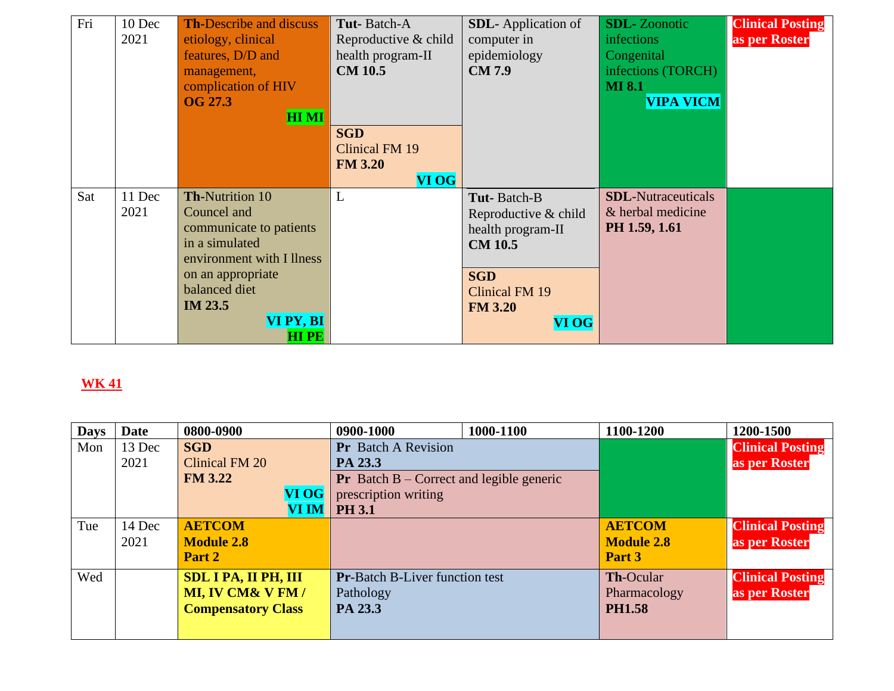| Fri | 10 Dec 2021 | **Th**-Describe and discuss etiology, clinical features, D/D and management, complication of HIV **OG 27.3** **HI MI** | **Tut**- Batch-A Reproductive & child health program-II **CM 10.5** / **SGD** Clinical FM 19 **FM 3.20** **VI OG** | **SDL**- Application of computer in epidemiology **CM 7.9** | **SDL**- Zoonotic infections Congenital infections (TORCH) **MI 8.1** **VIPA VICM** | **Clinical Posting as per Roster** |
|---|---|---|---|---|---|---|
| Sat | 11 Dec 2021 | **Th**-Nutrition 10 Councel and communicate to patients in a simulated environment with I llness on an appropriate balanced diet **IM 23.5** **VI PY, BI** **HI PE** | L | **Tut**- Batch-B Reproductive & child health program-II **CM 10.5** / **SGD** Clinical FM 19 **FM 3.20** **VI OG** | **SDL**-Nutraceuticals & herbal medicine **PH 1.59, 1.61** | |

**WK 41**

| Days | Date | 0800-0900 | 0900-1000 | 1000-1100 | 1100-1200 | 1200-1500 |
|---|---|---|---|---|---|---|
| Mon | 13 Dec 2021 | **SGD** Clinical FM 20 **FM 3.22** **VI OG** **VI IM** | **Pr** Batch A Revision **PA 23.3** / **Pr** Batch B – Correct and legible generic prescription writing **PH 3.1** | | | **Clinical Posting as per Roster** |
| Tue | 14 Dec 2021 | **AETCOM Module 2.8 Part 2** | | | **AETCOM Module 2.8 Part 3** | **Clinical Posting as per Roster** |
| Wed | | **SDL I PA, II PH, III MI, IV CM& V FM / Compensatory Class** | **Pr**-Batch B-Liver function test Pathology **PA 23.3** | | **Th**-Ocular Pharmacology **PH1.58** | **Clinical Posting as per Roster** |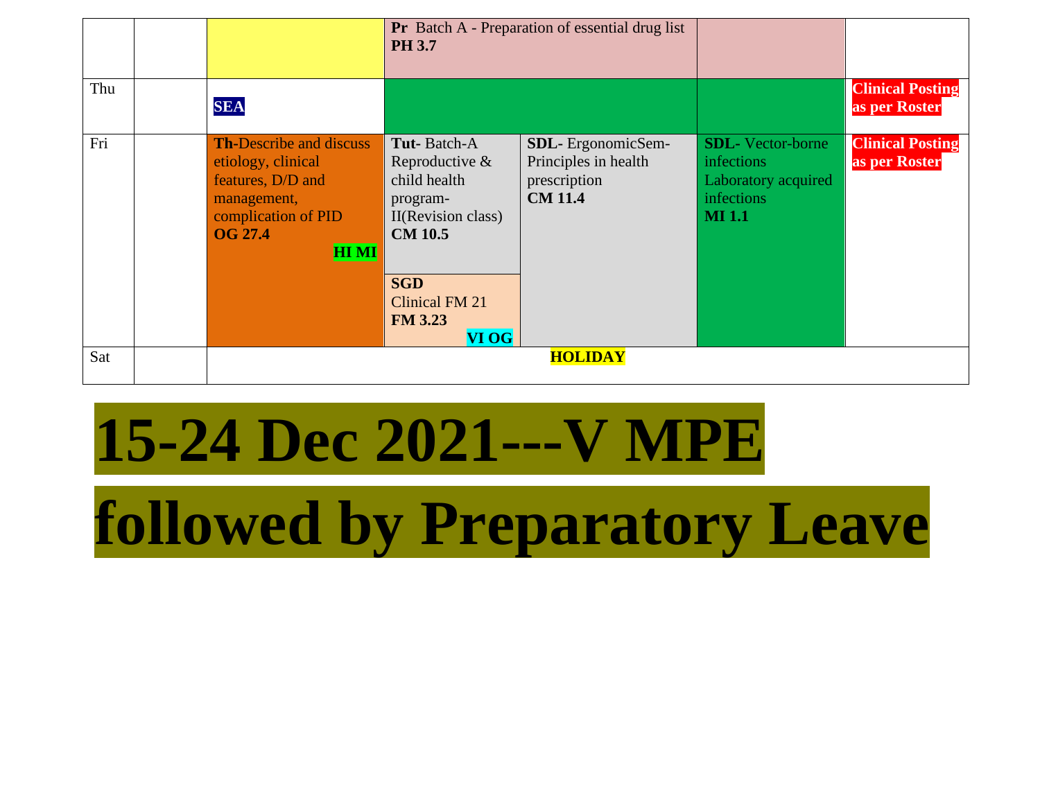| | | | | | | |
|---|---|---|---|---|---|---|
| | | | **Pr** Batch A - Preparation of essential drug list **PH 3.7** | | | |
| Thu | | **SEA** | | | | **Clinical Posting as per Roster** |
| Fri | | **Th**-Describe and discuss etiology, clinical features, D/D and management, complication of PID **OG 27.4** **HI MI** | **Tut**- Batch-A Reproductive & child health program-II(Revision class) **CM 10.5** / **SGD** Clinical FM 21 **FM 3.23** **VI OG** | **SDL**- ErgonomicSem-Principles in health prescription **CM 11.4** | **SDL**- Vector-borne infections Laboratory acquired infections **MI 1.1** | **Clinical Posting as per Roster** |
| Sat | | **HOLIDAY** | | | | |

# 15-24 Dec 2021---V MPE followed by Preparatory Leave